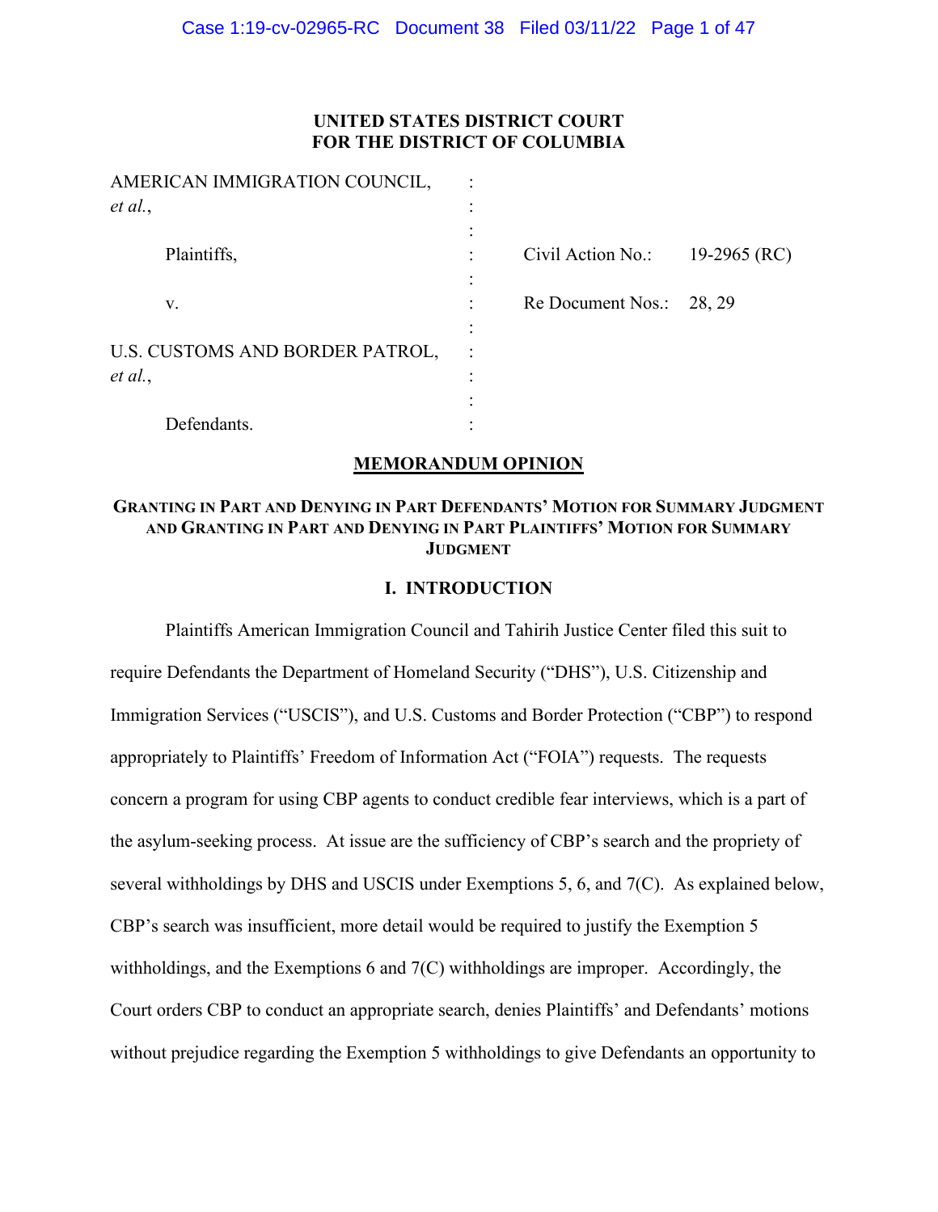**UNITED STATES DISTRICT COURT**
**FOR THE DISTRICT OF COLUMBIA**

| | | | |
|---|---|---|---|
| AMERICAN IMMIGRATION COUNCIL, *et al.*, | : | | |
| Plaintiffs, | : | Civil Action No.: | 19-2965 (RC) |
| v. | : | Re Document Nos.: | 28, 29 |
| U.S. CUSTOMS AND BORDER PATROL, *et al.*, | : | | |
| Defendants. | : | | |

## MEMORANDUM OPINION

### GRANTING IN PART AND DENYING IN PART DEFENDANTS' MOTION FOR SUMMARY JUDGMENT AND GRANTING IN PART AND DENYING IN PART PLAINTIFFS' MOTION FOR SUMMARY JUDGMENT

## I. INTRODUCTION

Plaintiffs American Immigration Council and Tahirih Justice Center filed this suit to require Defendants the Department of Homeland Security ("DHS"), U.S. Citizenship and Immigration Services ("USCIS"), and U.S. Customs and Border Protection ("CBP") to respond appropriately to Plaintiffs' Freedom of Information Act ("FOIA") requests. The requests concern a program for using CBP agents to conduct credible fear interviews, which is a part of the asylum-seeking process. At issue are the sufficiency of CBP's search and the propriety of several withholdings by DHS and USCIS under Exemptions 5, 6, and 7(C). As explained below, CBP's search was insufficient, more detail would be required to justify the Exemption 5 withholdings, and the Exemptions 6 and 7(C) withholdings are improper. Accordingly, the Court orders CBP to conduct an appropriate search, denies Plaintiffs' and Defendants' motions without prejudice regarding the Exemption 5 withholdings to give Defendants an opportunity to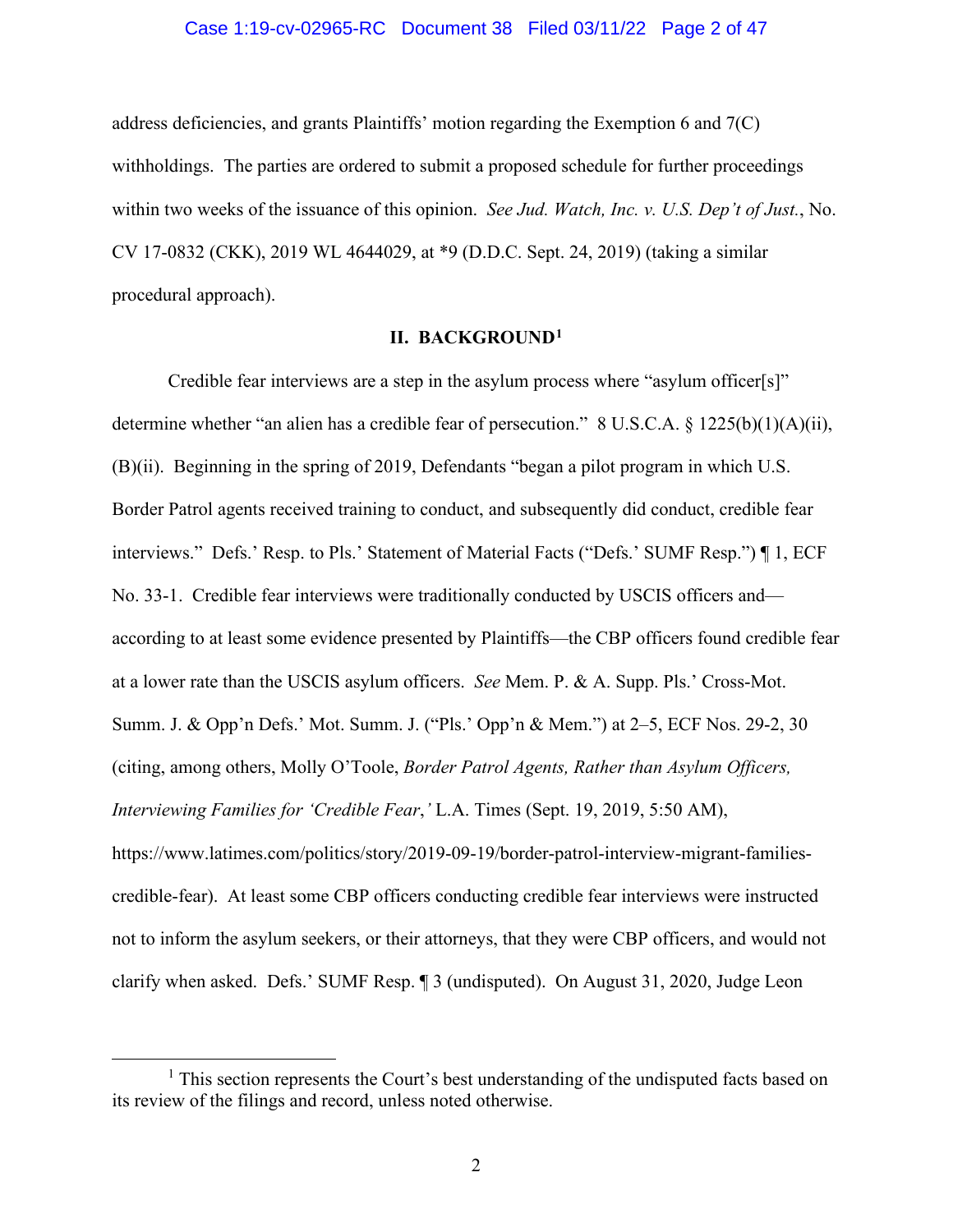address deficiencies, and grants Plaintiffs' motion regarding the Exemption 6 and 7(C) withholdings. The parties are ordered to submit a proposed schedule for further proceedings within two weeks of the issuance of this opinion. *See Jud. Watch, Inc. v. U.S. Dep't of Just.*, No. CV 17-0832 (CKK), 2019 WL 4644029, at *9 (D.D.C. Sept. 24, 2019) (taking a similar procedural approach).

## II. BACKGROUND[1]

Credible fear interviews are a step in the asylum process where "asylum officer[s]" determine whether "an alien has a credible fear of persecution." 8 U.S.C.A. § 1225(b)(1)(A)(ii), (B)(ii). Beginning in the spring of 2019, Defendants "began a pilot program in which U.S. Border Patrol agents received training to conduct, and subsequently did conduct, credible fear interviews." Defs.' Resp. to Pls.' Statement of Material Facts ("Defs.' SUMF Resp.") ¶ 1, ECF No. 33-1. Credible fear interviews were traditionally conducted by USCIS officers and—according to at least some evidence presented by Plaintiffs—the CBP officers found credible fear at a lower rate than the USCIS asylum officers. *See* Mem. P. & A. Supp. Pls.' Cross-Mot. Summ. J. & Opp'n Defs.' Mot. Summ. J. ("Pls.' Opp'n & Mem.") at 2–5, ECF Nos. 29-2, 30 (citing, among others, Molly O'Toole, *Border Patrol Agents, Rather than Asylum Officers, Interviewing Families for 'Credible Fear*,*'* L.A. Times (Sept. 19, 2019, 5:50 AM), https://www.latimes.com/politics/story/2019-09-19/border-patrol-interview-migrant-families-credible-fear). At least some CBP officers conducting credible fear interviews were instructed not to inform the asylum seekers, or their attorneys, that they were CBP officers, and would not clarify when asked. Defs.' SUMF Resp. ¶ 3 (undisputed). On August 31, 2020, Judge Leon

---

[1] This section represents the Court's best understanding of the undisputed facts based on its review of the filings and record, unless noted otherwise.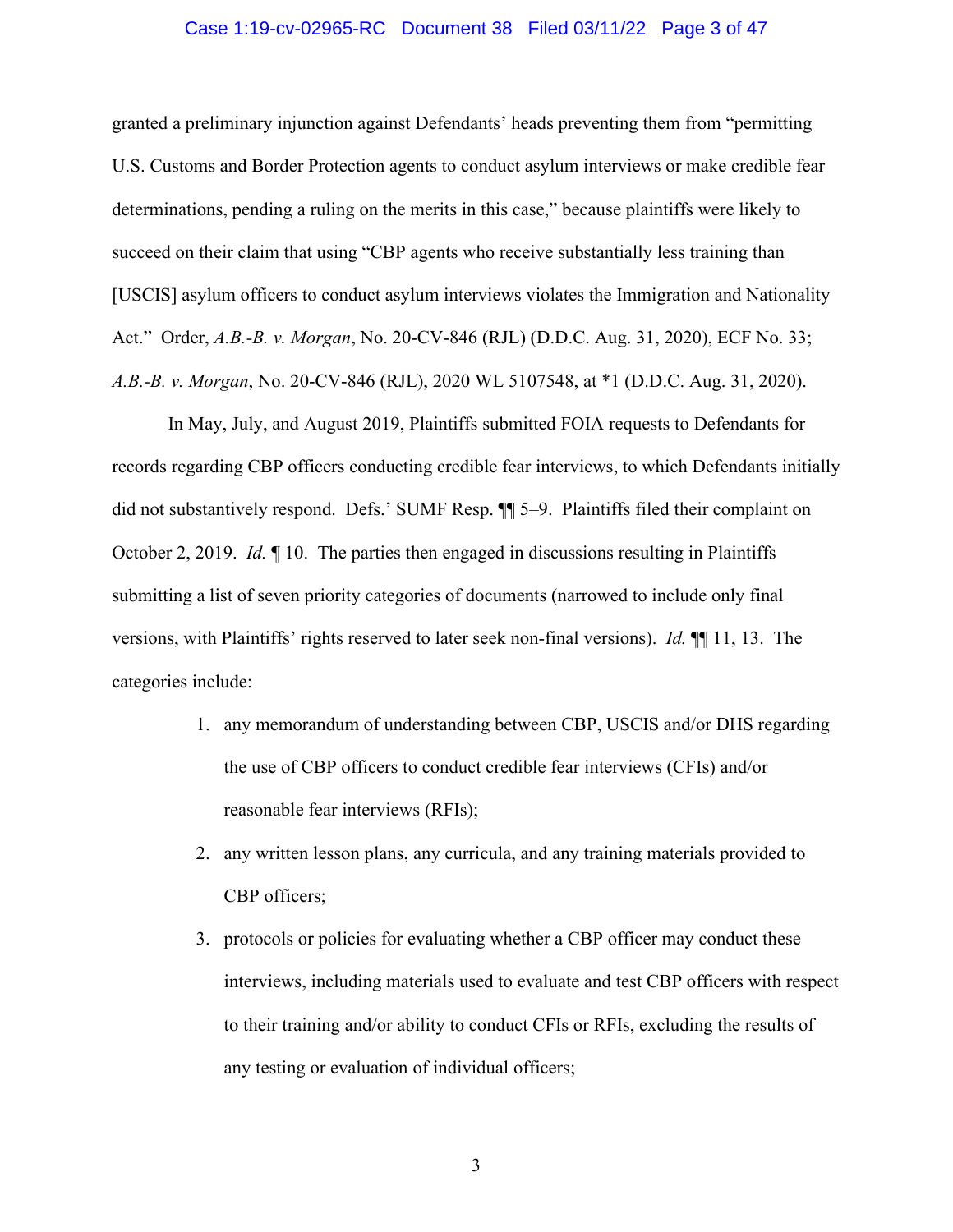granted a preliminary injunction against Defendants' heads preventing them from "permitting U.S. Customs and Border Protection agents to conduct asylum interviews or make credible fear determinations, pending a ruling on the merits in this case," because plaintiffs were likely to succeed on their claim that using "CBP agents who receive substantially less training than [USCIS] asylum officers to conduct asylum interviews violates the Immigration and Nationality Act." Order, *A.B.-B. v. Morgan*, No. 20-CV-846 (RJL) (D.D.C. Aug. 31, 2020), ECF No. 33; *A.B.-B. v. Morgan*, No. 20-CV-846 (RJL), 2020 WL 5107548, at *1 (D.D.C. Aug. 31, 2020).

In May, July, and August 2019, Plaintiffs submitted FOIA requests to Defendants for records regarding CBP officers conducting credible fear interviews, to which Defendants initially did not substantively respond. Defs.' SUMF Resp. ¶¶ 5–9. Plaintiffs filed their complaint on October 2, 2019. *Id.* ¶ 10. The parties then engaged in discussions resulting in Plaintiffs submitting a list of seven priority categories of documents (narrowed to include only final versions, with Plaintiffs' rights reserved to later seek non-final versions). *Id.* ¶¶ 11, 13. The categories include:

1. any memorandum of understanding between CBP, USCIS and/or DHS regarding the use of CBP officers to conduct credible fear interviews (CFIs) and/or reasonable fear interviews (RFIs);
2. any written lesson plans, any curricula, and any training materials provided to CBP officers;
3. protocols or policies for evaluating whether a CBP officer may conduct these interviews, including materials used to evaluate and test CBP officers with respect to their training and/or ability to conduct CFIs or RFIs, excluding the results of any testing or evaluation of individual officers;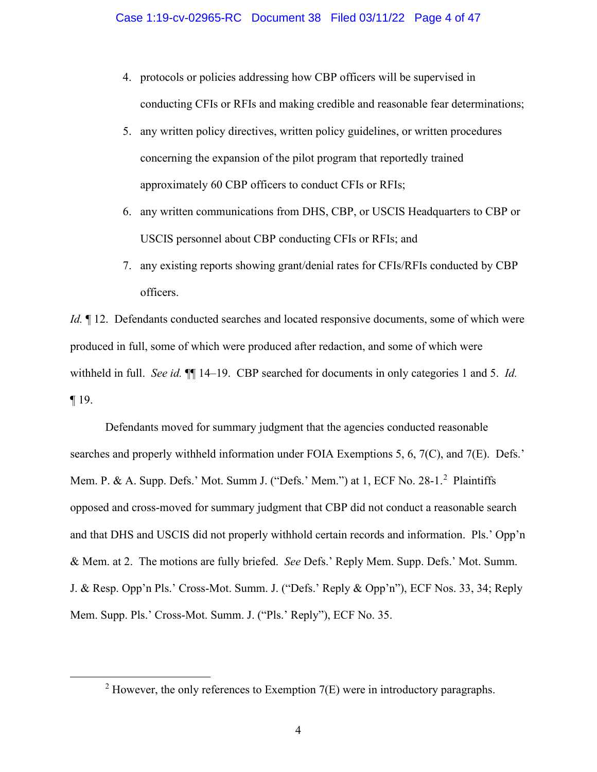4. protocols or policies addressing how CBP officers will be supervised in conducting CFIs or RFIs and making credible and reasonable fear determinations;
5. any written policy directives, written policy guidelines, or written procedures concerning the expansion of the pilot program that reportedly trained approximately 60 CBP officers to conduct CFIs or RFIs;
6. any written communications from DHS, CBP, or USCIS Headquarters to CBP or USCIS personnel about CBP conducting CFIs or RFIs; and
7. any existing reports showing grant/denial rates for CFIs/RFIs conducted by CBP officers.

*Id.* ¶ 12. Defendants conducted searches and located responsive documents, some of which were produced in full, some of which were produced after redaction, and some of which were withheld in full. *See id.* ¶¶ 14–19. CBP searched for documents in only categories 1 and 5. *Id.* ¶ 19.

Defendants moved for summary judgment that the agencies conducted reasonable searches and properly withheld information under FOIA Exemptions 5, 6, 7(C), and 7(E). Defs.' Mem. P. & A. Supp. Defs.' Mot. Summ J. ("Defs.' Mem.") at 1, ECF No. 28-1.[2] Plaintiffs opposed and cross-moved for summary judgment that CBP did not conduct a reasonable search and that DHS and USCIS did not properly withhold certain records and information. Pls.' Opp'n & Mem. at 2. The motions are fully briefed. *See* Defs.' Reply Mem. Supp. Defs.' Mot. Summ. J. & Resp. Opp'n Pls.' Cross-Mot. Summ. J. ("Defs.' Reply & Opp'n"), ECF Nos. 33, 34; Reply Mem. Supp. Pls.' Cross-Mot. Summ. J. ("Pls.' Reply"), ECF No. 35.

[2] However, the only references to Exemption 7(E) were in introductory paragraphs.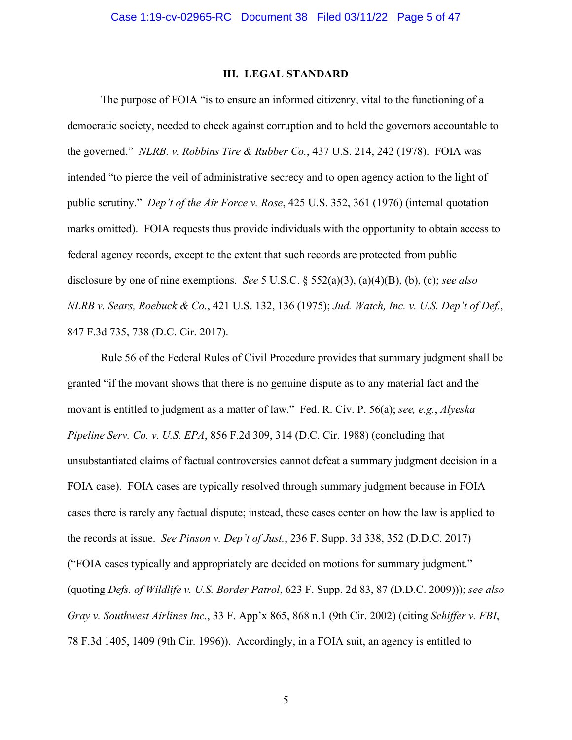### III. LEGAL STANDARD

The purpose of FOIA "is to ensure an informed citizenry, vital to the functioning of a democratic society, needed to check against corruption and to hold the governors accountable to the governed." *NLRB. v. Robbins Tire & Rubber Co.*, 437 U.S. 214, 242 (1978). FOIA was intended "to pierce the veil of administrative secrecy and to open agency action to the light of public scrutiny." *Dep't of the Air Force v. Rose*, 425 U.S. 352, 361 (1976) (internal quotation marks omitted). FOIA requests thus provide individuals with the opportunity to obtain access to federal agency records, except to the extent that such records are protected from public disclosure by one of nine exemptions. *See* 5 U.S.C. § 552(a)(3), (a)(4)(B), (b), (c); *see also NLRB v. Sears, Roebuck & Co.*, 421 U.S. 132, 136 (1975); *Jud. Watch, Inc. v. U.S. Dep't of Def.*, 847 F.3d 735, 738 (D.C. Cir. 2017).

Rule 56 of the Federal Rules of Civil Procedure provides that summary judgment shall be granted "if the movant shows that there is no genuine dispute as to any material fact and the movant is entitled to judgment as a matter of law." Fed. R. Civ. P. 56(a); *see, e.g.*, *Alyeska Pipeline Serv. Co. v. U.S. EPA*, 856 F.2d 309, 314 (D.C. Cir. 1988) (concluding that unsubstantiated claims of factual controversies cannot defeat a summary judgment decision in a FOIA case). FOIA cases are typically resolved through summary judgment because in FOIA cases there is rarely any factual dispute; instead, these cases center on how the law is applied to the records at issue. *See Pinson v. Dep't of Just.*, 236 F. Supp. 3d 338, 352 (D.D.C. 2017) ("FOIA cases typically and appropriately are decided on motions for summary judgment." (quoting *Defs. of Wildlife v. U.S. Border Patrol*, 623 F. Supp. 2d 83, 87 (D.D.C. 2009))); *see also Gray v. Southwest Airlines Inc.*, 33 F. App'x 865, 868 n.1 (9th Cir. 2002) (citing *Schiffer v. FBI*, 78 F.3d 1405, 1409 (9th Cir. 1996)). Accordingly, in a FOIA suit, an agency is entitled to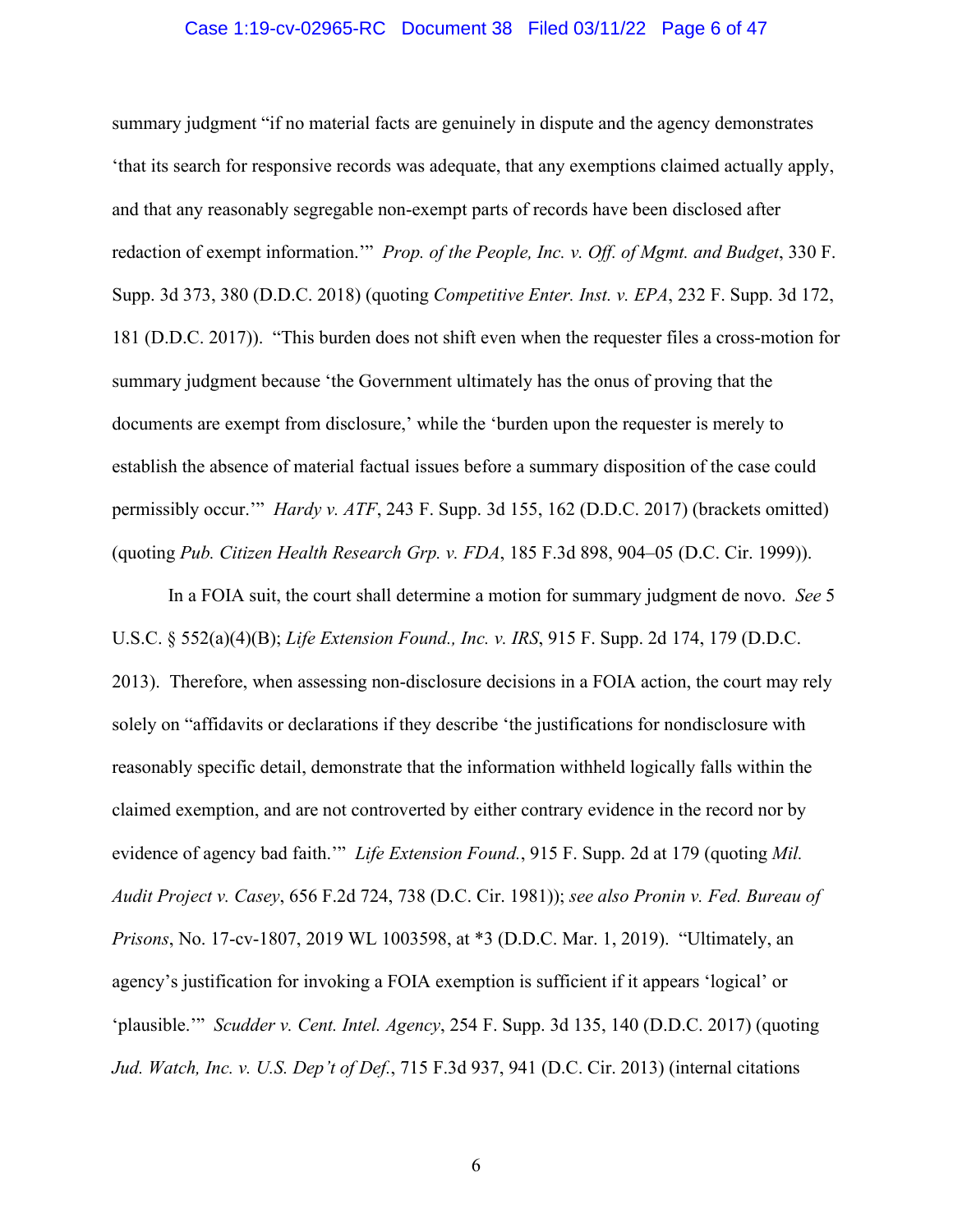summary judgment "if no material facts are genuinely in dispute and the agency demonstrates 'that its search for responsive records was adequate, that any exemptions claimed actually apply, and that any reasonably segregable non-exempt parts of records have been disclosed after redaction of exempt information.'" *Prop. of the People, Inc. v. Off. of Mgmt. and Budget*, 330 F. Supp. 3d 373, 380 (D.D.C. 2018) (quoting *Competitive Enter. Inst. v. EPA*, 232 F. Supp. 3d 172, 181 (D.D.C. 2017)). "This burden does not shift even when the requester files a cross-motion for summary judgment because 'the Government ultimately has the onus of proving that the documents are exempt from disclosure,' while the 'burden upon the requester is merely to establish the absence of material factual issues before a summary disposition of the case could permissibly occur.'" *Hardy v. ATF*, 243 F. Supp. 3d 155, 162 (D.D.C. 2017) (brackets omitted) (quoting *Pub. Citizen Health Research Grp. v. FDA*, 185 F.3d 898, 904–05 (D.C. Cir. 1999)).

In a FOIA suit, the court shall determine a motion for summary judgment de novo. *See* 5 U.S.C. § 552(a)(4)(B); *Life Extension Found., Inc. v. IRS*, 915 F. Supp. 2d 174, 179 (D.D.C. 2013). Therefore, when assessing non-disclosure decisions in a FOIA action, the court may rely solely on "affidavits or declarations if they describe 'the justifications for nondisclosure with reasonably specific detail, demonstrate that the information withheld logically falls within the claimed exemption, and are not controverted by either contrary evidence in the record nor by evidence of agency bad faith.'" *Life Extension Found.*, 915 F. Supp. 2d at 179 (quoting *Mil. Audit Project v. Casey*, 656 F.2d 724, 738 (D.C. Cir. 1981)); *see also Pronin v. Fed. Bureau of Prisons*, No. 17-cv-1807, 2019 WL 1003598, at *3 (D.D.C. Mar. 1, 2019). "Ultimately, an agency's justification for invoking a FOIA exemption is sufficient if it appears 'logical' or 'plausible.'" *Scudder v. Cent. Intel. Agency*, 254 F. Supp. 3d 135, 140 (D.D.C. 2017) (quoting *Jud. Watch, Inc. v. U.S. Dep't of Def.*, 715 F.3d 937, 941 (D.C. Cir. 2013) (internal citations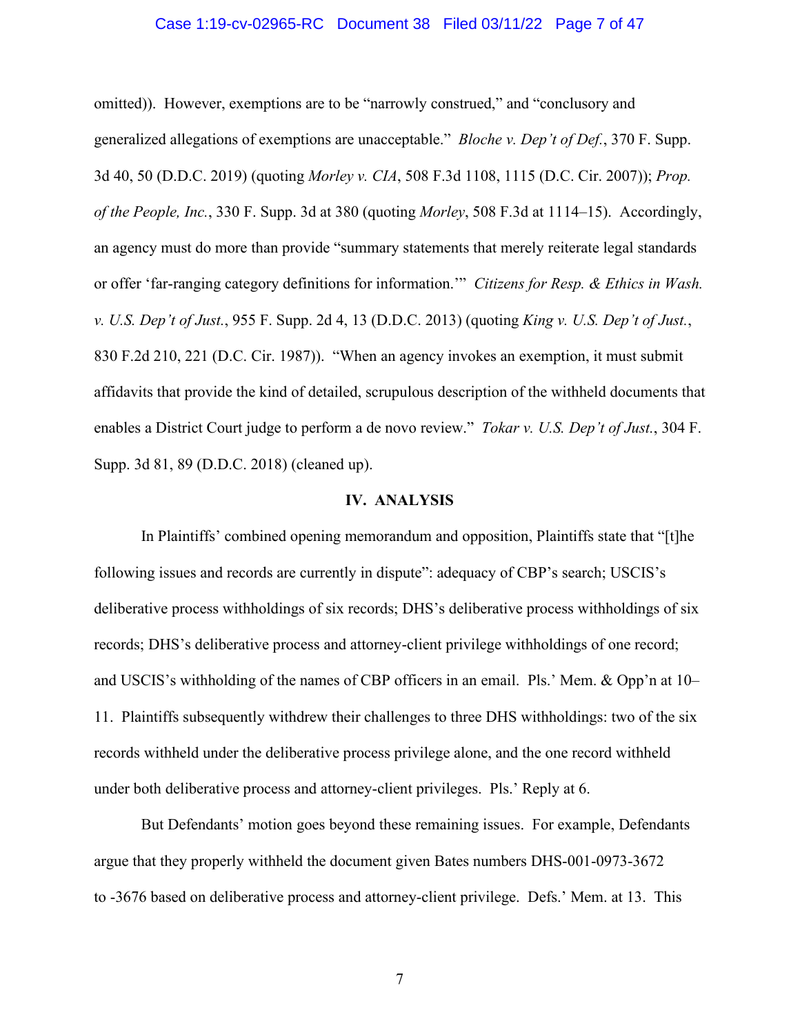omitted)). However, exemptions are to be "narrowly construed," and "conclusory and generalized allegations of exemptions are unacceptable." *Bloche v. Dep't of Def.*, 370 F. Supp. 3d 40, 50 (D.D.C. 2019) (quoting *Morley v. CIA*, 508 F.3d 1108, 1115 (D.C. Cir. 2007)); *Prop. of the People, Inc.*, 330 F. Supp. 3d at 380 (quoting *Morley*, 508 F.3d at 1114–15). Accordingly, an agency must do more than provide "summary statements that merely reiterate legal standards or offer 'far-ranging category definitions for information.'" *Citizens for Resp. & Ethics in Wash. v. U.S. Dep't of Just.*, 955 F. Supp. 2d 4, 13 (D.D.C. 2013) (quoting *King v. U.S. Dep't of Just.*, 830 F.2d 210, 221 (D.C. Cir. 1987)). "When an agency invokes an exemption, it must submit affidavits that provide the kind of detailed, scrupulous description of the withheld documents that enables a District Court judge to perform a de novo review." *Tokar v. U.S. Dep't of Just.*, 304 F. Supp. 3d 81, 89 (D.D.C. 2018) (cleaned up).

## IV. ANALYSIS

In Plaintiffs' combined opening memorandum and opposition, Plaintiffs state that "[t]he following issues and records are currently in dispute": adequacy of CBP's search; USCIS's deliberative process withholdings of six records; DHS's deliberative process withholdings of six records; DHS's deliberative process and attorney-client privilege withholdings of one record; and USCIS's withholding of the names of CBP officers in an email. Pls.' Mem. & Opp'n at 10–11. Plaintiffs subsequently withdrew their challenges to three DHS withholdings: two of the six records withheld under the deliberative process privilege alone, and the one record withheld under both deliberative process and attorney-client privileges. Pls.' Reply at 6.

But Defendants' motion goes beyond these remaining issues. For example, Defendants argue that they properly withheld the document given Bates numbers DHS-001-0973-3672 to -3676 based on deliberative process and attorney-client privilege. Defs.' Mem. at 13. This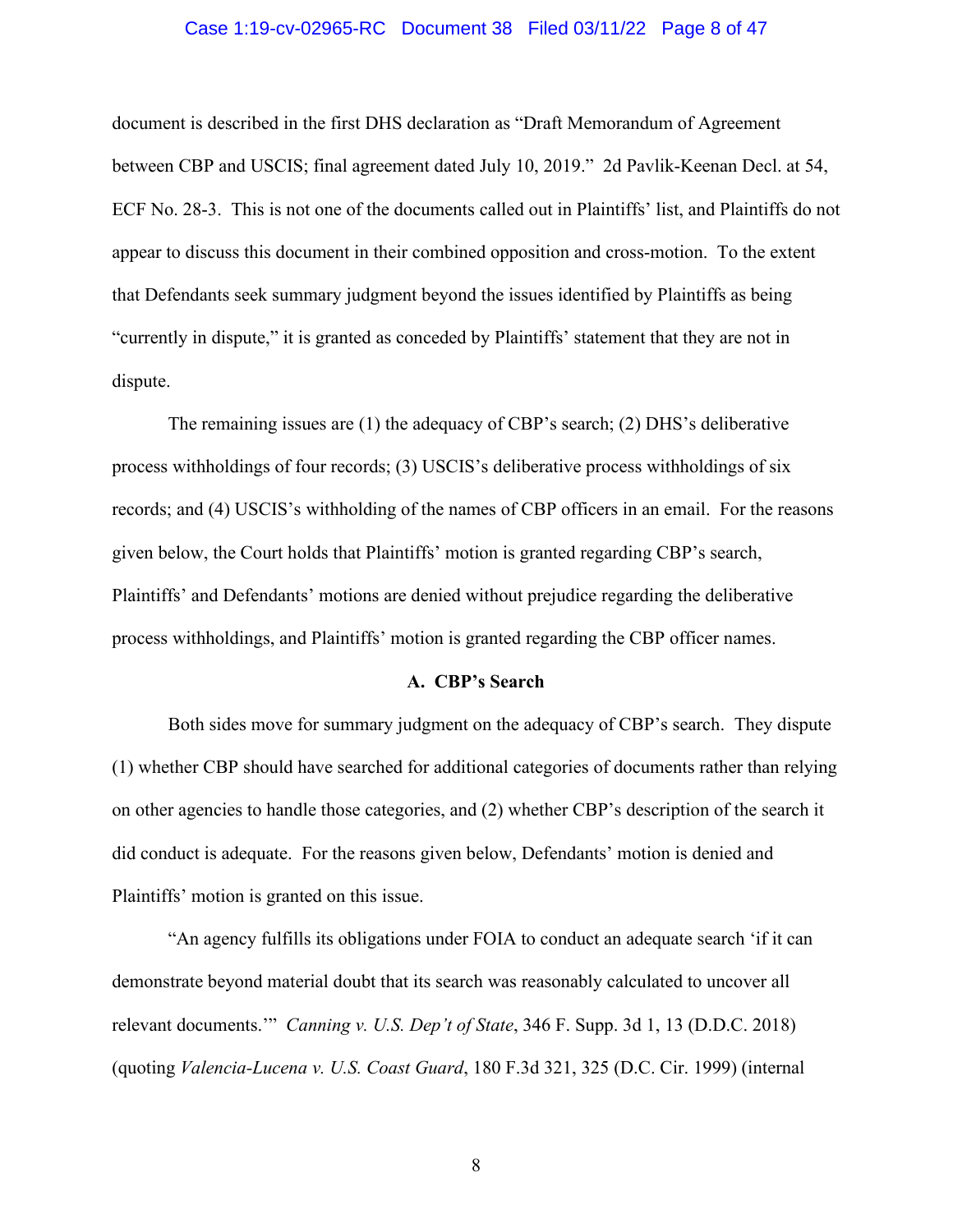document is described in the first DHS declaration as "Draft Memorandum of Agreement between CBP and USCIS; final agreement dated July 10, 2019." 2d Pavlik-Keenan Decl. at 54, ECF No. 28-3. This is not one of the documents called out in Plaintiffs' list, and Plaintiffs do not appear to discuss this document in their combined opposition and cross-motion. To the extent that Defendants seek summary judgment beyond the issues identified by Plaintiffs as being "currently in dispute," it is granted as conceded by Plaintiffs' statement that they are not in dispute.

The remaining issues are (1) the adequacy of CBP's search; (2) DHS's deliberative process withholdings of four records; (3) USCIS's deliberative process withholdings of six records; and (4) USCIS's withholding of the names of CBP officers in an email. For the reasons given below, the Court holds that Plaintiffs' motion is granted regarding CBP's search, Plaintiffs' and Defendants' motions are denied without prejudice regarding the deliberative process withholdings, and Plaintiffs' motion is granted regarding the CBP officer names.

### A. CBP's Search

Both sides move for summary judgment on the adequacy of CBP's search. They dispute (1) whether CBP should have searched for additional categories of documents rather than relying on other agencies to handle those categories, and (2) whether CBP's description of the search it did conduct is adequate. For the reasons given below, Defendants' motion is denied and Plaintiffs' motion is granted on this issue.

"An agency fulfills its obligations under FOIA to conduct an adequate search 'if it can demonstrate beyond material doubt that its search was reasonably calculated to uncover all relevant documents.'" *Canning v. U.S. Dep't of State*, 346 F. Supp. 3d 1, 13 (D.D.C. 2018) (quoting *Valencia-Lucena v. U.S. Coast Guard*, 180 F.3d 321, 325 (D.C. Cir. 1999) (internal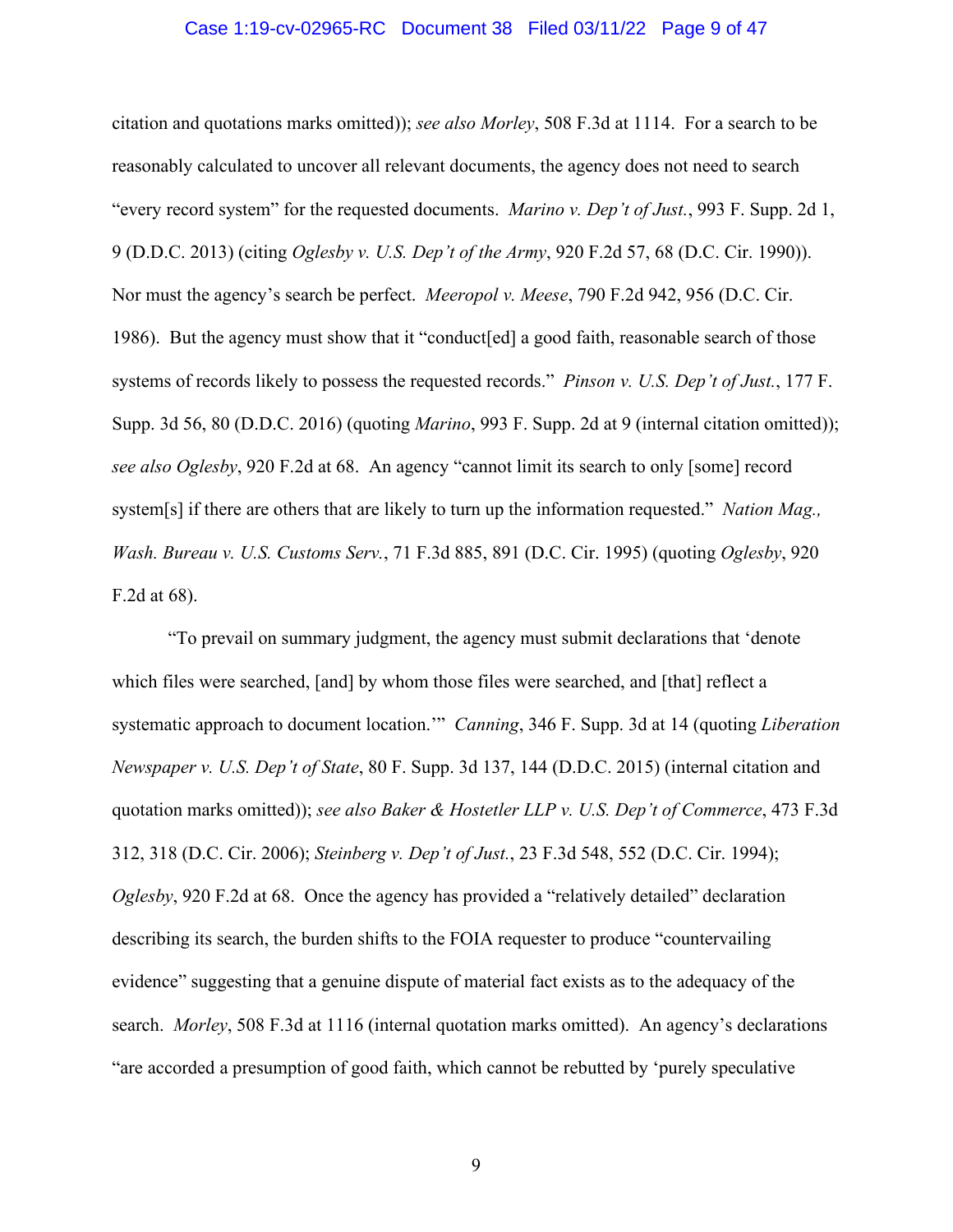citation and quotations marks omitted)); *see also Morley*, 508 F.3d at 1114. For a search to be reasonably calculated to uncover all relevant documents, the agency does not need to search "every record system" for the requested documents. *Marino v. Dep't of Just.*, 993 F. Supp. 2d 1, 9 (D.D.C. 2013) (citing *Oglesby v. U.S. Dep't of the Army*, 920 F.2d 57, 68 (D.C. Cir. 1990)). Nor must the agency's search be perfect. *Meeropol v. Meese*, 790 F.2d 942, 956 (D.C. Cir. 1986). But the agency must show that it "conduct[ed] a good faith, reasonable search of those systems of records likely to possess the requested records." *Pinson v. U.S. Dep't of Just.*, 177 F. Supp. 3d 56, 80 (D.D.C. 2016) (quoting *Marino*, 993 F. Supp. 2d at 9 (internal citation omitted)); *see also Oglesby*, 920 F.2d at 68. An agency "cannot limit its search to only [some] record system[s] if there are others that are likely to turn up the information requested." *Nation Mag., Wash. Bureau v. U.S. Customs Serv.*, 71 F.3d 885, 891 (D.C. Cir. 1995) (quoting *Oglesby*, 920 F.2d at 68).

"To prevail on summary judgment, the agency must submit declarations that 'denote which files were searched, [and] by whom those files were searched, and [that] reflect a systematic approach to document location.'" *Canning*, 346 F. Supp. 3d at 14 (quoting *Liberation Newspaper v. U.S. Dep't of State*, 80 F. Supp. 3d 137, 144 (D.D.C. 2015) (internal citation and quotation marks omitted)); *see also Baker & Hostetler LLP v. U.S. Dep't of Commerce*, 473 F.3d 312, 318 (D.C. Cir. 2006); *Steinberg v. Dep't of Just.*, 23 F.3d 548, 552 (D.C. Cir. 1994); *Oglesby*, 920 F.2d at 68. Once the agency has provided a "relatively detailed" declaration describing its search, the burden shifts to the FOIA requester to produce "countervailing evidence" suggesting that a genuine dispute of material fact exists as to the adequacy of the search. *Morley*, 508 F.3d at 1116 (internal quotation marks omitted). An agency's declarations "are accorded a presumption of good faith, which cannot be rebutted by 'purely speculative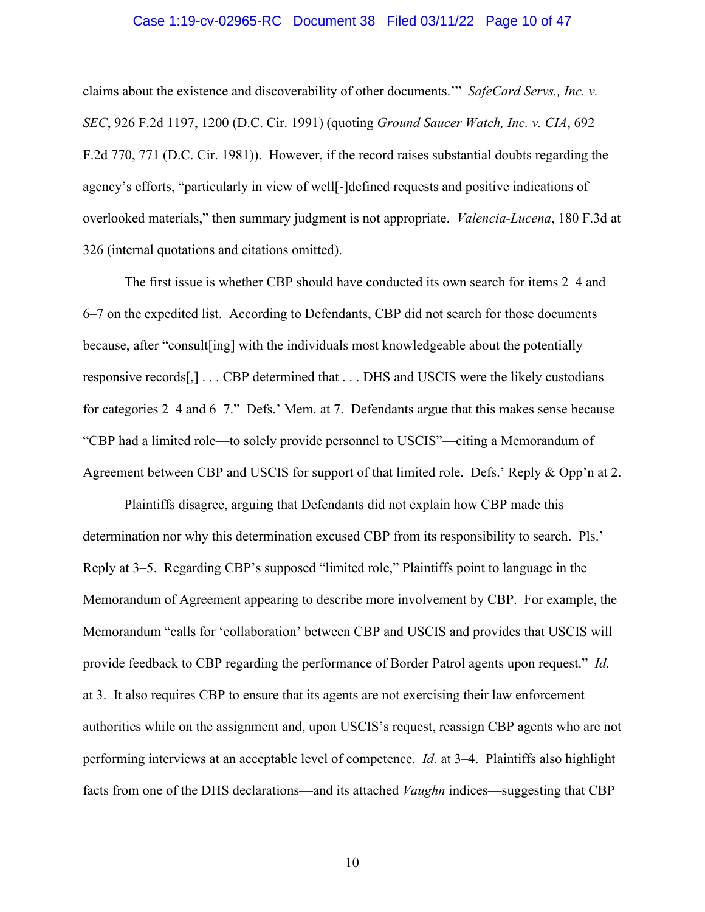claims about the existence and discoverability of other documents.'" *SafeCard Servs., Inc. v. SEC*, 926 F.2d 1197, 1200 (D.C. Cir. 1991) (quoting *Ground Saucer Watch, Inc. v. CIA*, 692 F.2d 770, 771 (D.C. Cir. 1981)). However, if the record raises substantial doubts regarding the agency's efforts, "particularly in view of well[-]defined requests and positive indications of overlooked materials," then summary judgment is not appropriate. *Valencia-Lucena*, 180 F.3d at 326 (internal quotations and citations omitted).

The first issue is whether CBP should have conducted its own search for items 2–4 and 6–7 on the expedited list. According to Defendants, CBP did not search for those documents because, after "consult[ing] with the individuals most knowledgeable about the potentially responsive records[,] . . . CBP determined that . . . DHS and USCIS were the likely custodians for categories 2–4 and 6–7." Defs.' Mem. at 7. Defendants argue that this makes sense because "CBP had a limited role—to solely provide personnel to USCIS"—citing a Memorandum of Agreement between CBP and USCIS for support of that limited role. Defs.' Reply & Opp'n at 2.

Plaintiffs disagree, arguing that Defendants did not explain how CBP made this determination nor why this determination excused CBP from its responsibility to search. Pls.' Reply at 3–5. Regarding CBP's supposed "limited role," Plaintiffs point to language in the Memorandum of Agreement appearing to describe more involvement by CBP. For example, the Memorandum "calls for 'collaboration' between CBP and USCIS and provides that USCIS will provide feedback to CBP regarding the performance of Border Patrol agents upon request." *Id.* at 3. It also requires CBP to ensure that its agents are not exercising their law enforcement authorities while on the assignment and, upon USCIS's request, reassign CBP agents who are not performing interviews at an acceptable level of competence. *Id.* at 3–4. Plaintiffs also highlight facts from one of the DHS declarations—and its attached *Vaughn* indices—suggesting that CBP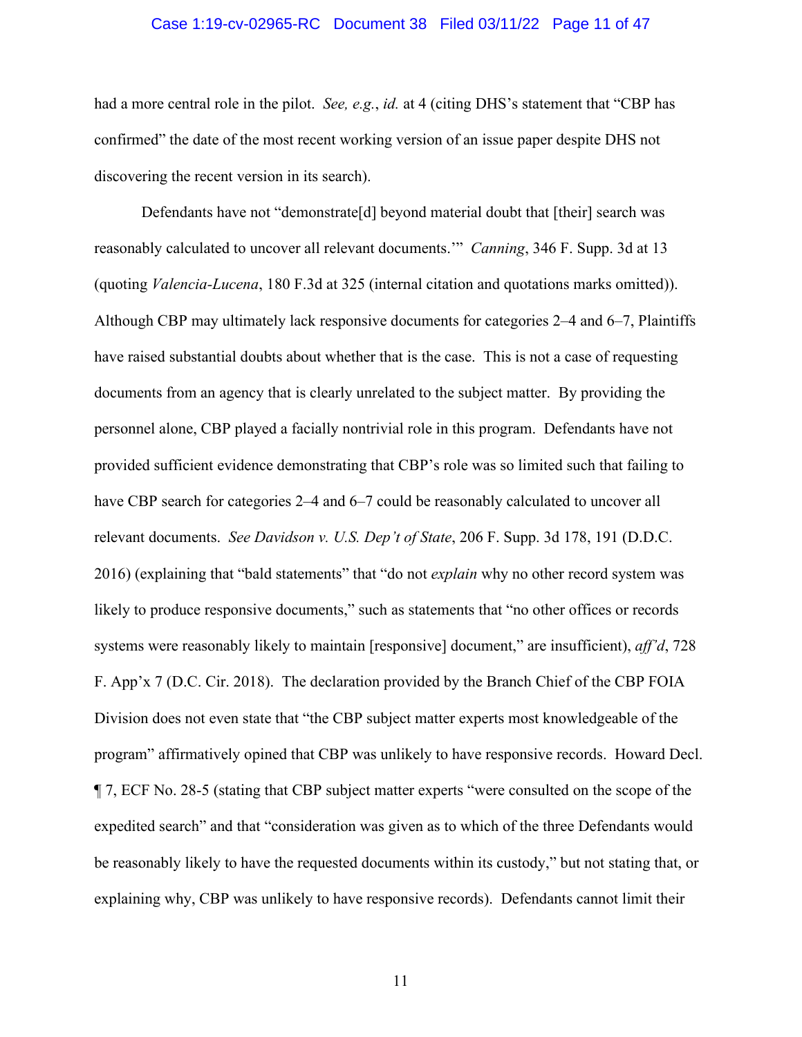had a more central role in the pilot. *See, e.g.*, *id.* at 4 (citing DHS's statement that "CBP has confirmed" the date of the most recent working version of an issue paper despite DHS not discovering the recent version in its search).

Defendants have not "demonstrate[d] beyond material doubt that [their] search was reasonably calculated to uncover all relevant documents.'" *Canning*, 346 F. Supp. 3d at 13 (quoting *Valencia-Lucena*, 180 F.3d at 325 (internal citation and quotations marks omitted)). Although CBP may ultimately lack responsive documents for categories 2–4 and 6–7, Plaintiffs have raised substantial doubts about whether that is the case. This is not a case of requesting documents from an agency that is clearly unrelated to the subject matter. By providing the personnel alone, CBP played a facially nontrivial role in this program. Defendants have not provided sufficient evidence demonstrating that CBP's role was so limited such that failing to have CBP search for categories 2–4 and 6–7 could be reasonably calculated to uncover all relevant documents. *See Davidson v. U.S. Dep't of State*, 206 F. Supp. 3d 178, 191 (D.D.C. 2016) (explaining that "bald statements" that "do not *explain* why no other record system was likely to produce responsive documents," such as statements that "no other offices or records systems were reasonably likely to maintain [responsive] document," are insufficient), *aff'd*, 728 F. App'x 7 (D.C. Cir. 2018). The declaration provided by the Branch Chief of the CBP FOIA Division does not even state that "the CBP subject matter experts most knowledgeable of the program" affirmatively opined that CBP was unlikely to have responsive records. Howard Decl. ¶ 7, ECF No. 28-5 (stating that CBP subject matter experts "were consulted on the scope of the expedited search" and that "consideration was given as to which of the three Defendants would be reasonably likely to have the requested documents within its custody," but not stating that, or explaining why, CBP was unlikely to have responsive records). Defendants cannot limit their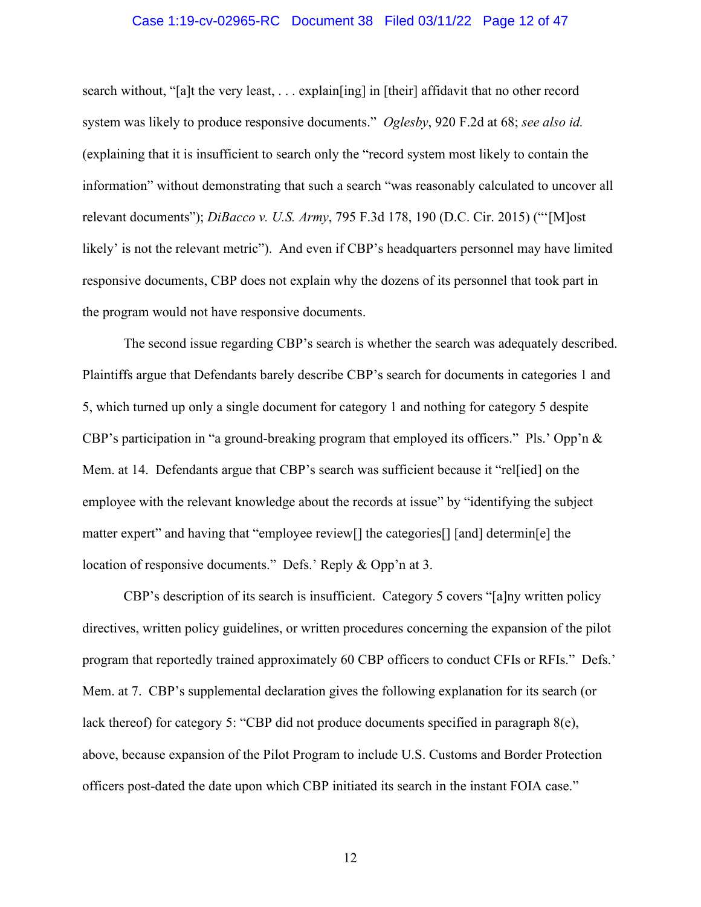search without, "[a]t the very least, . . . explain[ing] in [their] affidavit that no other record system was likely to produce responsive documents." *Oglesby*, 920 F.2d at 68; *see also id.* (explaining that it is insufficient to search only the "record system most likely to contain the information" without demonstrating that such a search "was reasonably calculated to uncover all relevant documents"); *DiBacco v. U.S. Army*, 795 F.3d 178, 190 (D.C. Cir. 2015) ("'[M]ost likely' is not the relevant metric"). And even if CBP's headquarters personnel may have limited responsive documents, CBP does not explain why the dozens of its personnel that took part in the program would not have responsive documents.

The second issue regarding CBP's search is whether the search was adequately described. Plaintiffs argue that Defendants barely describe CBP's search for documents in categories 1 and 5, which turned up only a single document for category 1 and nothing for category 5 despite CBP's participation in "a ground-breaking program that employed its officers." Pls.' Opp'n & Mem. at 14. Defendants argue that CBP's search was sufficient because it "rel[ied] on the employee with the relevant knowledge about the records at issue" by "identifying the subject matter expert" and having that "employee review[] the categories[] [and] determin[e] the location of responsive documents." Defs.' Reply & Opp'n at 3.

CBP's description of its search is insufficient. Category 5 covers "[a]ny written policy directives, written policy guidelines, or written procedures concerning the expansion of the pilot program that reportedly trained approximately 60 CBP officers to conduct CFIs or RFIs." Defs.' Mem. at 7. CBP's supplemental declaration gives the following explanation for its search (or lack thereof) for category 5: "CBP did not produce documents specified in paragraph 8(e), above, because expansion of the Pilot Program to include U.S. Customs and Border Protection officers post-dated the date upon which CBP initiated its search in the instant FOIA case."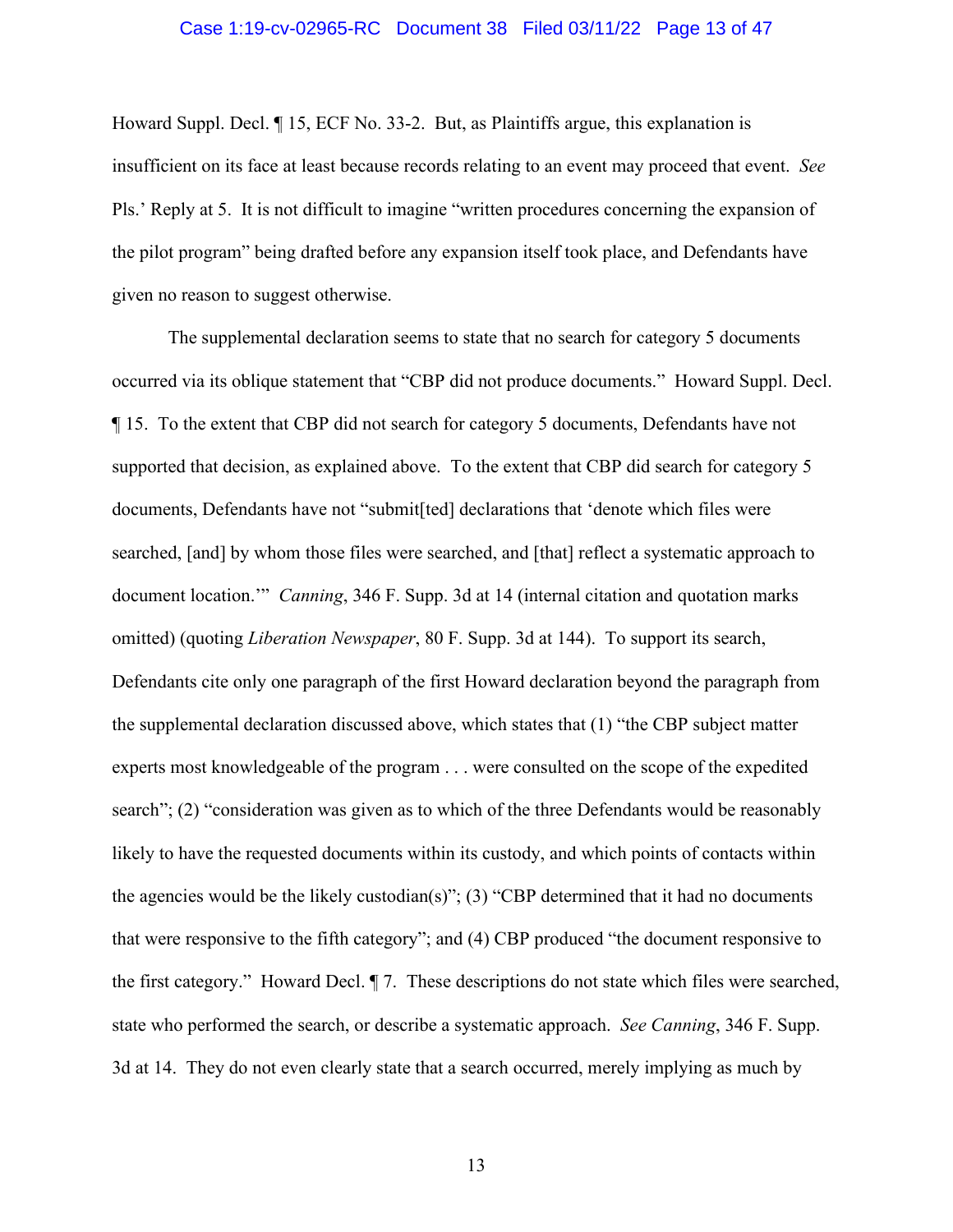Howard Suppl. Decl. ¶ 15, ECF No. 33-2. But, as Plaintiffs argue, this explanation is insufficient on its face at least because records relating to an event may proceed that event. *See* Pls.' Reply at 5. It is not difficult to imagine "written procedures concerning the expansion of the pilot program" being drafted before any expansion itself took place, and Defendants have given no reason to suggest otherwise.

The supplemental declaration seems to state that no search for category 5 documents occurred via its oblique statement that "CBP did not produce documents." Howard Suppl. Decl. ¶ 15. To the extent that CBP did not search for category 5 documents, Defendants have not supported that decision, as explained above. To the extent that CBP did search for category 5 documents, Defendants have not "submit[ted] declarations that 'denote which files were searched, [and] by whom those files were searched, and [that] reflect a systematic approach to document location.'" *Canning*, 346 F. Supp. 3d at 14 (internal citation and quotation marks omitted) (quoting *Liberation Newspaper*, 80 F. Supp. 3d at 144). To support its search, Defendants cite only one paragraph of the first Howard declaration beyond the paragraph from the supplemental declaration discussed above, which states that (1) "the CBP subject matter experts most knowledgeable of the program . . . were consulted on the scope of the expedited search"; (2) "consideration was given as to which of the three Defendants would be reasonably likely to have the requested documents within its custody, and which points of contacts within the agencies would be the likely custodian(s)"; (3) "CBP determined that it had no documents that were responsive to the fifth category"; and (4) CBP produced "the document responsive to the first category." Howard Decl. ¶ 7. These descriptions do not state which files were searched, state who performed the search, or describe a systematic approach. *See Canning*, 346 F. Supp. 3d at 14. They do not even clearly state that a search occurred, merely implying as much by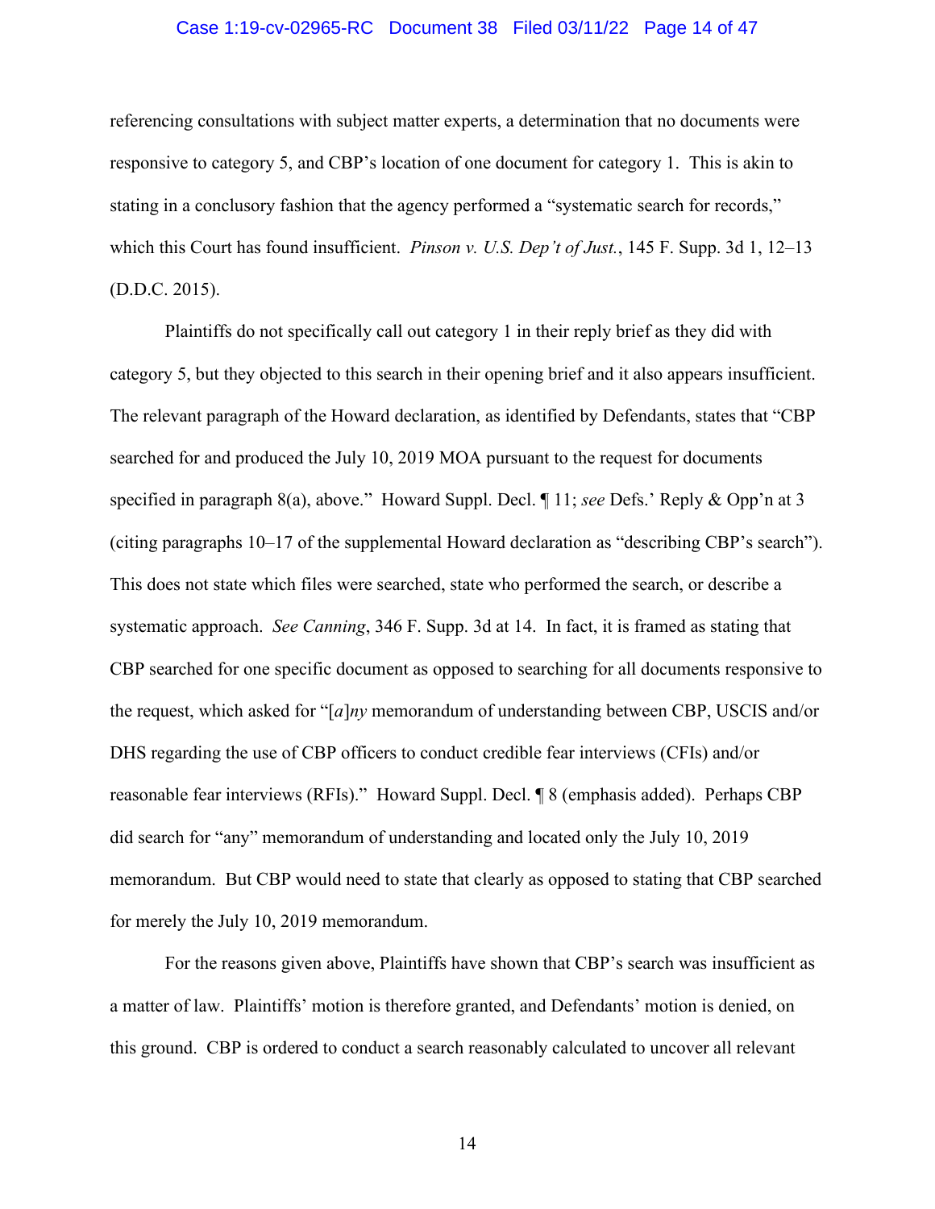referencing consultations with subject matter experts, a determination that no documents were responsive to category 5, and CBP's location of one document for category 1. This is akin to stating in a conclusory fashion that the agency performed a "systematic search for records," which this Court has found insufficient. *Pinson v. U.S. Dep't of Just.*, 145 F. Supp. 3d 1, 12–13 (D.D.C. 2015).

Plaintiffs do not specifically call out category 1 in their reply brief as they did with category 5, but they objected to this search in their opening brief and it also appears insufficient. The relevant paragraph of the Howard declaration, as identified by Defendants, states that "CBP searched for and produced the July 10, 2019 MOA pursuant to the request for documents specified in paragraph 8(a), above." Howard Suppl. Decl. ¶ 11; *see* Defs.' Reply & Opp'n at 3 (citing paragraphs 10–17 of the supplemental Howard declaration as "describing CBP's search"). This does not state which files were searched, state who performed the search, or describe a systematic approach. *See Canning*, 346 F. Supp. 3d at 14. In fact, it is framed as stating that CBP searched for one specific document as opposed to searching for all documents responsive to the request, which asked for "[*a*]*ny* memorandum of understanding between CBP, USCIS and/or DHS regarding the use of CBP officers to conduct credible fear interviews (CFIs) and/or reasonable fear interviews (RFIs)." Howard Suppl. Decl. ¶ 8 (emphasis added). Perhaps CBP did search for "any" memorandum of understanding and located only the July 10, 2019 memorandum. But CBP would need to state that clearly as opposed to stating that CBP searched for merely the July 10, 2019 memorandum.

For the reasons given above, Plaintiffs have shown that CBP's search was insufficient as a matter of law. Plaintiffs' motion is therefore granted, and Defendants' motion is denied, on this ground. CBP is ordered to conduct a search reasonably calculated to uncover all relevant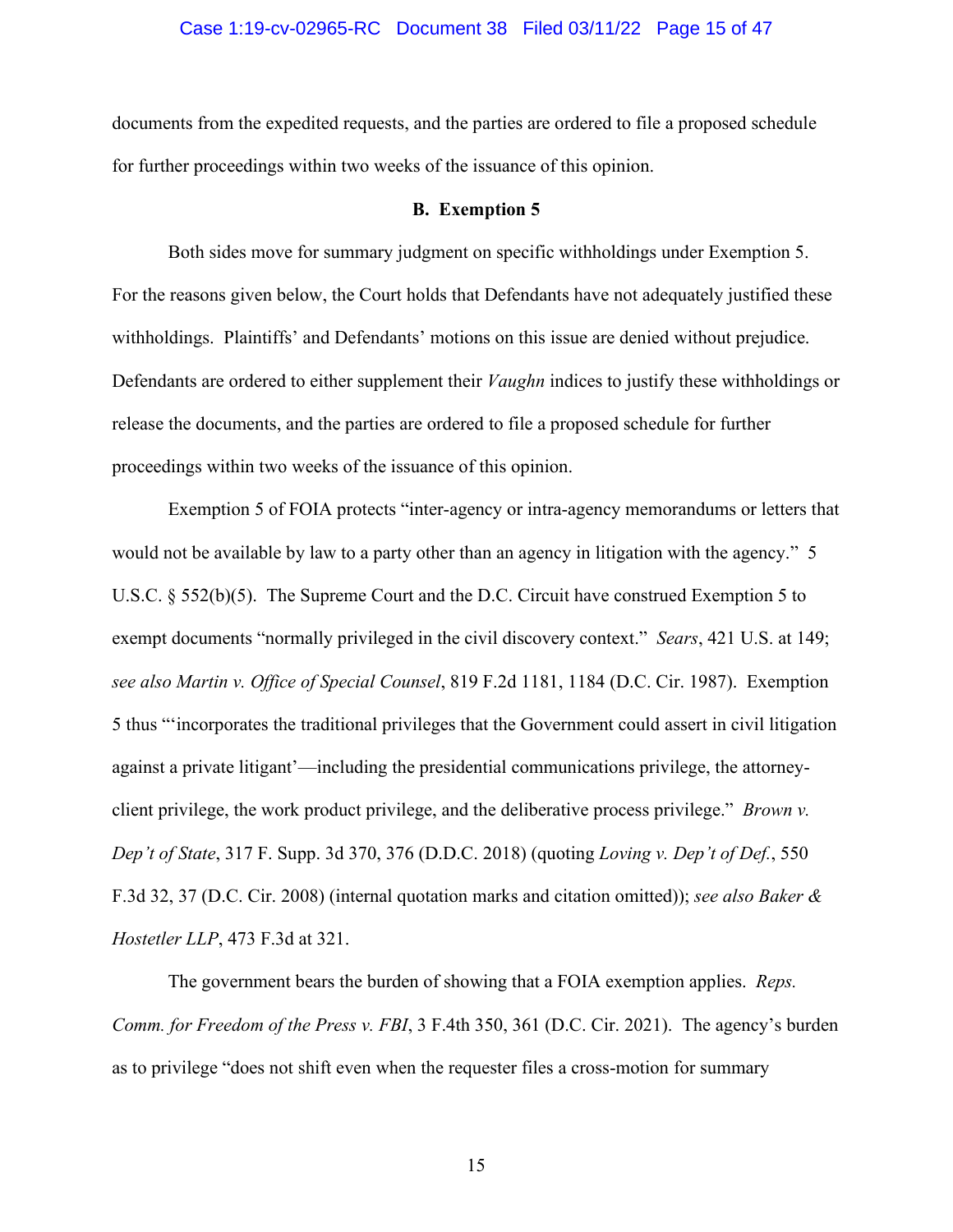documents from the expedited requests, and the parties are ordered to file a proposed schedule for further proceedings within two weeks of the issuance of this opinion.

### B. Exemption 5

Both sides move for summary judgment on specific withholdings under Exemption 5. For the reasons given below, the Court holds that Defendants have not adequately justified these withholdings. Plaintiffs' and Defendants' motions on this issue are denied without prejudice. Defendants are ordered to either supplement their *Vaughn* indices to justify these withholdings or release the documents, and the parties are ordered to file a proposed schedule for further proceedings within two weeks of the issuance of this opinion.

Exemption 5 of FOIA protects "inter-agency or intra-agency memorandums or letters that would not be available by law to a party other than an agency in litigation with the agency." 5 U.S.C. § 552(b)(5). The Supreme Court and the D.C. Circuit have construed Exemption 5 to exempt documents "normally privileged in the civil discovery context." *Sears*, 421 U.S. at 149; *see also Martin v. Office of Special Counsel*, 819 F.2d 1181, 1184 (D.C. Cir. 1987). Exemption 5 thus "'incorporates the traditional privileges that the Government could assert in civil litigation against a private litigant'—including the presidential communications privilege, the attorney-client privilege, the work product privilege, and the deliberative process privilege." *Brown v. Dep't of State*, 317 F. Supp. 3d 370, 376 (D.D.C. 2018) (quoting *Loving v. Dep't of Def.*, 550 F.3d 32, 37 (D.C. Cir. 2008) (internal quotation marks and citation omitted)); *see also Baker & Hostetler LLP*, 473 F.3d at 321.

The government bears the burden of showing that a FOIA exemption applies. *Reps. Comm. for Freedom of the Press v. FBI*, 3 F.4th 350, 361 (D.C. Cir. 2021). The agency's burden as to privilege "does not shift even when the requester files a cross-motion for summary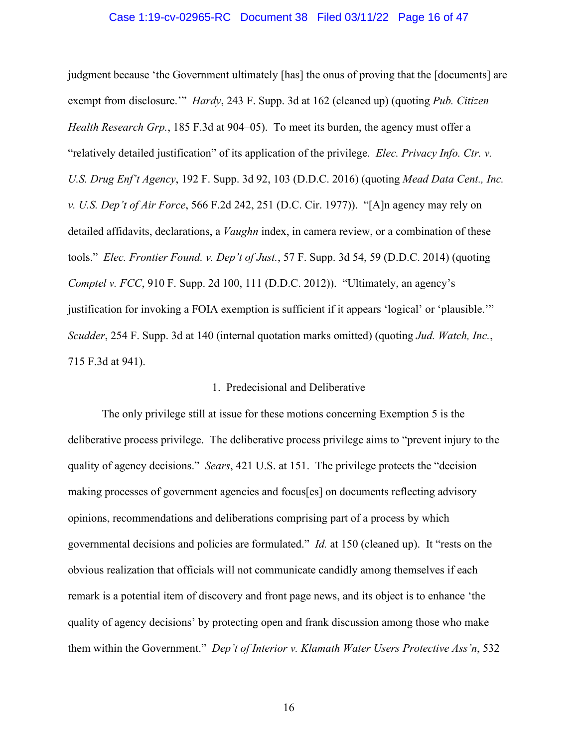judgment because 'the Government ultimately [has] the onus of proving that the [documents] are exempt from disclosure.'" *Hardy*, 243 F. Supp. 3d at 162 (cleaned up) (quoting *Pub. Citizen Health Research Grp.*, 185 F.3d at 904–05). To meet its burden, the agency must offer a "relatively detailed justification" of its application of the privilege. *Elec. Privacy Info. Ctr. v. U.S. Drug Enf't Agency*, 192 F. Supp. 3d 92, 103 (D.D.C. 2016) (quoting *Mead Data Cent., Inc. v. U.S. Dep't of Air Force*, 566 F.2d 242, 251 (D.C. Cir. 1977)). "[A]n agency may rely on detailed affidavits, declarations, a *Vaughn* index, in camera review, or a combination of these tools." *Elec. Frontier Found. v. Dep't of Just.*, 57 F. Supp. 3d 54, 59 (D.D.C. 2014) (quoting *Comptel v. FCC*, 910 F. Supp. 2d 100, 111 (D.D.C. 2012)). "Ultimately, an agency's justification for invoking a FOIA exemption is sufficient if it appears 'logical' or 'plausible.'" *Scudder*, 254 F. Supp. 3d at 140 (internal quotation marks omitted) (quoting *Jud. Watch, Inc.*, 715 F.3d at 941).

1. Predecisional and Deliberative

The only privilege still at issue for these motions concerning Exemption 5 is the deliberative process privilege. The deliberative process privilege aims to "prevent injury to the quality of agency decisions." *Sears*, 421 U.S. at 151. The privilege protects the "decision making processes of government agencies and focus[es] on documents reflecting advisory opinions, recommendations and deliberations comprising part of a process by which governmental decisions and policies are formulated." *Id.* at 150 (cleaned up). It "rests on the obvious realization that officials will not communicate candidly among themselves if each remark is a potential item of discovery and front page news, and its object is to enhance 'the quality of agency decisions' by protecting open and frank discussion among those who make them within the Government." *Dep't of Interior v. Klamath Water Users Protective Ass'n*, 532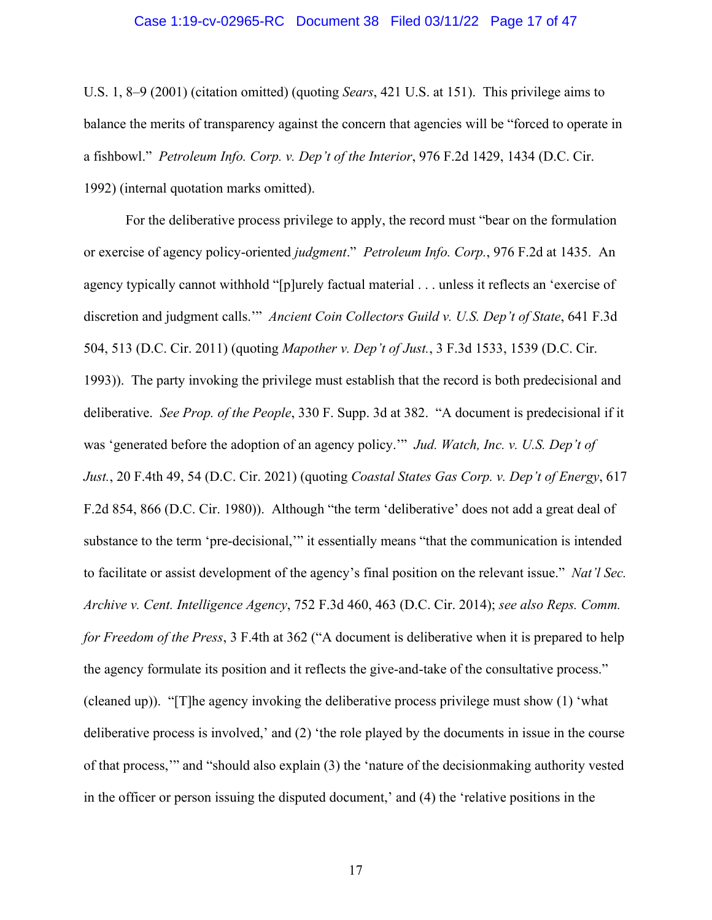U.S. 1, 8–9 (2001) (citation omitted) (quoting *Sears*, 421 U.S. at 151). This privilege aims to balance the merits of transparency against the concern that agencies will be "forced to operate in a fishbowl." *Petroleum Info. Corp. v. Dep't of the Interior*, 976 F.2d 1429, 1434 (D.C. Cir. 1992) (internal quotation marks omitted).

For the deliberative process privilege to apply, the record must "bear on the formulation or exercise of agency policy-oriented *judgment*." *Petroleum Info. Corp.*, 976 F.2d at 1435. An agency typically cannot withhold "[p]urely factual material . . . unless it reflects an 'exercise of discretion and judgment calls.'" *Ancient Coin Collectors Guild v. U.S. Dep't of State*, 641 F.3d 504, 513 (D.C. Cir. 2011) (quoting *Mapother v. Dep't of Just.*, 3 F.3d 1533, 1539 (D.C. Cir. 1993)). The party invoking the privilege must establish that the record is both predecisional and deliberative. *See Prop. of the People*, 330 F. Supp. 3d at 382. "A document is predecisional if it was 'generated before the adoption of an agency policy.'" *Jud. Watch, Inc. v. U.S. Dep't of Just.*, 20 F.4th 49, 54 (D.C. Cir. 2021) (quoting *Coastal States Gas Corp. v. Dep't of Energy*, 617 F.2d 854, 866 (D.C. Cir. 1980)). Although "the term 'deliberative' does not add a great deal of substance to the term 'pre-decisional,'" it essentially means "that the communication is intended to facilitate or assist development of the agency's final position on the relevant issue." *Nat'l Sec. Archive v. Cent. Intelligence Agency*, 752 F.3d 460, 463 (D.C. Cir. 2014); *see also Reps. Comm. for Freedom of the Press*, 3 F.4th at 362 ("A document is deliberative when it is prepared to help the agency formulate its position and it reflects the give-and-take of the consultative process." (cleaned up)). "[T]he agency invoking the deliberative process privilege must show (1) 'what deliberative process is involved,' and (2) 'the role played by the documents in issue in the course of that process,'" and "should also explain (3) the 'nature of the decisionmaking authority vested in the officer or person issuing the disputed document,' and (4) the 'relative positions in the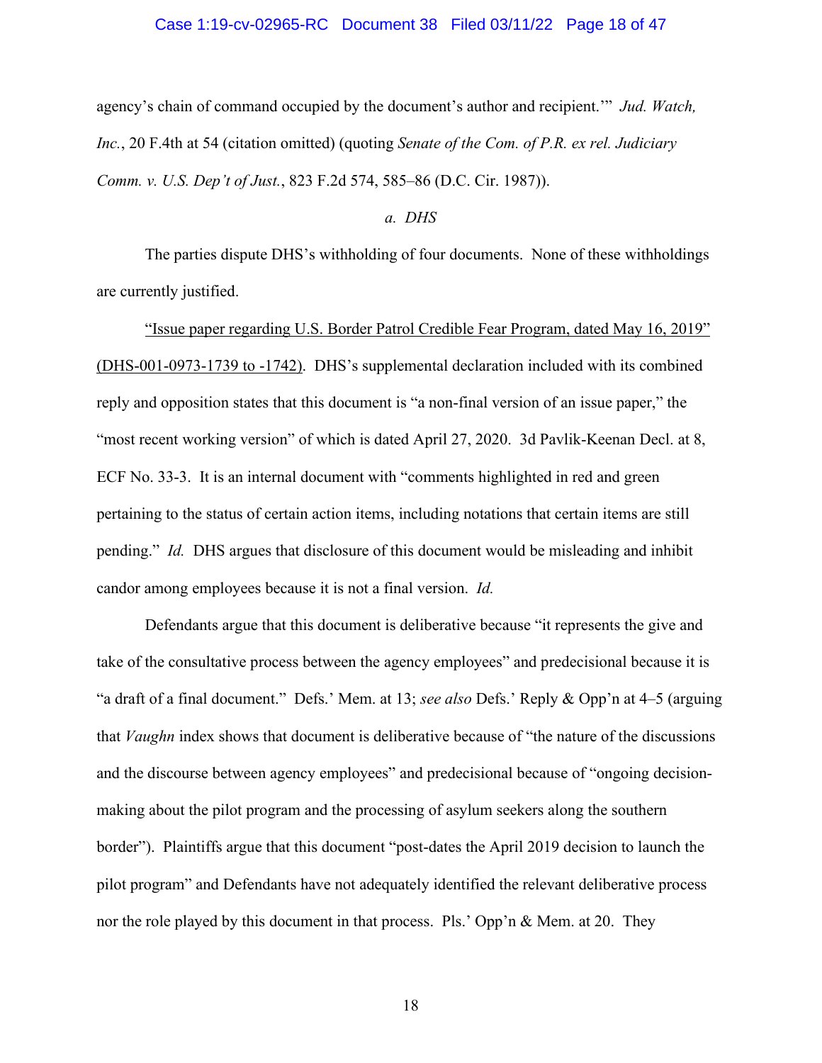agency's chain of command occupied by the document's author and recipient.'" *Jud. Watch, Inc.*, 20 F.4th at 54 (citation omitted) (quoting *Senate of the Com. of P.R. ex rel. Judiciary Comm. v. U.S. Dep't of Just.*, 823 F.2d 574, 585–86 (D.C. Cir. 1987)).

*a. DHS*

The parties dispute DHS's withholding of four documents. None of these withholdings are currently justified.

<u>"Issue paper regarding U.S. Border Patrol Credible Fear Program, dated May 16, 2019" (DHS-001-0973-1739 to -1742)</u>. DHS's supplemental declaration included with its combined reply and opposition states that this document is "a non-final version of an issue paper," the "most recent working version" of which is dated April 27, 2020. 3d Pavlik-Keenan Decl. at 8, ECF No. 33-3. It is an internal document with "comments highlighted in red and green pertaining to the status of certain action items, including notations that certain items are still pending." *Id.* DHS argues that disclosure of this document would be misleading and inhibit candor among employees because it is not a final version. *Id.*

Defendants argue that this document is deliberative because "it represents the give and take of the consultative process between the agency employees" and predecisional because it is "a draft of a final document." Defs.' Mem. at 13; *see also* Defs.' Reply & Opp'n at 4–5 (arguing that *Vaughn* index shows that document is deliberative because of "the nature of the discussions and the discourse between agency employees" and predecisional because of "ongoing decision-making about the pilot program and the processing of asylum seekers along the southern border"). Plaintiffs argue that this document "post-dates the April 2019 decision to launch the pilot program" and Defendants have not adequately identified the relevant deliberative process nor the role played by this document in that process. Pls.' Opp'n & Mem. at 20. They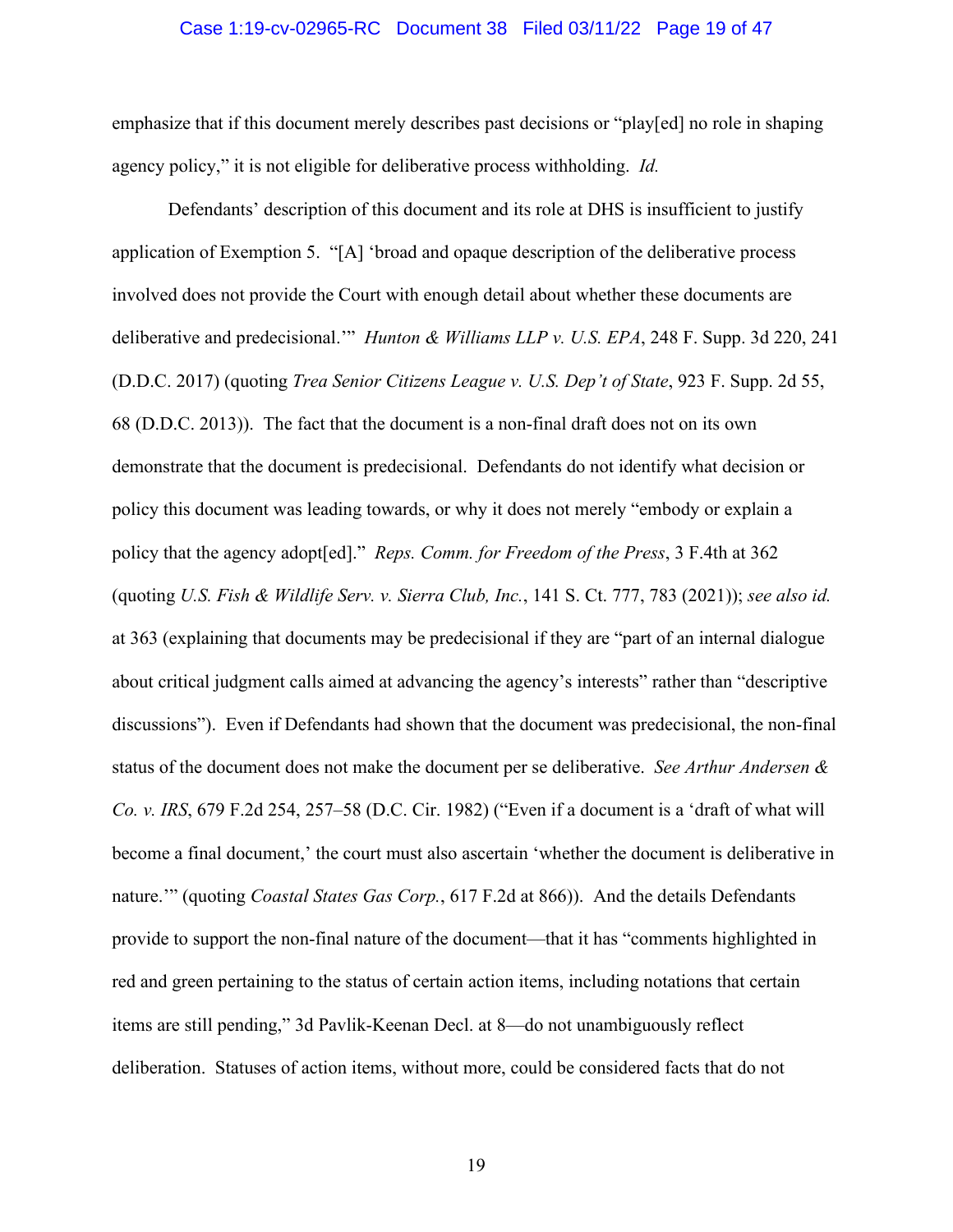emphasize that if this document merely describes past decisions or "play[ed] no role in shaping agency policy," it is not eligible for deliberative process withholding. *Id.*

Defendants' description of this document and its role at DHS is insufficient to justify application of Exemption 5. "[A] 'broad and opaque description of the deliberative process involved does not provide the Court with enough detail about whether these documents are deliberative and predecisional.'" *Hunton & Williams LLP v. U.S. EPA*, 248 F. Supp. 3d 220, 241 (D.D.C. 2017) (quoting *Trea Senior Citizens League v. U.S. Dep't of State*, 923 F. Supp. 2d 55, 68 (D.D.C. 2013)). The fact that the document is a non-final draft does not on its own demonstrate that the document is predecisional. Defendants do not identify what decision or policy this document was leading towards, or why it does not merely "embody or explain a policy that the agency adopt[ed]." *Reps. Comm. for Freedom of the Press*, 3 F.4th at 362 (quoting *U.S. Fish & Wildlife Serv. v. Sierra Club, Inc.*, 141 S. Ct. 777, 783 (2021)); *see also id.* at 363 (explaining that documents may be predecisional if they are "part of an internal dialogue about critical judgment calls aimed at advancing the agency's interests" rather than "descriptive discussions"). Even if Defendants had shown that the document was predecisional, the non-final status of the document does not make the document per se deliberative. *See Arthur Andersen & Co. v. IRS*, 679 F.2d 254, 257–58 (D.C. Cir. 1982) ("Even if a document is a 'draft of what will become a final document,' the court must also ascertain 'whether the document is deliberative in nature.'" (quoting *Coastal States Gas Corp.*, 617 F.2d at 866)). And the details Defendants provide to support the non-final nature of the document—that it has "comments highlighted in red and green pertaining to the status of certain action items, including notations that certain items are still pending," 3d Pavlik-Keenan Decl. at 8—do not unambiguously reflect deliberation. Statuses of action items, without more, could be considered facts that do not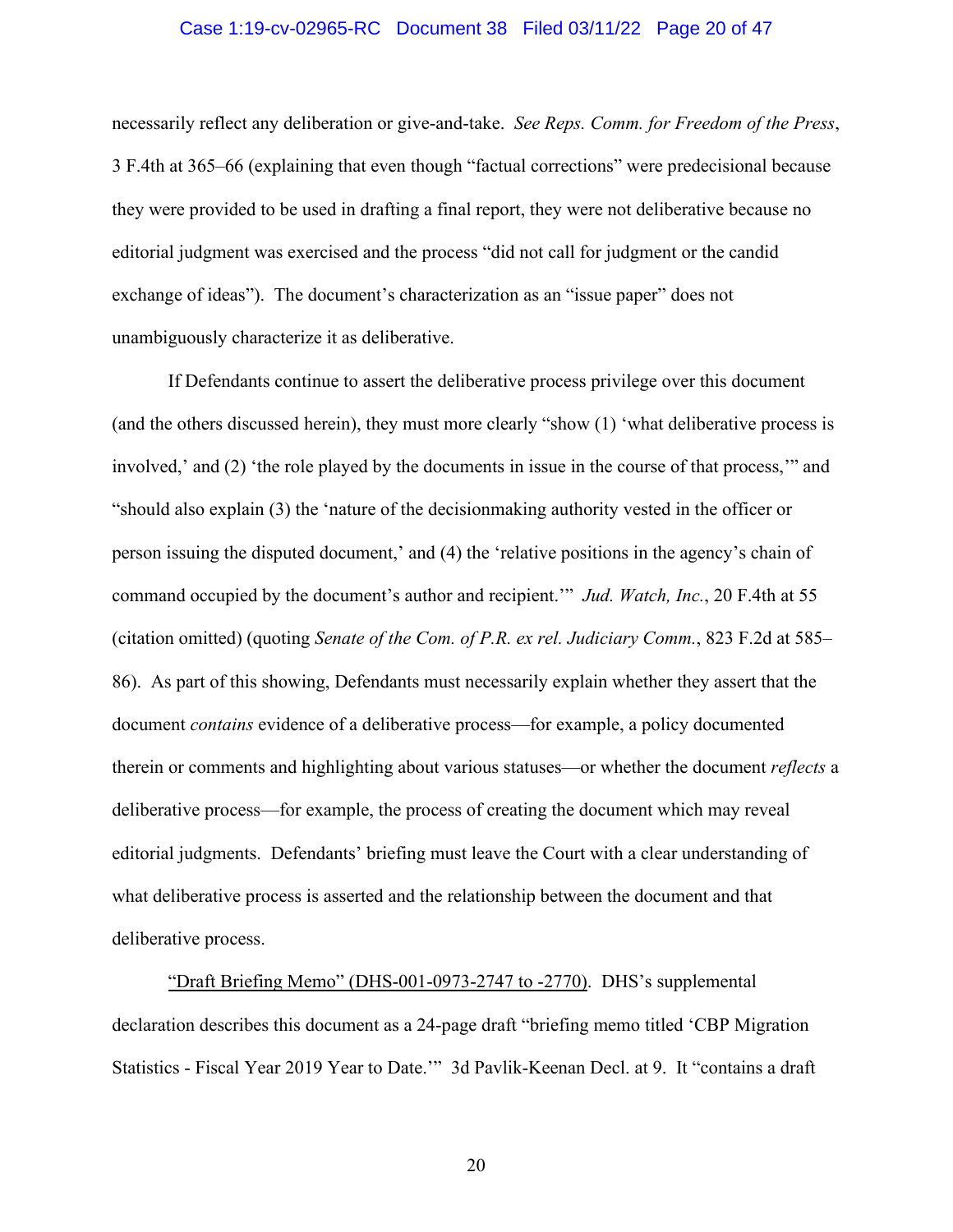necessarily reflect any deliberation or give-and-take. *See Reps. Comm. for Freedom of the Press*, 3 F.4th at 365–66 (explaining that even though "factual corrections" were predecisional because they were provided to be used in drafting a final report, they were not deliberative because no editorial judgment was exercised and the process "did not call for judgment or the candid exchange of ideas"). The document's characterization as an "issue paper" does not unambiguously characterize it as deliberative.

If Defendants continue to assert the deliberative process privilege over this document (and the others discussed herein), they must more clearly "show (1) 'what deliberative process is involved,' and (2) 'the role played by the documents in issue in the course of that process,'" and "should also explain (3) the 'nature of the decisionmaking authority vested in the officer or person issuing the disputed document,' and (4) the 'relative positions in the agency's chain of command occupied by the document's author and recipient.'" *Jud. Watch, Inc.*, 20 F.4th at 55 (citation omitted) (quoting *Senate of the Com. of P.R. ex rel. Judiciary Comm.*, 823 F.2d at 585–86). As part of this showing, Defendants must necessarily explain whether they assert that the document *contains* evidence of a deliberative process—for example, a policy documented therein or comments and highlighting about various statuses—or whether the document *reflects* a deliberative process—for example, the process of creating the document which may reveal editorial judgments. Defendants' briefing must leave the Court with a clear understanding of what deliberative process is asserted and the relationship between the document and that deliberative process.

<u>"Draft Briefing Memo" (DHS-001-0973-2747 to -2770)</u>. DHS's supplemental declaration describes this document as a 24-page draft "briefing memo titled 'CBP Migration Statistics - Fiscal Year 2019 Year to Date.'" 3d Pavlik-Keenan Decl. at 9. It "contains a draft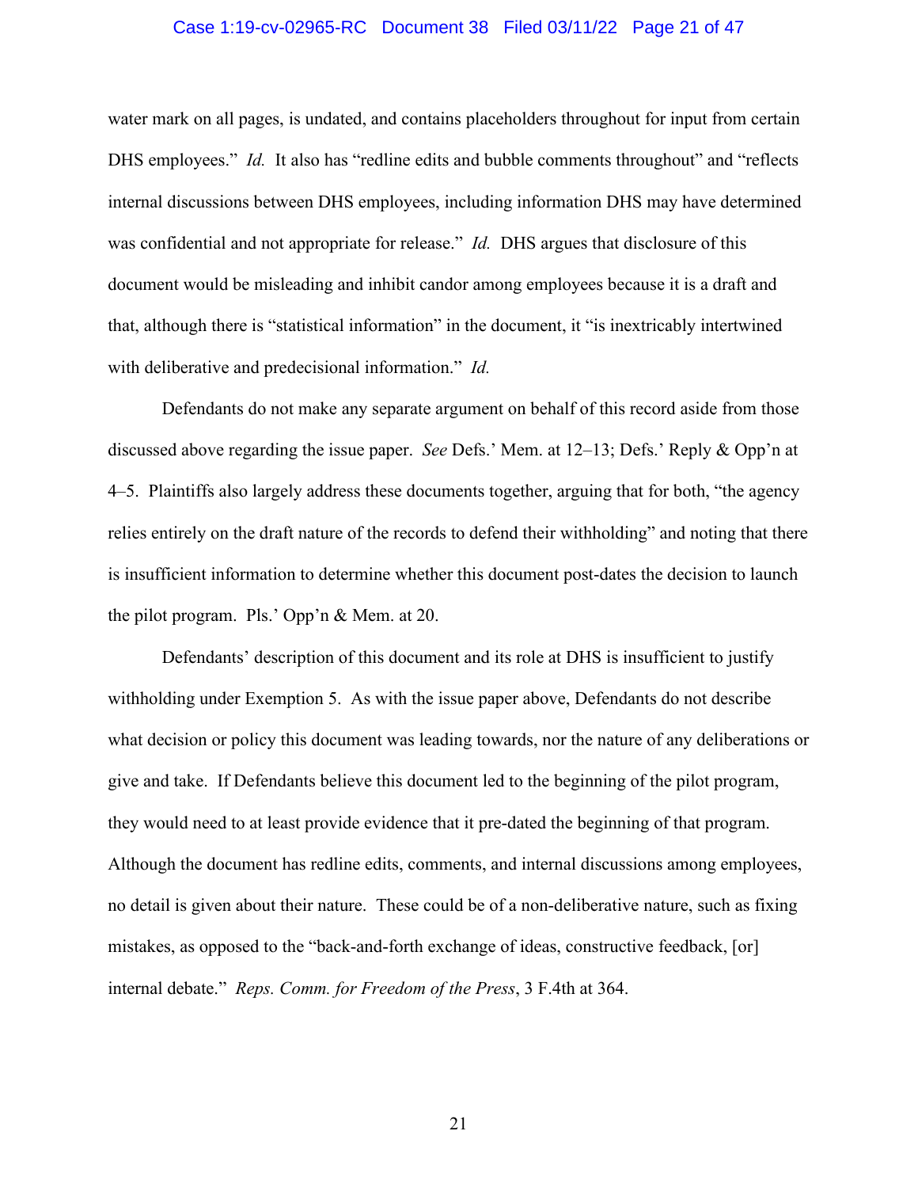water mark on all pages, is undated, and contains placeholders throughout for input from certain DHS employees." *Id.* It also has "redline edits and bubble comments throughout" and "reflects internal discussions between DHS employees, including information DHS may have determined was confidential and not appropriate for release." *Id.* DHS argues that disclosure of this document would be misleading and inhibit candor among employees because it is a draft and that, although there is "statistical information" in the document, it "is inextricably intertwined with deliberative and predecisional information." *Id.*

Defendants do not make any separate argument on behalf of this record aside from those discussed above regarding the issue paper. *See* Defs.' Mem. at 12–13; Defs.' Reply & Opp'n at 4–5. Plaintiffs also largely address these documents together, arguing that for both, "the agency relies entirely on the draft nature of the records to defend their withholding" and noting that there is insufficient information to determine whether this document post-dates the decision to launch the pilot program. Pls.' Opp'n & Mem. at 20.

Defendants' description of this document and its role at DHS is insufficient to justify withholding under Exemption 5. As with the issue paper above, Defendants do not describe what decision or policy this document was leading towards, nor the nature of any deliberations or give and take. If Defendants believe this document led to the beginning of the pilot program, they would need to at least provide evidence that it pre-dated the beginning of that program. Although the document has redline edits, comments, and internal discussions among employees, no detail is given about their nature. These could be of a non-deliberative nature, such as fixing mistakes, as opposed to the "back-and-forth exchange of ideas, constructive feedback, [or] internal debate." *Reps. Comm. for Freedom of the Press*, 3 F.4th at 364.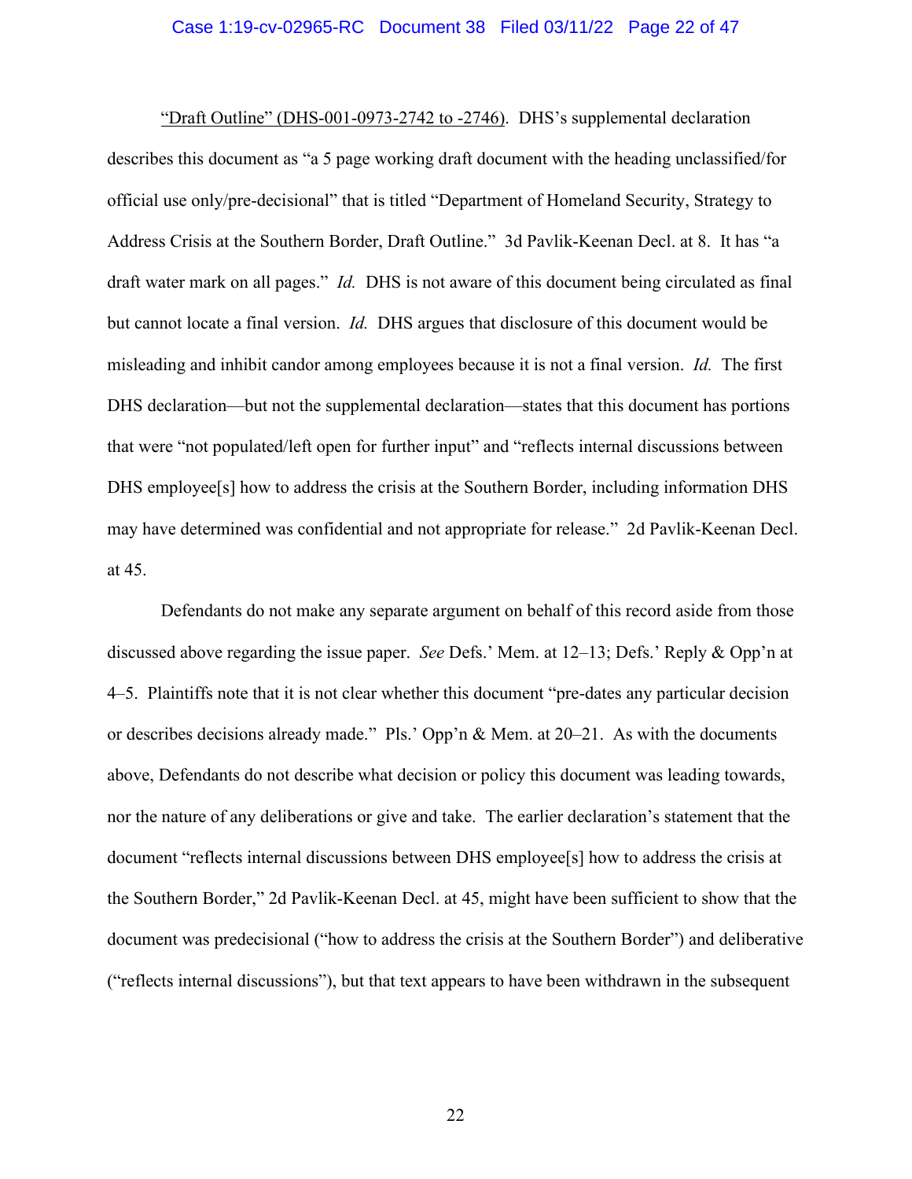<u>“Draft Outline” (DHS-001-0973-2742 to -2746)</u>. DHS’s supplemental declaration describes this document as “a 5 page working draft document with the heading unclassified/for official use only/pre-decisional” that is titled “Department of Homeland Security, Strategy to Address Crisis at the Southern Border, Draft Outline.” 3d Pavlik-Keenan Decl. at 8. It has “a draft water mark on all pages.” *Id.* DHS is not aware of this document being circulated as final but cannot locate a final version. *Id.* DHS argues that disclosure of this document would be misleading and inhibit candor among employees because it is not a final version. *Id.* The first DHS declaration—but not the supplemental declaration—states that this document has portions that were “not populated/left open for further input” and “reflects internal discussions between DHS employee[s] how to address the crisis at the Southern Border, including information DHS may have determined was confidential and not appropriate for release.” 2d Pavlik-Keenan Decl. at 45.

Defendants do not make any separate argument on behalf of this record aside from those discussed above regarding the issue paper. *See* Defs.’ Mem. at 12–13; Defs.’ Reply & Opp’n at 4–5. Plaintiffs note that it is not clear whether this document “pre-dates any particular decision or describes decisions already made.” Pls.’ Opp’n & Mem. at 20–21. As with the documents above, Defendants do not describe what decision or policy this document was leading towards, nor the nature of any deliberations or give and take. The earlier declaration’s statement that the document “reflects internal discussions between DHS employee[s] how to address the crisis at the Southern Border,” 2d Pavlik-Keenan Decl. at 45, might have been sufficient to show that the document was predecisional (“how to address the crisis at the Southern Border”) and deliberative (“reflects internal discussions”), but that text appears to have been withdrawn in the subsequent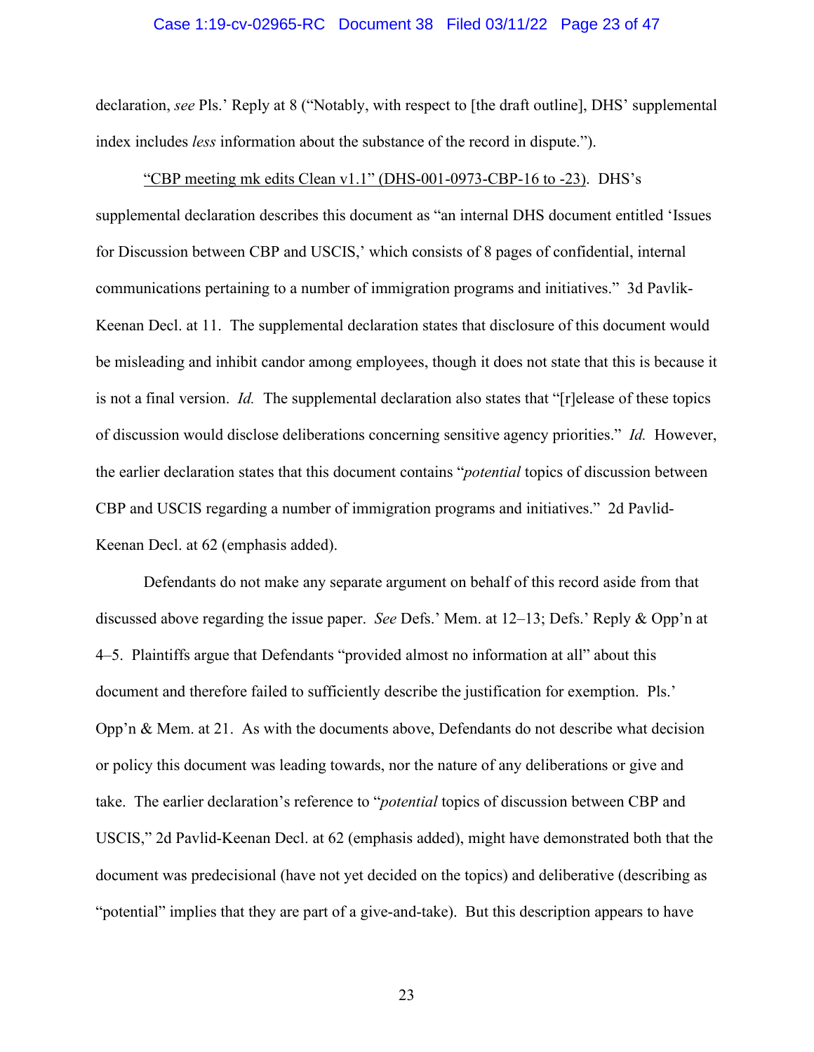declaration, *see* Pls.' Reply at 8 ("Notably, with respect to [the draft outline], DHS' supplemental index includes *less* information about the substance of the record in dispute.").

"CBP meeting mk edits Clean v1.1" (DHS-001-0973-CBP-16 to -23). DHS's supplemental declaration describes this document as "an internal DHS document entitled 'Issues for Discussion between CBP and USCIS,' which consists of 8 pages of confidential, internal communications pertaining to a number of immigration programs and initiatives." 3d Pavlik-Keenan Decl. at 11. The supplemental declaration states that disclosure of this document would be misleading and inhibit candor among employees, though it does not state that this is because it is not a final version. *Id.* The supplemental declaration also states that "[r]elease of these topics of discussion would disclose deliberations concerning sensitive agency priorities." *Id.* However, the earlier declaration states that this document contains "*potential* topics of discussion between CBP and USCIS regarding a number of immigration programs and initiatives." 2d Pavlid-Keenan Decl. at 62 (emphasis added).

Defendants do not make any separate argument on behalf of this record aside from that discussed above regarding the issue paper. *See* Defs.' Mem. at 12–13; Defs.' Reply & Opp'n at 4–5. Plaintiffs argue that Defendants "provided almost no information at all" about this document and therefore failed to sufficiently describe the justification for exemption. Pls.' Opp'n & Mem. at 21. As with the documents above, Defendants do not describe what decision or policy this document was leading towards, nor the nature of any deliberations or give and take. The earlier declaration's reference to "*potential* topics of discussion between CBP and USCIS," 2d Pavlid-Keenan Decl. at 62 (emphasis added), might have demonstrated both that the document was predecisional (have not yet decided on the topics) and deliberative (describing as "potential" implies that they are part of a give-and-take). But this description appears to have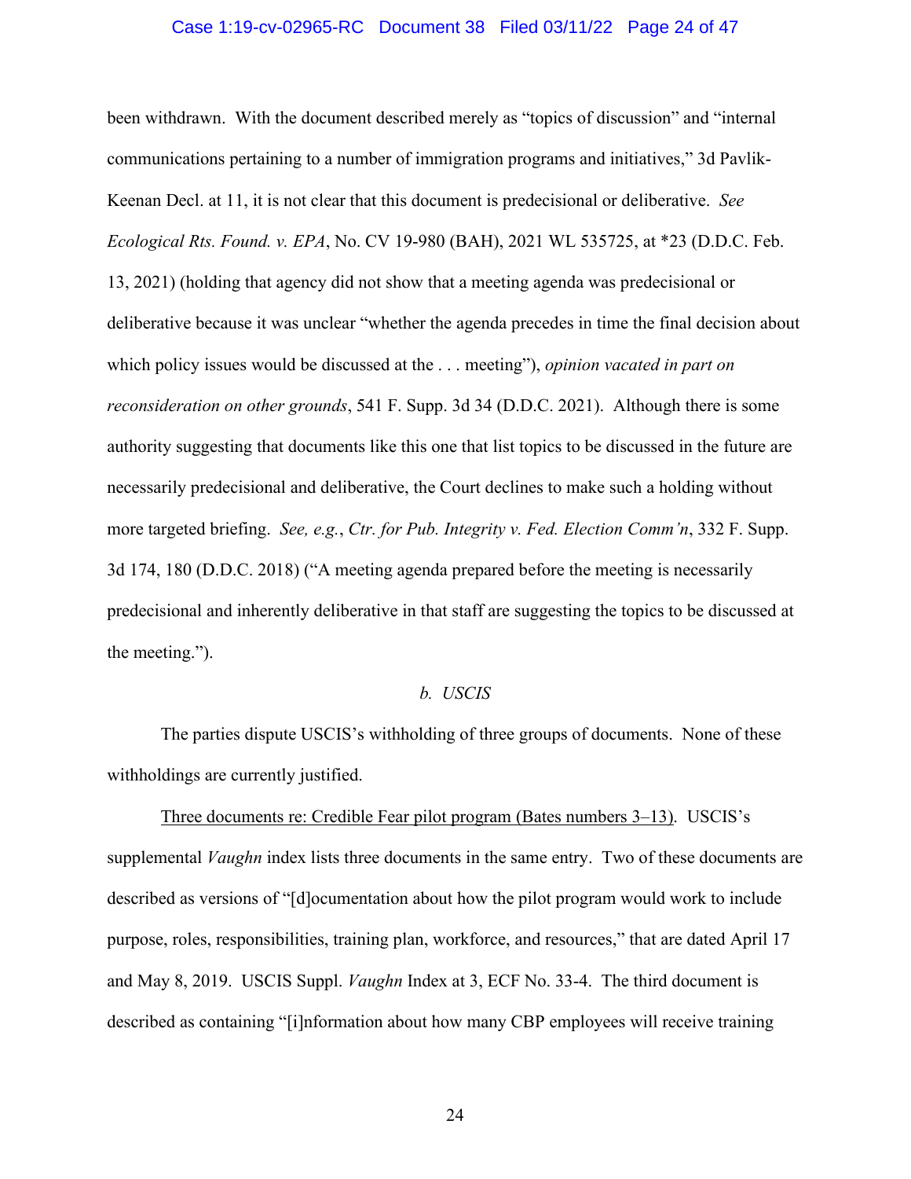been withdrawn. With the document described merely as "topics of discussion" and "internal communications pertaining to a number of immigration programs and initiatives," 3d Pavlik-Keenan Decl. at 11, it is not clear that this document is predecisional or deliberative. *See Ecological Rts. Found. v. EPA*, No. CV 19-980 (BAH), 2021 WL 535725, at *23 (D.D.C. Feb. 13, 2021) (holding that agency did not show that a meeting agenda was predecisional or deliberative because it was unclear "whether the agenda precedes in time the final decision about which policy issues would be discussed at the . . . meeting"), *opinion vacated in part on reconsideration on other grounds*, 541 F. Supp. 3d 34 (D.D.C. 2021). Although there is some authority suggesting that documents like this one that list topics to be discussed in the future are necessarily predecisional and deliberative, the Court declines to make such a holding without more targeted briefing. *See, e.g.*, *Ctr. for Pub. Integrity v. Fed. Election Comm'n*, 332 F. Supp. 3d 174, 180 (D.D.C. 2018) ("A meeting agenda prepared before the meeting is necessarily predecisional and inherently deliberative in that staff are suggesting the topics to be discussed at the meeting.").

*b. USCIS*

The parties dispute USCIS's withholding of three groups of documents. None of these withholdings are currently justified.

<u>Three documents re: Credible Fear pilot program (Bates numbers 3–13)</u>. USCIS's supplemental *Vaughn* index lists three documents in the same entry. Two of these documents are described as versions of "[d]ocumentation about how the pilot program would work to include purpose, roles, responsibilities, training plan, workforce, and resources," that are dated April 17 and May 8, 2019. USCIS Suppl. *Vaughn* Index at 3, ECF No. 33-4. The third document is described as containing "[i]nformation about how many CBP employees will receive training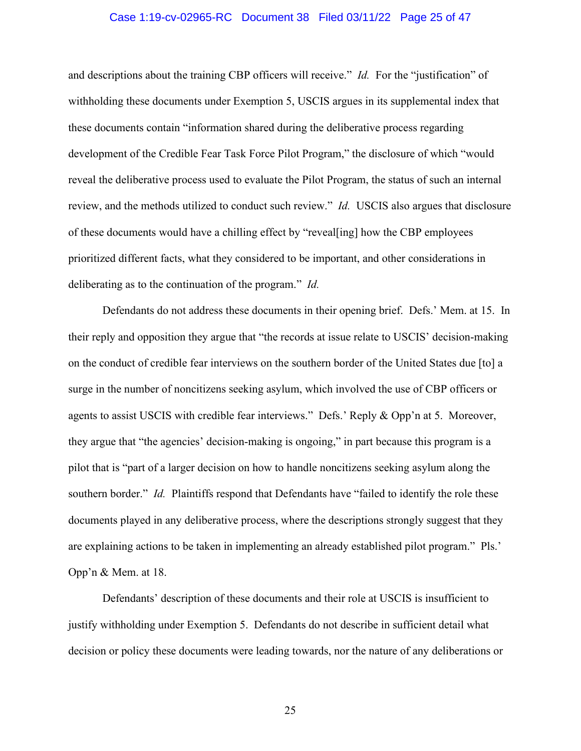and descriptions about the training CBP officers will receive." *Id.* For the "justification" of withholding these documents under Exemption 5, USCIS argues in its supplemental index that these documents contain "information shared during the deliberative process regarding development of the Credible Fear Task Force Pilot Program," the disclosure of which "would reveal the deliberative process used to evaluate the Pilot Program, the status of such an internal review, and the methods utilized to conduct such review." *Id.* USCIS also argues that disclosure of these documents would have a chilling effect by "reveal[ing] how the CBP employees prioritized different facts, what they considered to be important, and other considerations in deliberating as to the continuation of the program." *Id.*

Defendants do not address these documents in their opening brief. Defs.' Mem. at 15. In their reply and opposition they argue that "the records at issue relate to USCIS' decision-making on the conduct of credible fear interviews on the southern border of the United States due [to] a surge in the number of noncitizens seeking asylum, which involved the use of CBP officers or agents to assist USCIS with credible fear interviews." Defs.' Reply & Opp'n at 5. Moreover, they argue that "the agencies' decision-making is ongoing," in part because this program is a pilot that is "part of a larger decision on how to handle noncitizens seeking asylum along the southern border." *Id.* Plaintiffs respond that Defendants have "failed to identify the role these documents played in any deliberative process, where the descriptions strongly suggest that they are explaining actions to be taken in implementing an already established pilot program." Pls.' Opp'n & Mem. at 18.

Defendants' description of these documents and their role at USCIS is insufficient to justify withholding under Exemption 5. Defendants do not describe in sufficient detail what decision or policy these documents were leading towards, nor the nature of any deliberations or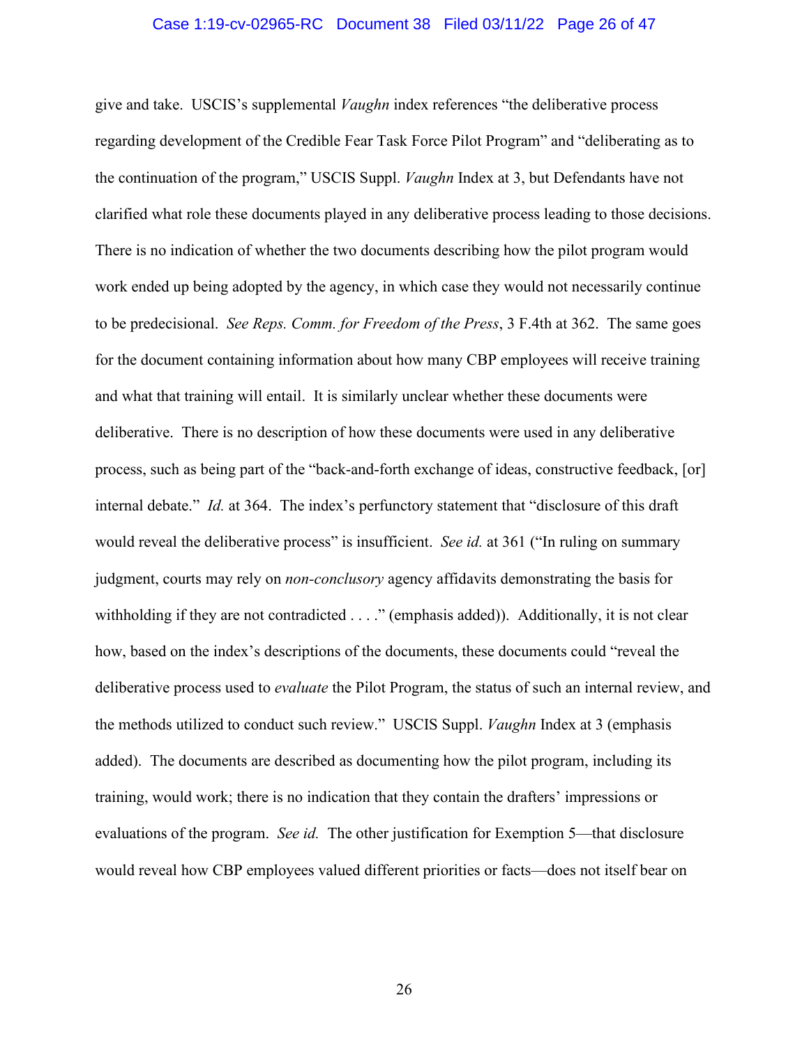give and take. USCIS's supplemental *Vaughn* index references "the deliberative process regarding development of the Credible Fear Task Force Pilot Program" and "deliberating as to the continuation of the program," USCIS Suppl. *Vaughn* Index at 3, but Defendants have not clarified what role these documents played in any deliberative process leading to those decisions. There is no indication of whether the two documents describing how the pilot program would work ended up being adopted by the agency, in which case they would not necessarily continue to be predecisional. *See Reps. Comm. for Freedom of the Press*, 3 F.4th at 362. The same goes for the document containing information about how many CBP employees will receive training and what that training will entail. It is similarly unclear whether these documents were deliberative. There is no description of how these documents were used in any deliberative process, such as being part of the "back-and-forth exchange of ideas, constructive feedback, [or] internal debate." *Id.* at 364. The index's perfunctory statement that "disclosure of this draft would reveal the deliberative process" is insufficient. *See id.* at 361 ("In ruling on summary judgment, courts may rely on *non-conclusory* agency affidavits demonstrating the basis for withholding if they are not contradicted . . . ." (emphasis added)). Additionally, it is not clear how, based on the index's descriptions of the documents, these documents could "reveal the deliberative process used to *evaluate* the Pilot Program, the status of such an internal review, and the methods utilized to conduct such review." USCIS Suppl. *Vaughn* Index at 3 (emphasis added). The documents are described as documenting how the pilot program, including its training, would work; there is no indication that they contain the drafters' impressions or evaluations of the program. *See id.* The other justification for Exemption 5—that disclosure would reveal how CBP employees valued different priorities or facts—does not itself bear on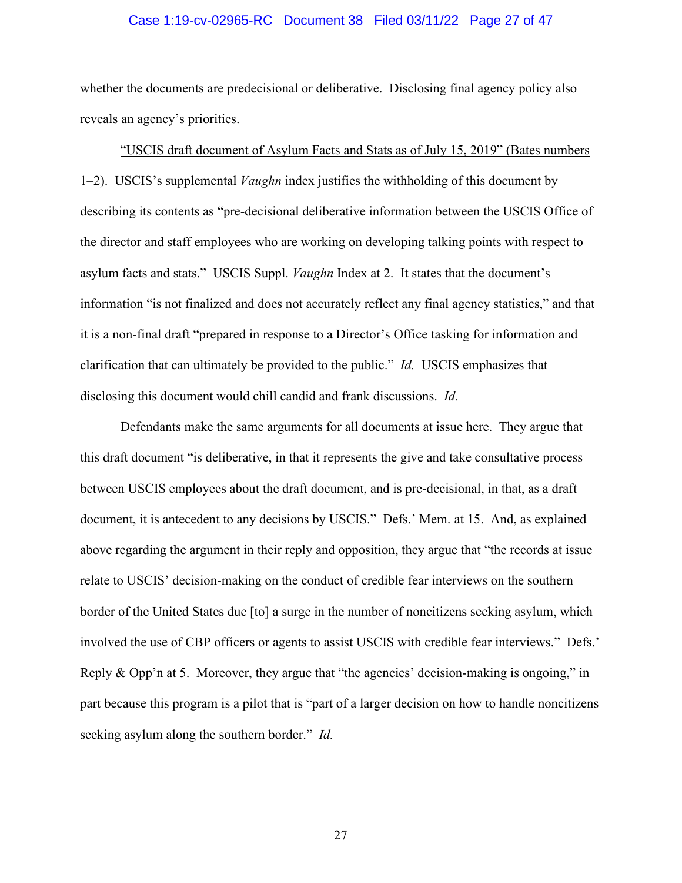whether the documents are predecisional or deliberative. Disclosing final agency policy also reveals an agency's priorities.

<u>"USCIS draft document of Asylum Facts and Stats as of July 15, 2019" (Bates numbers 1–2)</u>. USCIS's supplemental *Vaughn* index justifies the withholding of this document by describing its contents as "pre-decisional deliberative information between the USCIS Office of the director and staff employees who are working on developing talking points with respect to asylum facts and stats." USCIS Suppl. *Vaughn* Index at 2. It states that the document's information "is not finalized and does not accurately reflect any final agency statistics," and that it is a non-final draft "prepared in response to a Director's Office tasking for information and clarification that can ultimately be provided to the public." *Id.* USCIS emphasizes that disclosing this document would chill candid and frank discussions. *Id.*

Defendants make the same arguments for all documents at issue here. They argue that this draft document "is deliberative, in that it represents the give and take consultative process between USCIS employees about the draft document, and is pre-decisional, in that, as a draft document, it is antecedent to any decisions by USCIS." Defs.' Mem. at 15. And, as explained above regarding the argument in their reply and opposition, they argue that "the records at issue relate to USCIS' decision-making on the conduct of credible fear interviews on the southern border of the United States due [to] a surge in the number of noncitizens seeking asylum, which involved the use of CBP officers or agents to assist USCIS with credible fear interviews." Defs.' Reply & Opp'n at 5. Moreover, they argue that "the agencies' decision-making is ongoing," in part because this program is a pilot that is "part of a larger decision on how to handle noncitizens seeking asylum along the southern border." *Id.*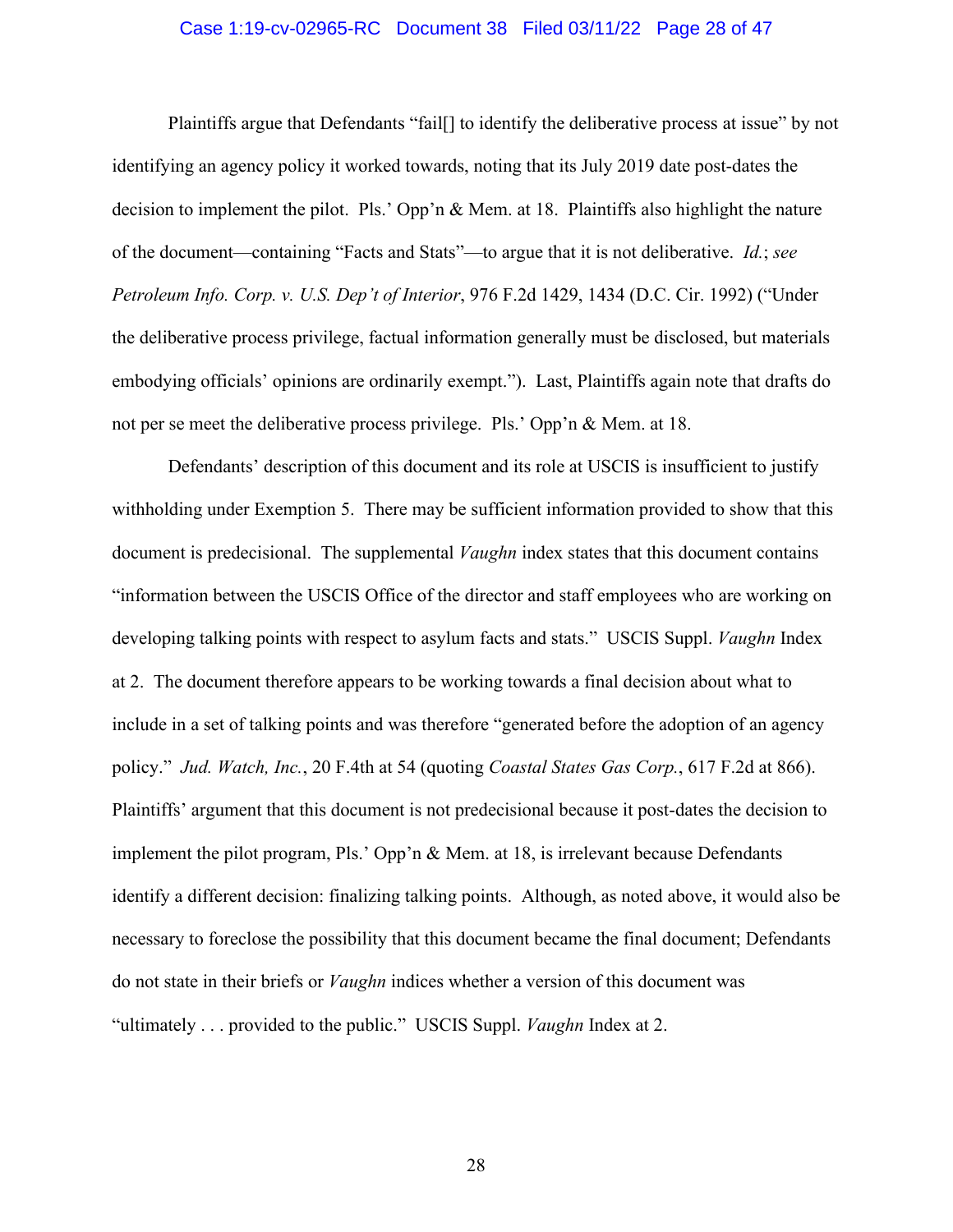Plaintiffs argue that Defendants "fail[] to identify the deliberative process at issue" by not identifying an agency policy it worked towards, noting that its July 2019 date post-dates the decision to implement the pilot. Pls.' Opp'n & Mem. at 18. Plaintiffs also highlight the nature of the document—containing "Facts and Stats"—to argue that it is not deliberative. *Id.*; *see Petroleum Info. Corp. v. U.S. Dep't of Interior*, 976 F.2d 1429, 1434 (D.C. Cir. 1992) ("Under the deliberative process privilege, factual information generally must be disclosed, but materials embodying officials' opinions are ordinarily exempt."). Last, Plaintiffs again note that drafts do not per se meet the deliberative process privilege. Pls.' Opp'n & Mem. at 18.

Defendants' description of this document and its role at USCIS is insufficient to justify withholding under Exemption 5. There may be sufficient information provided to show that this document is predecisional. The supplemental *Vaughn* index states that this document contains "information between the USCIS Office of the director and staff employees who are working on developing talking points with respect to asylum facts and stats." USCIS Suppl. *Vaughn* Index at 2. The document therefore appears to be working towards a final decision about what to include in a set of talking points and was therefore "generated before the adoption of an agency policy." *Jud. Watch, Inc.*, 20 F.4th at 54 (quoting *Coastal States Gas Corp.*, 617 F.2d at 866). Plaintiffs' argument that this document is not predecisional because it post-dates the decision to implement the pilot program, Pls.' Opp'n & Mem. at 18, is irrelevant because Defendants identify a different decision: finalizing talking points. Although, as noted above, it would also be necessary to foreclose the possibility that this document became the final document; Defendants do not state in their briefs or *Vaughn* indices whether a version of this document was "ultimately . . . provided to the public." USCIS Suppl. *Vaughn* Index at 2.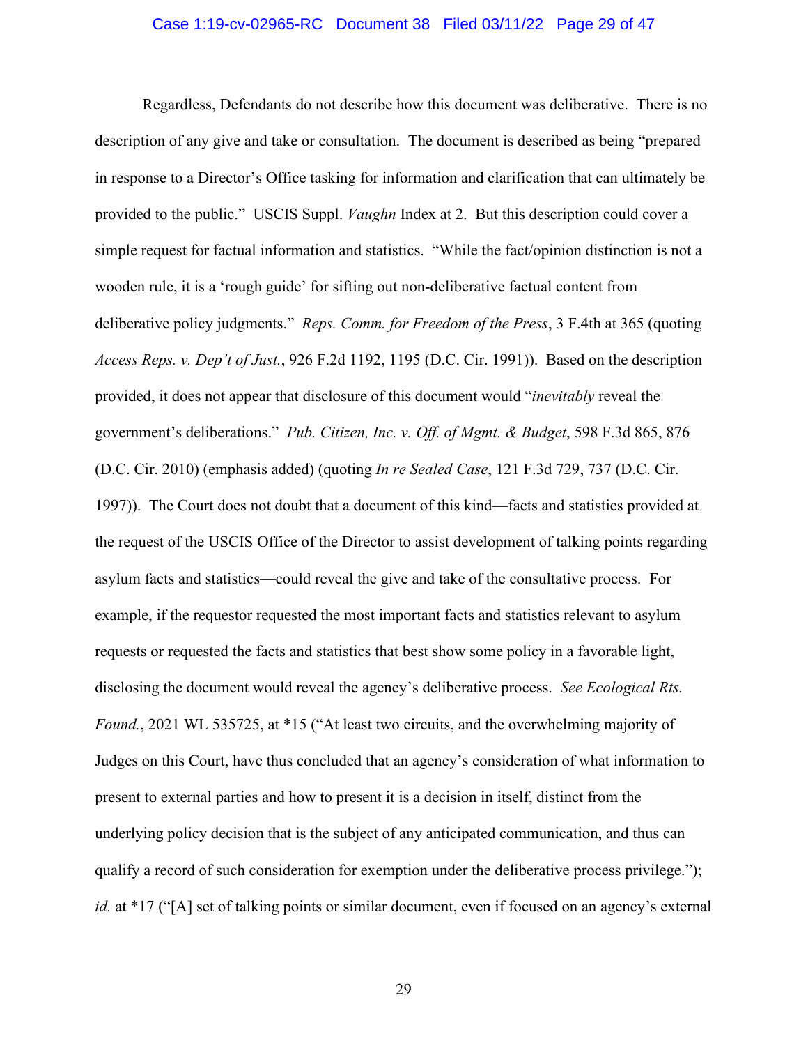Regardless, Defendants do not describe how this document was deliberative. There is no description of any give and take or consultation. The document is described as being "prepared in response to a Director's Office tasking for information and clarification that can ultimately be provided to the public." USCIS Suppl. *Vaughn* Index at 2. But this description could cover a simple request for factual information and statistics. "While the fact/opinion distinction is not a wooden rule, it is a 'rough guide' for sifting out non-deliberative factual content from deliberative policy judgments." *Reps. Comm. for Freedom of the Press*, 3 F.4th at 365 (quoting *Access Reps. v. Dep't of Just.*, 926 F.2d 1192, 1195 (D.C. Cir. 1991)). Based on the description provided, it does not appear that disclosure of this document would "*inevitably* reveal the government's deliberations." *Pub. Citizen, Inc. v. Off. of Mgmt. & Budget*, 598 F.3d 865, 876 (D.C. Cir. 2010) (emphasis added) (quoting *In re Sealed Case*, 121 F.3d 729, 737 (D.C. Cir. 1997)). The Court does not doubt that a document of this kind—facts and statistics provided at the request of the USCIS Office of the Director to assist development of talking points regarding asylum facts and statistics—could reveal the give and take of the consultative process. For example, if the requestor requested the most important facts and statistics relevant to asylum requests or requested the facts and statistics that best show some policy in a favorable light, disclosing the document would reveal the agency's deliberative process. *See Ecological Rts. Found.*, 2021 WL 535725, at *15 ("At least two circuits, and the overwhelming majority of Judges on this Court, have thus concluded that an agency's consideration of what information to present to external parties and how to present it is a decision in itself, distinct from the underlying policy decision that is the subject of any anticipated communication, and thus can qualify a record of such consideration for exemption under the deliberative process privilege."); *id.* at *17 ("[A] set of talking points or similar document, even if focused on an agency's external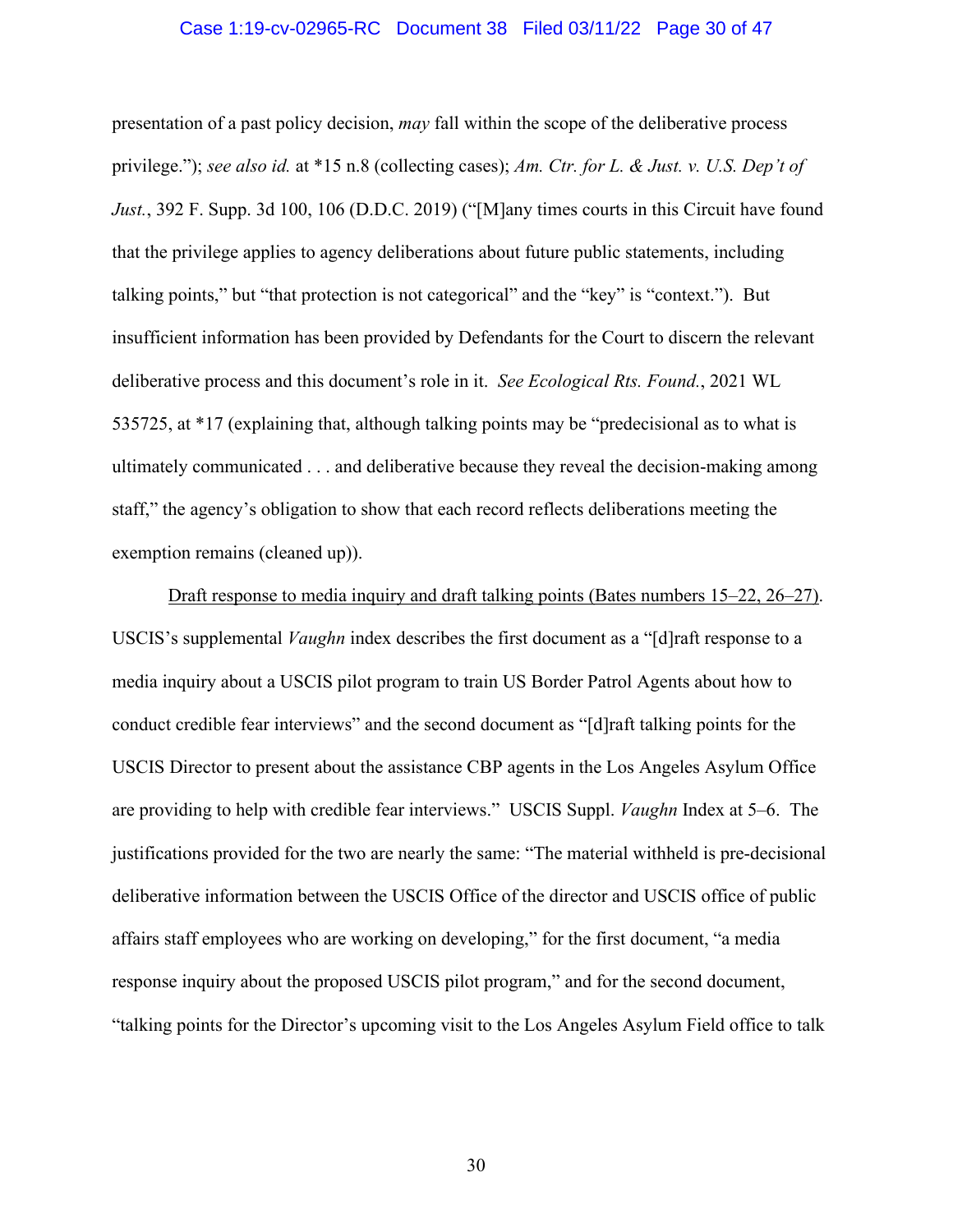presentation of a past policy decision, *may* fall within the scope of the deliberative process privilege."); *see also id.* at *15 n.8 (collecting cases); *Am. Ctr. for L. & Just. v. U.S. Dep't of Just.*, 392 F. Supp. 3d 100, 106 (D.D.C. 2019) ("[M]any times courts in this Circuit have found that the privilege applies to agency deliberations about future public statements, including talking points," but "that protection is not categorical" and the "key" is "context."). But insufficient information has been provided by Defendants for the Court to discern the relevant deliberative process and this document's role in it. *See Ecological Rts. Found.*, 2021 WL 535725, at *17 (explaining that, although talking points may be "predecisional as to what is ultimately communicated . . . and deliberative because they reveal the decision-making among staff," the agency's obligation to show that each record reflects deliberations meeting the exemption remains (cleaned up)).

<u>Draft response to media inquiry and draft talking points (Bates numbers 15–22, 26–27)</u>. USCIS's supplemental *Vaughn* index describes the first document as a "[d]raft response to a media inquiry about a USCIS pilot program to train US Border Patrol Agents about how to conduct credible fear interviews" and the second document as "[d]raft talking points for the USCIS Director to present about the assistance CBP agents in the Los Angeles Asylum Office are providing to help with credible fear interviews." USCIS Suppl. *Vaughn* Index at 5–6. The justifications provided for the two are nearly the same: "The material withheld is pre-decisional deliberative information between the USCIS Office of the director and USCIS office of public affairs staff employees who are working on developing," for the first document, "a media response inquiry about the proposed USCIS pilot program," and for the second document, "talking points for the Director's upcoming visit to the Los Angeles Asylum Field office to talk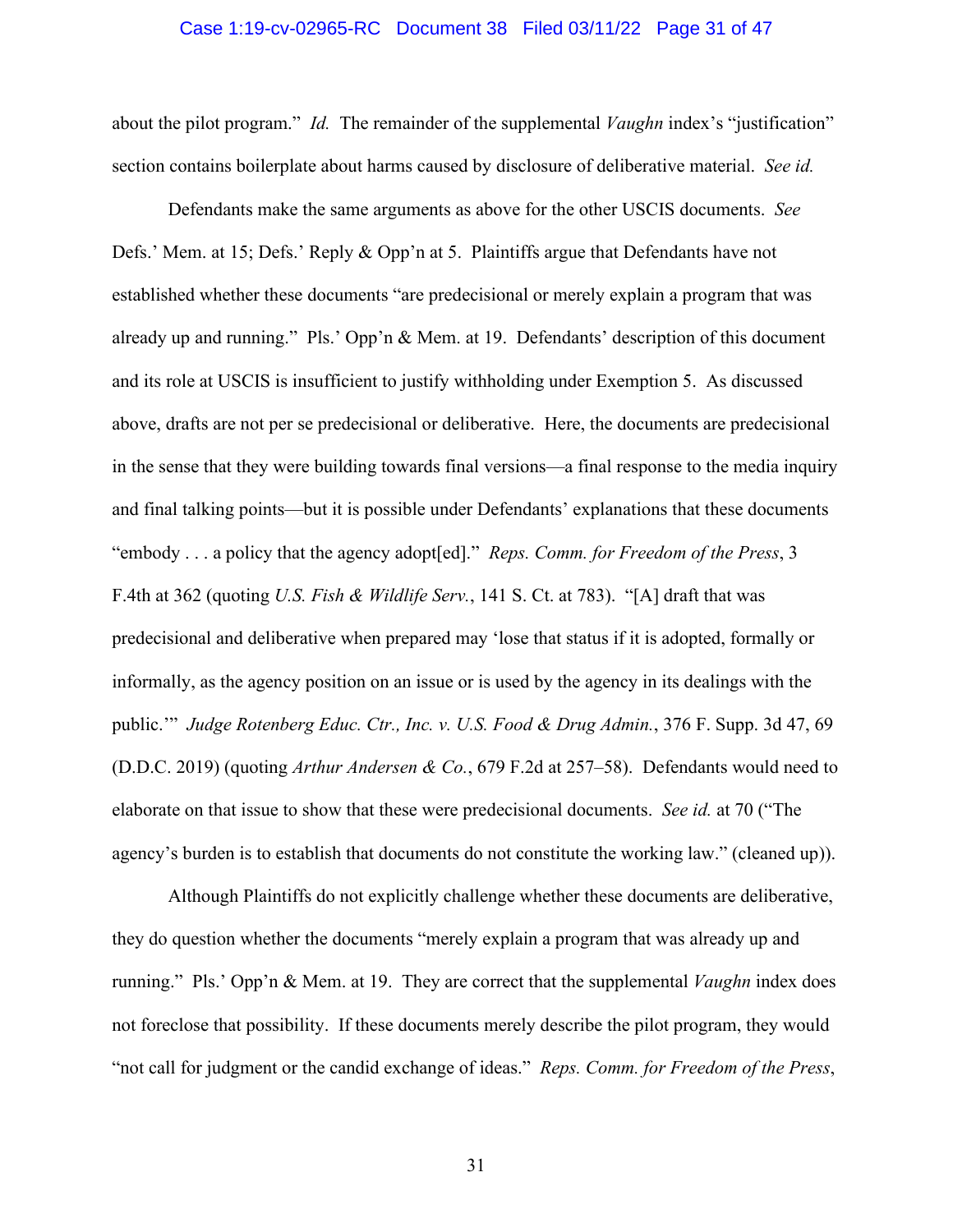about the pilot program." *Id.* The remainder of the supplemental *Vaughn* index's "justification" section contains boilerplate about harms caused by disclosure of deliberative material. *See id.*

Defendants make the same arguments as above for the other USCIS documents. *See* Defs.' Mem. at 15; Defs.' Reply & Opp'n at 5. Plaintiffs argue that Defendants have not established whether these documents "are predecisional or merely explain a program that was already up and running." Pls.' Opp'n & Mem. at 19. Defendants' description of this document and its role at USCIS is insufficient to justify withholding under Exemption 5. As discussed above, drafts are not per se predecisional or deliberative. Here, the documents are predecisional in the sense that they were building towards final versions—a final response to the media inquiry and final talking points—but it is possible under Defendants' explanations that these documents "embody . . . a policy that the agency adopt[ed]." *Reps. Comm. for Freedom of the Press*, 3 F.4th at 362 (quoting *U.S. Fish & Wildlife Serv.*, 141 S. Ct. at 783). "[A] draft that was predecisional and deliberative when prepared may 'lose that status if it is adopted, formally or informally, as the agency position on an issue or is used by the agency in its dealings with the public.'" *Judge Rotenberg Educ. Ctr., Inc. v. U.S. Food & Drug Admin.*, 376 F. Supp. 3d 47, 69 (D.D.C. 2019) (quoting *Arthur Andersen & Co.*, 679 F.2d at 257–58). Defendants would need to elaborate on that issue to show that these were predecisional documents. *See id.* at 70 ("The agency's burden is to establish that documents do not constitute the working law." (cleaned up)).

Although Plaintiffs do not explicitly challenge whether these documents are deliberative, they do question whether the documents "merely explain a program that was already up and running." Pls.' Opp'n & Mem. at 19. They are correct that the supplemental *Vaughn* index does not foreclose that possibility. If these documents merely describe the pilot program, they would "not call for judgment or the candid exchange of ideas." *Reps. Comm. for Freedom of the Press*,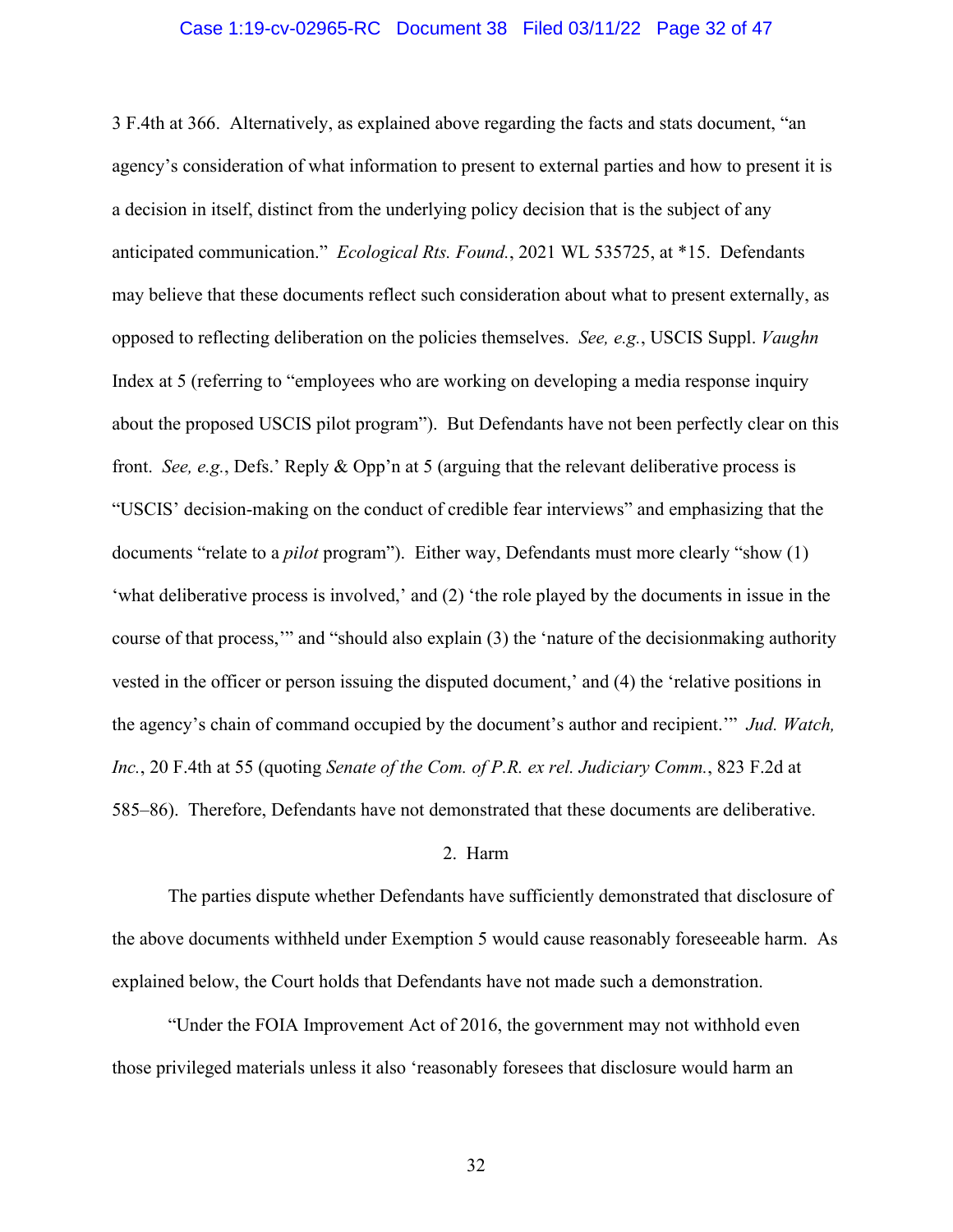3 F.4th at 366. Alternatively, as explained above regarding the facts and stats document, "an agency's consideration of what information to present to external parties and how to present it is a decision in itself, distinct from the underlying policy decision that is the subject of any anticipated communication." *Ecological Rts. Found.*, 2021 WL 535725, at *15. Defendants may believe that these documents reflect such consideration about what to present externally, as opposed to reflecting deliberation on the policies themselves. *See, e.g.*, USCIS Suppl. *Vaughn* Index at 5 (referring to "employees who are working on developing a media response inquiry about the proposed USCIS pilot program"). But Defendants have not been perfectly clear on this front. *See, e.g.*, Defs.' Reply & Opp'n at 5 (arguing that the relevant deliberative process is "USCIS' decision-making on the conduct of credible fear interviews" and emphasizing that the documents "relate to a *pilot* program"). Either way, Defendants must more clearly "show (1) 'what deliberative process is involved,' and (2) 'the role played by the documents in issue in the course of that process,'" and "should also explain (3) the 'nature of the decisionmaking authority vested in the officer or person issuing the disputed document,' and (4) the 'relative positions in the agency's chain of command occupied by the document's author and recipient.'" *Jud. Watch, Inc.*, 20 F.4th at 55 (quoting *Senate of the Com. of P.R. ex rel. Judiciary Comm.*, 823 F.2d at 585–86). Therefore, Defendants have not demonstrated that these documents are deliberative.

2. Harm

The parties dispute whether Defendants have sufficiently demonstrated that disclosure of the above documents withheld under Exemption 5 would cause reasonably foreseeable harm. As explained below, the Court holds that Defendants have not made such a demonstration.

"Under the FOIA Improvement Act of 2016, the government may not withhold even those privileged materials unless it also 'reasonably foresees that disclosure would harm an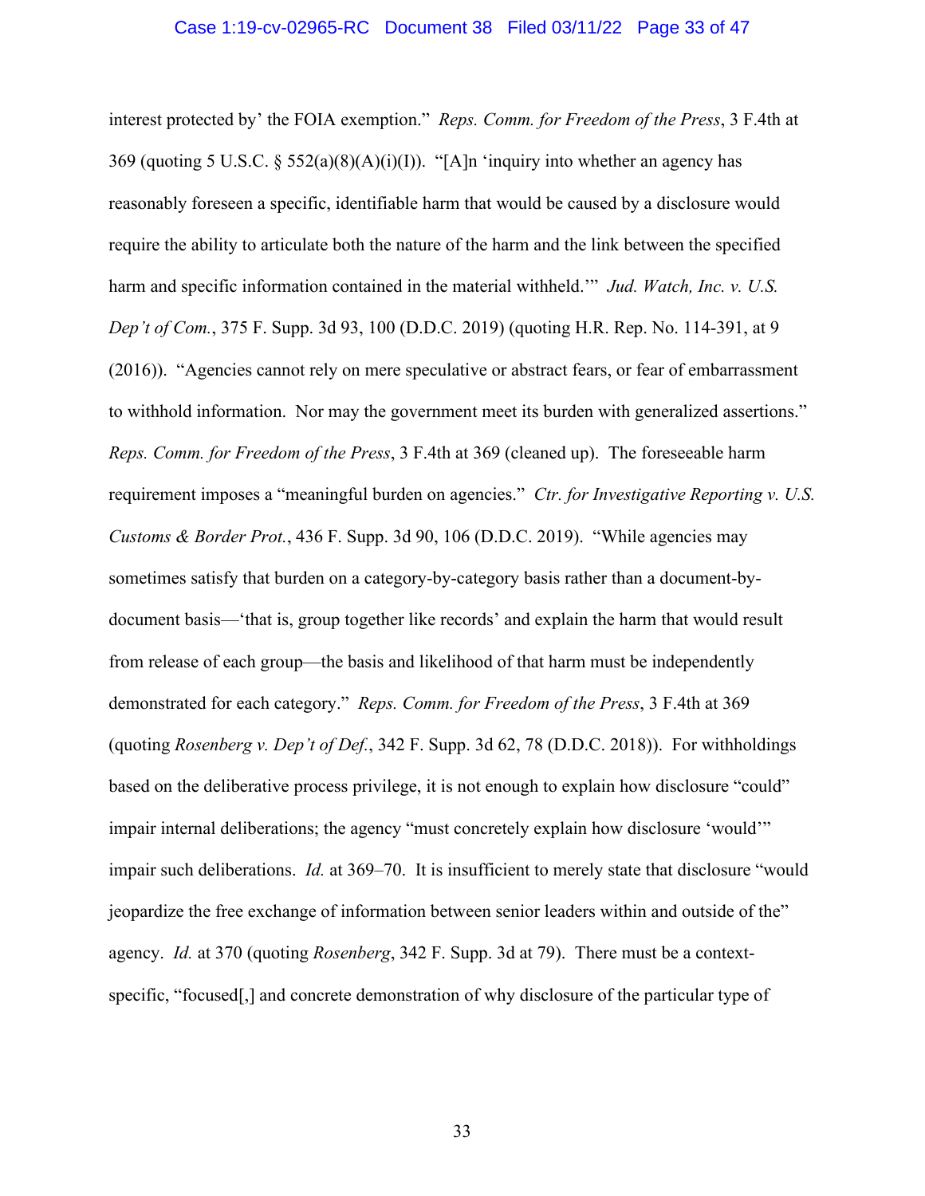interest protected by' the FOIA exemption." *Reps. Comm. for Freedom of the Press*, 3 F.4th at 369 (quoting 5 U.S.C. § 552(a)(8)(A)(i)(I)). "[A]n 'inquiry into whether an agency has reasonably foreseen a specific, identifiable harm that would be caused by a disclosure would require the ability to articulate both the nature of the harm and the link between the specified harm and specific information contained in the material withheld.'" *Jud. Watch, Inc. v. U.S. Dep't of Com.*, 375 F. Supp. 3d 93, 100 (D.D.C. 2019) (quoting H.R. Rep. No. 114-391, at 9 (2016)). "Agencies cannot rely on mere speculative or abstract fears, or fear of embarrassment to withhold information. Nor may the government meet its burden with generalized assertions." *Reps. Comm. for Freedom of the Press*, 3 F.4th at 369 (cleaned up). The foreseeable harm requirement imposes a "meaningful burden on agencies." *Ctr. for Investigative Reporting v. U.S. Customs & Border Prot.*, 436 F. Supp. 3d 90, 106 (D.D.C. 2019). "While agencies may sometimes satisfy that burden on a category-by-category basis rather than a document-by-document basis—'that is, group together like records' and explain the harm that would result from release of each group—the basis and likelihood of that harm must be independently demonstrated for each category." *Reps. Comm. for Freedom of the Press*, 3 F.4th at 369 (quoting *Rosenberg v. Dep't of Def.*, 342 F. Supp. 3d 62, 78 (D.D.C. 2018)). For withholdings based on the deliberative process privilege, it is not enough to explain how disclosure "could" impair internal deliberations; the agency "must concretely explain how disclosure 'would'" impair such deliberations. *Id.* at 369–70. It is insufficient to merely state that disclosure "would jeopardize the free exchange of information between senior leaders within and outside of the" agency. *Id.* at 370 (quoting *Rosenberg*, 342 F. Supp. 3d at 79). There must be a context-specific, "focused[,] and concrete demonstration of why disclosure of the particular type of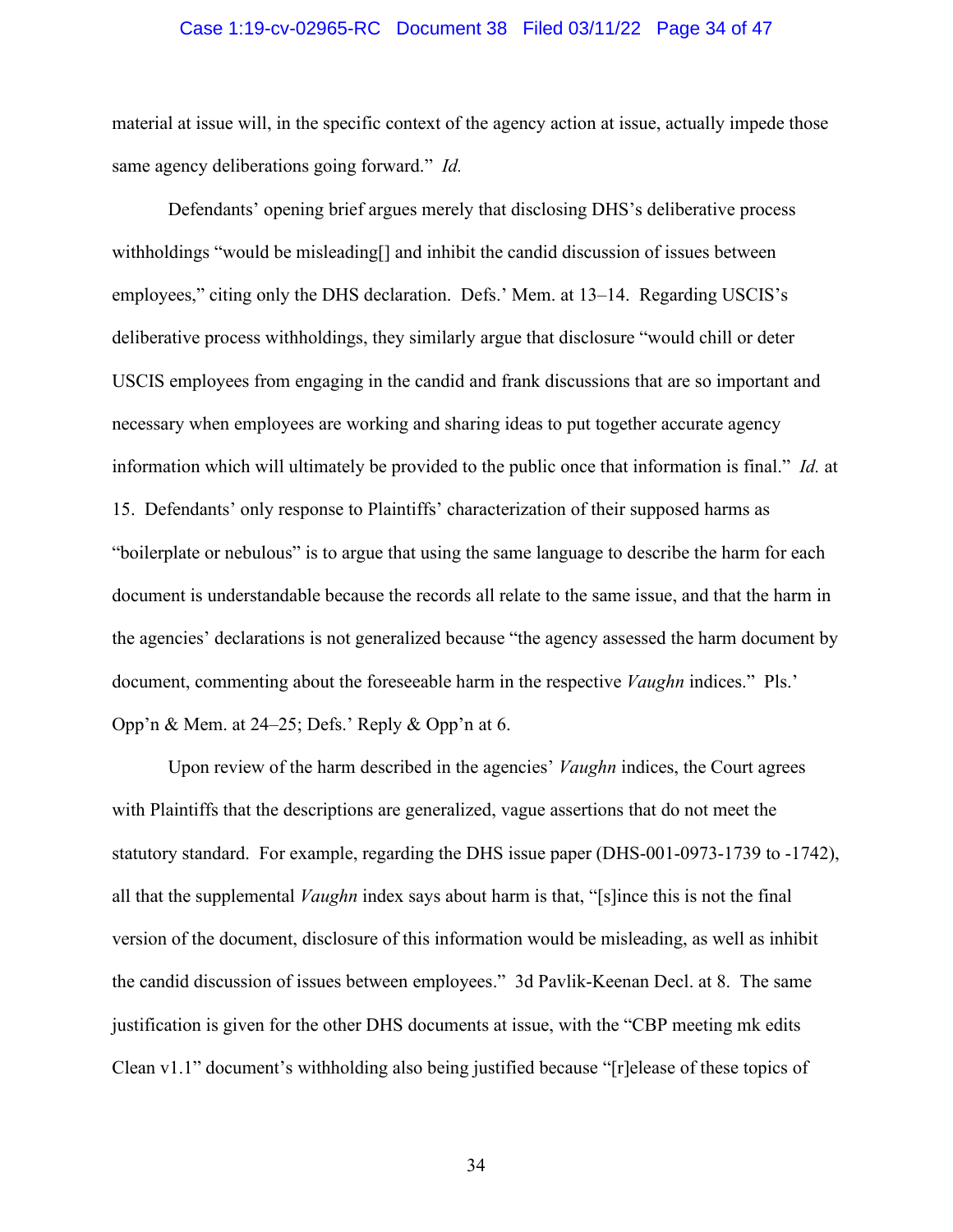material at issue will, in the specific context of the agency action at issue, actually impede those same agency deliberations going forward." *Id.*

Defendants' opening brief argues merely that disclosing DHS's deliberative process withholdings "would be misleading[] and inhibit the candid discussion of issues between employees," citing only the DHS declaration. Defs.' Mem. at 13–14. Regarding USCIS's deliberative process withholdings, they similarly argue that disclosure "would chill or deter USCIS employees from engaging in the candid and frank discussions that are so important and necessary when employees are working and sharing ideas to put together accurate agency information which will ultimately be provided to the public once that information is final." *Id.* at 15. Defendants' only response to Plaintiffs' characterization of their supposed harms as "boilerplate or nebulous" is to argue that using the same language to describe the harm for each document is understandable because the records all relate to the same issue, and that the harm in the agencies' declarations is not generalized because "the agency assessed the harm document by document, commenting about the foreseeable harm in the respective *Vaughn* indices." Pls.' Opp'n & Mem. at 24–25; Defs.' Reply & Opp'n at 6.

Upon review of the harm described in the agencies' *Vaughn* indices, the Court agrees with Plaintiffs that the descriptions are generalized, vague assertions that do not meet the statutory standard. For example, regarding the DHS issue paper (DHS-001-0973-1739 to -1742), all that the supplemental *Vaughn* index says about harm is that, "[s]ince this is not the final version of the document, disclosure of this information would be misleading, as well as inhibit the candid discussion of issues between employees." 3d Pavlik-Keenan Decl. at 8. The same justification is given for the other DHS documents at issue, with the "CBP meeting mk edits Clean v1.1" document's withholding also being justified because "[r]elease of these topics of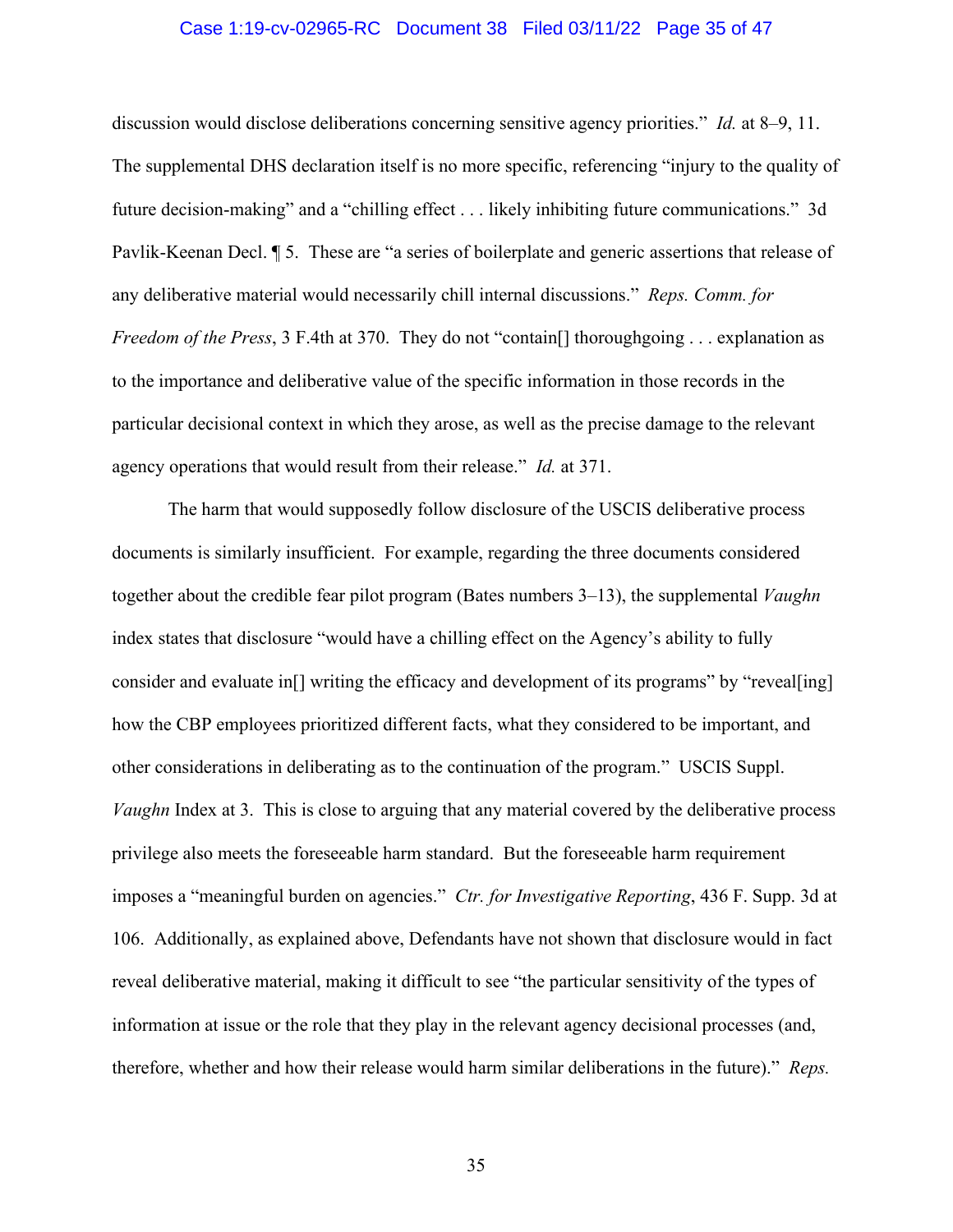discussion would disclose deliberations concerning sensitive agency priorities." *Id.* at 8–9, 11. The supplemental DHS declaration itself is no more specific, referencing "injury to the quality of future decision-making" and a "chilling effect . . . likely inhibiting future communications." 3d Pavlik-Keenan Decl. ¶ 5. These are "a series of boilerplate and generic assertions that release of any deliberative material would necessarily chill internal discussions." *Reps. Comm. for Freedom of the Press*, 3 F.4th at 370. They do not "contain[] thoroughgoing . . . explanation as to the importance and deliberative value of the specific information in those records in the particular decisional context in which they arose, as well as the precise damage to the relevant agency operations that would result from their release." *Id.* at 371.

The harm that would supposedly follow disclosure of the USCIS deliberative process documents is similarly insufficient. For example, regarding the three documents considered together about the credible fear pilot program (Bates numbers 3–13), the supplemental *Vaughn* index states that disclosure "would have a chilling effect on the Agency's ability to fully consider and evaluate in[] writing the efficacy and development of its programs" by "reveal[ing] how the CBP employees prioritized different facts, what they considered to be important, and other considerations in deliberating as to the continuation of the program." USCIS Suppl. *Vaughn* Index at 3. This is close to arguing that any material covered by the deliberative process privilege also meets the foreseeable harm standard. But the foreseeable harm requirement imposes a "meaningful burden on agencies." *Ctr. for Investigative Reporting*, 436 F. Supp. 3d at 106. Additionally, as explained above, Defendants have not shown that disclosure would in fact reveal deliberative material, making it difficult to see "the particular sensitivity of the types of information at issue or the role that they play in the relevant agency decisional processes (and, therefore, whether and how their release would harm similar deliberations in the future)." *Reps.*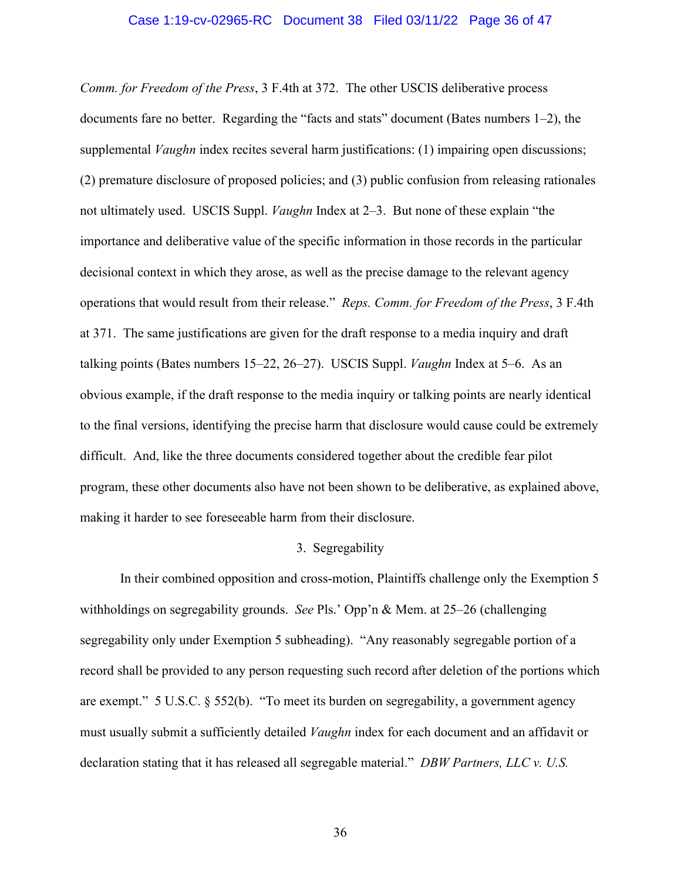*Comm. for Freedom of the Press*, 3 F.4th at 372. The other USCIS deliberative process documents fare no better. Regarding the "facts and stats" document (Bates numbers 1–2), the supplemental *Vaughn* index recites several harm justifications: (1) impairing open discussions; (2) premature disclosure of proposed policies; and (3) public confusion from releasing rationales not ultimately used. USCIS Suppl. *Vaughn* Index at 2–3. But none of these explain "the importance and deliberative value of the specific information in those records in the particular decisional context in which they arose, as well as the precise damage to the relevant agency operations that would result from their release." *Reps. Comm. for Freedom of the Press*, 3 F.4th at 371. The same justifications are given for the draft response to a media inquiry and draft talking points (Bates numbers 15–22, 26–27). USCIS Suppl. *Vaughn* Index at 5–6. As an obvious example, if the draft response to the media inquiry or talking points are nearly identical to the final versions, identifying the precise harm that disclosure would cause could be extremely difficult. And, like the three documents considered together about the credible fear pilot program, these other documents also have not been shown to be deliberative, as explained above, making it harder to see foreseeable harm from their disclosure.

3. Segregability

In their combined opposition and cross-motion, Plaintiffs challenge only the Exemption 5 withholdings on segregability grounds. *See* Pls.' Opp'n & Mem. at 25–26 (challenging segregability only under Exemption 5 subheading). "Any reasonably segregable portion of a record shall be provided to any person requesting such record after deletion of the portions which are exempt." 5 U.S.C. § 552(b). "To meet its burden on segregability, a government agency must usually submit a sufficiently detailed *Vaughn* index for each document and an affidavit or declaration stating that it has released all segregable material." *DBW Partners, LLC v. U.S.*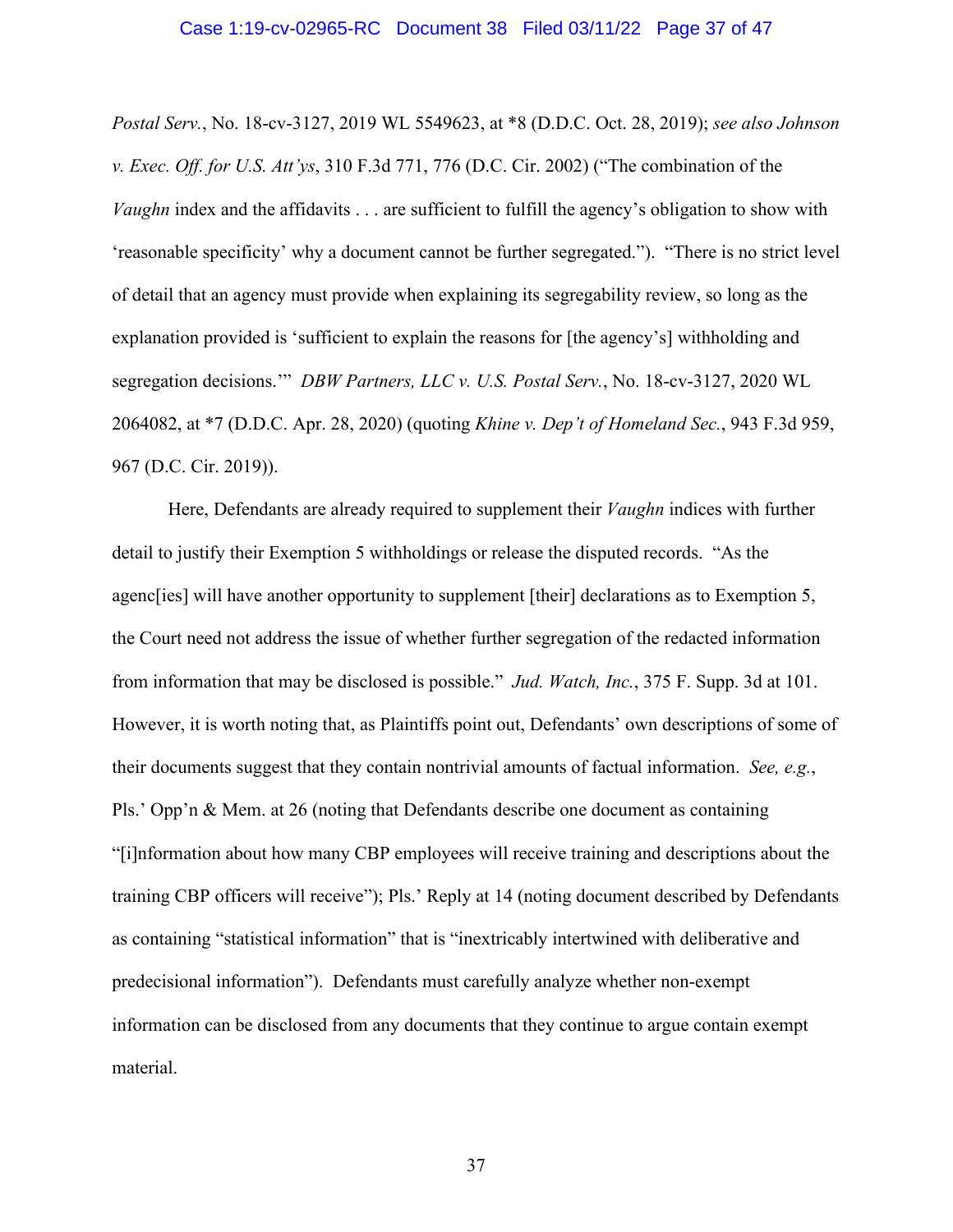*Postal Serv.*, No. 18-cv-3127, 2019 WL 5549623, at *8 (D.D.C. Oct. 28, 2019); *see also Johnson v. Exec. Off. for U.S. Att'ys*, 310 F.3d 771, 776 (D.C. Cir. 2002) ("The combination of the *Vaughn* index and the affidavits . . . are sufficient to fulfill the agency's obligation to show with 'reasonable specificity' why a document cannot be further segregated."). "There is no strict level of detail that an agency must provide when explaining its segregability review, so long as the explanation provided is 'sufficient to explain the reasons for [the agency's] withholding and segregation decisions.'" *DBW Partners, LLC v. U.S. Postal Serv.*, No. 18-cv-3127, 2020 WL 2064082, at *7 (D.D.C. Apr. 28, 2020) (quoting *Khine v. Dep't of Homeland Sec.*, 943 F.3d 959, 967 (D.C. Cir. 2019)).

Here, Defendants are already required to supplement their *Vaughn* indices with further detail to justify their Exemption 5 withholdings or release the disputed records. "As the agenc[ies] will have another opportunity to supplement [their] declarations as to Exemption 5, the Court need not address the issue of whether further segregation of the redacted information from information that may be disclosed is possible." *Jud. Watch, Inc.*, 375 F. Supp. 3d at 101. However, it is worth noting that, as Plaintiffs point out, Defendants' own descriptions of some of their documents suggest that they contain nontrivial amounts of factual information. *See, e.g.*, Pls.' Opp'n & Mem. at 26 (noting that Defendants describe one document as containing "[i]nformation about how many CBP employees will receive training and descriptions about the training CBP officers will receive"); Pls.' Reply at 14 (noting document described by Defendants as containing "statistical information" that is "inextricably intertwined with deliberative and predecisional information"). Defendants must carefully analyze whether non-exempt information can be disclosed from any documents that they continue to argue contain exempt material.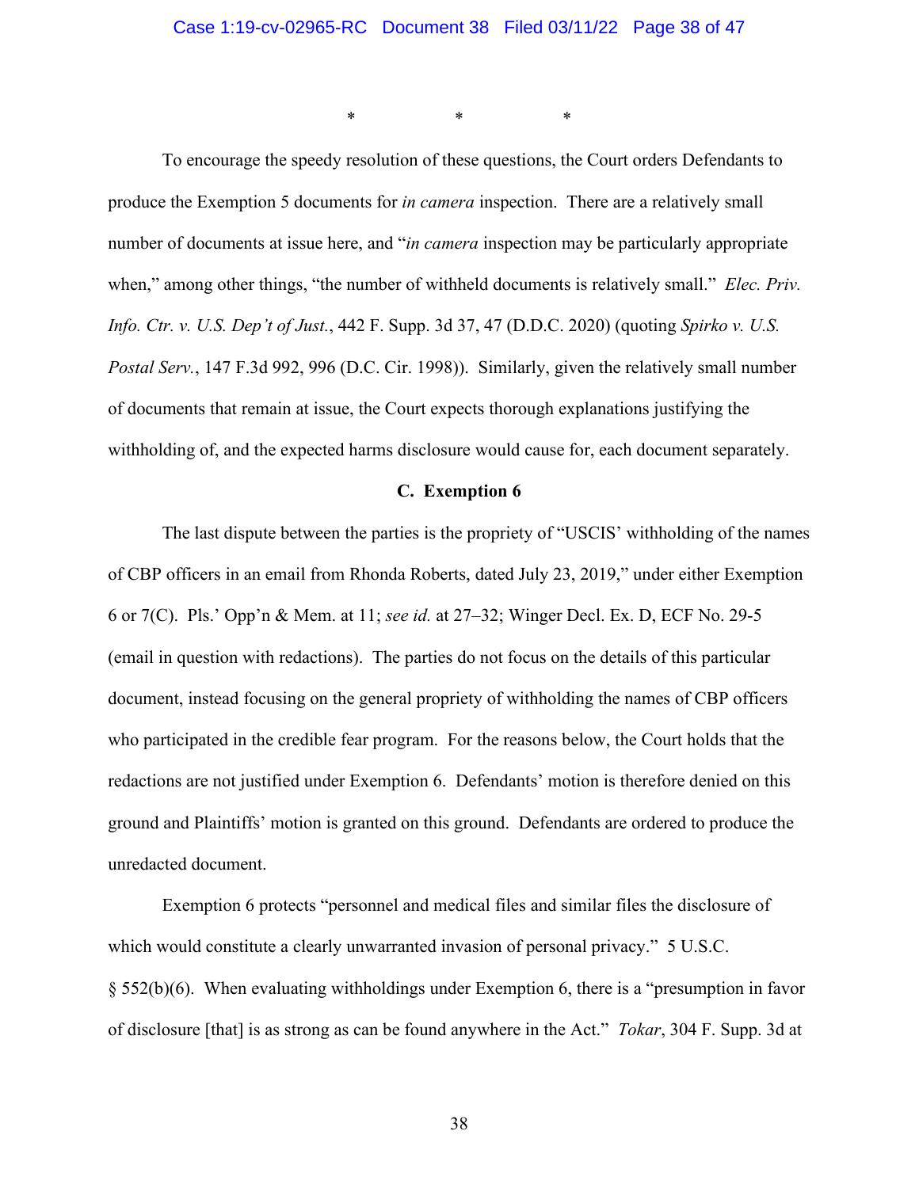\*   \*   \*

To encourage the speedy resolution of these questions, the Court orders Defendants to produce the Exemption 5 documents for *in camera* inspection. There are a relatively small number of documents at issue here, and "*in camera* inspection may be particularly appropriate when," among other things, "the number of withheld documents is relatively small." *Elec. Priv. Info. Ctr. v. U.S. Dep't of Just.*, 442 F. Supp. 3d 37, 47 (D.D.C. 2020) (quoting *Spirko v. U.S. Postal Serv.*, 147 F.3d 992, 996 (D.C. Cir. 1998)). Similarly, given the relatively small number of documents that remain at issue, the Court expects thorough explanations justifying the withholding of, and the expected harms disclosure would cause for, each document separately.

### C. Exemption 6

The last dispute between the parties is the propriety of "USCIS' withholding of the names of CBP officers in an email from Rhonda Roberts, dated July 23, 2019," under either Exemption 6 or 7(C). Pls.' Opp'n & Mem. at 11; *see id.* at 27–32; Winger Decl. Ex. D, ECF No. 29-5 (email in question with redactions). The parties do not focus on the details of this particular document, instead focusing on the general propriety of withholding the names of CBP officers who participated in the credible fear program. For the reasons below, the Court holds that the redactions are not justified under Exemption 6. Defendants' motion is therefore denied on this ground and Plaintiffs' motion is granted on this ground. Defendants are ordered to produce the unredacted document.

Exemption 6 protects "personnel and medical files and similar files the disclosure of which would constitute a clearly unwarranted invasion of personal privacy." 5 U.S.C. § 552(b)(6). When evaluating withholdings under Exemption 6, there is a "presumption in favor of disclosure [that] is as strong as can be found anywhere in the Act." *Tokar*, 304 F. Supp. 3d at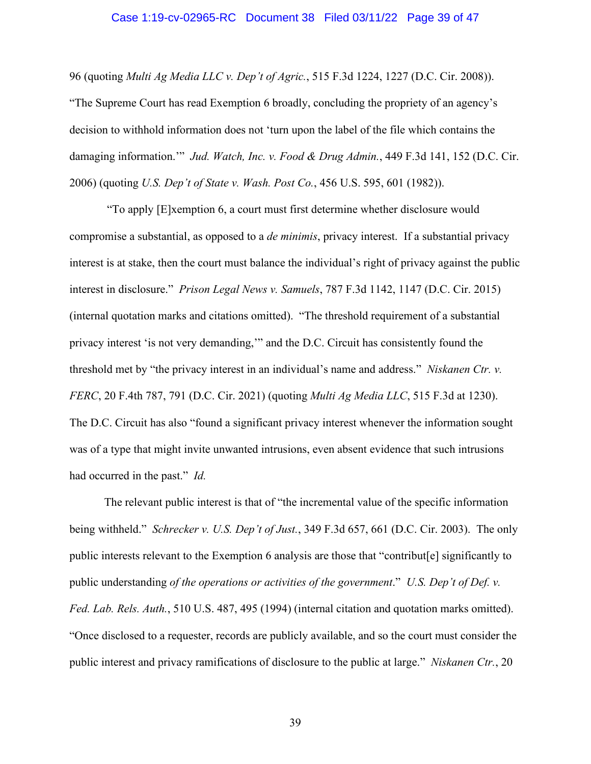96 (quoting *Multi Ag Media LLC v. Dep't of Agric.*, 515 F.3d 1224, 1227 (D.C. Cir. 2008)). "The Supreme Court has read Exemption 6 broadly, concluding the propriety of an agency's decision to withhold information does not 'turn upon the label of the file which contains the damaging information.'" *Jud. Watch, Inc. v. Food & Drug Admin.*, 449 F.3d 141, 152 (D.C. Cir. 2006) (quoting *U.S. Dep't of State v. Wash. Post Co.*, 456 U.S. 595, 601 (1982)).

"To apply [E]xemption 6, a court must first determine whether disclosure would compromise a substantial, as opposed to a *de minimis*, privacy interest. If a substantial privacy interest is at stake, then the court must balance the individual's right of privacy against the public interest in disclosure." *Prison Legal News v. Samuels*, 787 F.3d 1142, 1147 (D.C. Cir. 2015) (internal quotation marks and citations omitted). "The threshold requirement of a substantial privacy interest 'is not very demanding,'" and the D.C. Circuit has consistently found the threshold met by "the privacy interest in an individual's name and address." *Niskanen Ctr. v. FERC*, 20 F.4th 787, 791 (D.C. Cir. 2021) (quoting *Multi Ag Media LLC*, 515 F.3d at 1230). The D.C. Circuit has also "found a significant privacy interest whenever the information sought was of a type that might invite unwanted intrusions, even absent evidence that such intrusions had occurred in the past." *Id.*

The relevant public interest is that of "the incremental value of the specific information being withheld." *Schrecker v. U.S. Dep't of Just.*, 349 F.3d 657, 661 (D.C. Cir. 2003). The only public interests relevant to the Exemption 6 analysis are those that "contribut[e] significantly to public understanding *of the operations or activities of the government*." *U.S. Dep't of Def. v. Fed. Lab. Rels. Auth.*, 510 U.S. 487, 495 (1994) (internal citation and quotation marks omitted). "Once disclosed to a requester, records are publicly available, and so the court must consider the public interest and privacy ramifications of disclosure to the public at large." *Niskanen Ctr.*, 20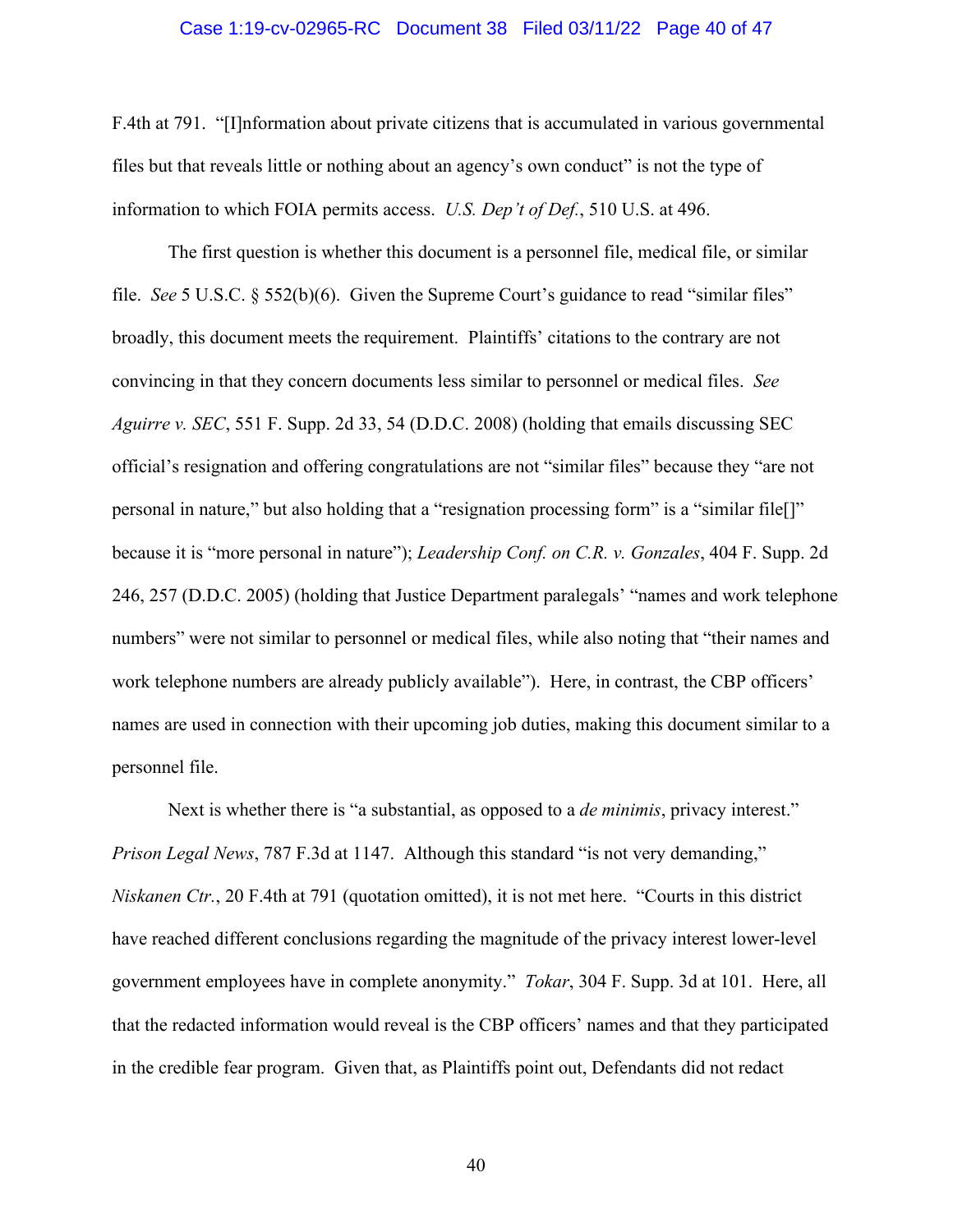F.4th at 791. "[I]nformation about private citizens that is accumulated in various governmental files but that reveals little or nothing about an agency's own conduct" is not the type of information to which FOIA permits access. *U.S. Dep't of Def.*, 510 U.S. at 496.

The first question is whether this document is a personnel file, medical file, or similar file. *See* 5 U.S.C. § 552(b)(6). Given the Supreme Court's guidance to read "similar files" broadly, this document meets the requirement. Plaintiffs' citations to the contrary are not convincing in that they concern documents less similar to personnel or medical files. *See Aguirre v. SEC*, 551 F. Supp. 2d 33, 54 (D.D.C. 2008) (holding that emails discussing SEC official's resignation and offering congratulations are not "similar files" because they "are not personal in nature," but also holding that a "resignation processing form" is a "similar file[]" because it is "more personal in nature"); *Leadership Conf. on C.R. v. Gonzales*, 404 F. Supp. 2d 246, 257 (D.D.C. 2005) (holding that Justice Department paralegals' "names and work telephone numbers" were not similar to personnel or medical files, while also noting that "their names and work telephone numbers are already publicly available"). Here, in contrast, the CBP officers' names are used in connection with their upcoming job duties, making this document similar to a personnel file.

Next is whether there is "a substantial, as opposed to a *de minimis*, privacy interest." *Prison Legal News*, 787 F.3d at 1147. Although this standard "is not very demanding," *Niskanen Ctr.*, 20 F.4th at 791 (quotation omitted), it is not met here. "Courts in this district have reached different conclusions regarding the magnitude of the privacy interest lower-level government employees have in complete anonymity." *Tokar*, 304 F. Supp. 3d at 101. Here, all that the redacted information would reveal is the CBP officers' names and that they participated in the credible fear program. Given that, as Plaintiffs point out, Defendants did not redact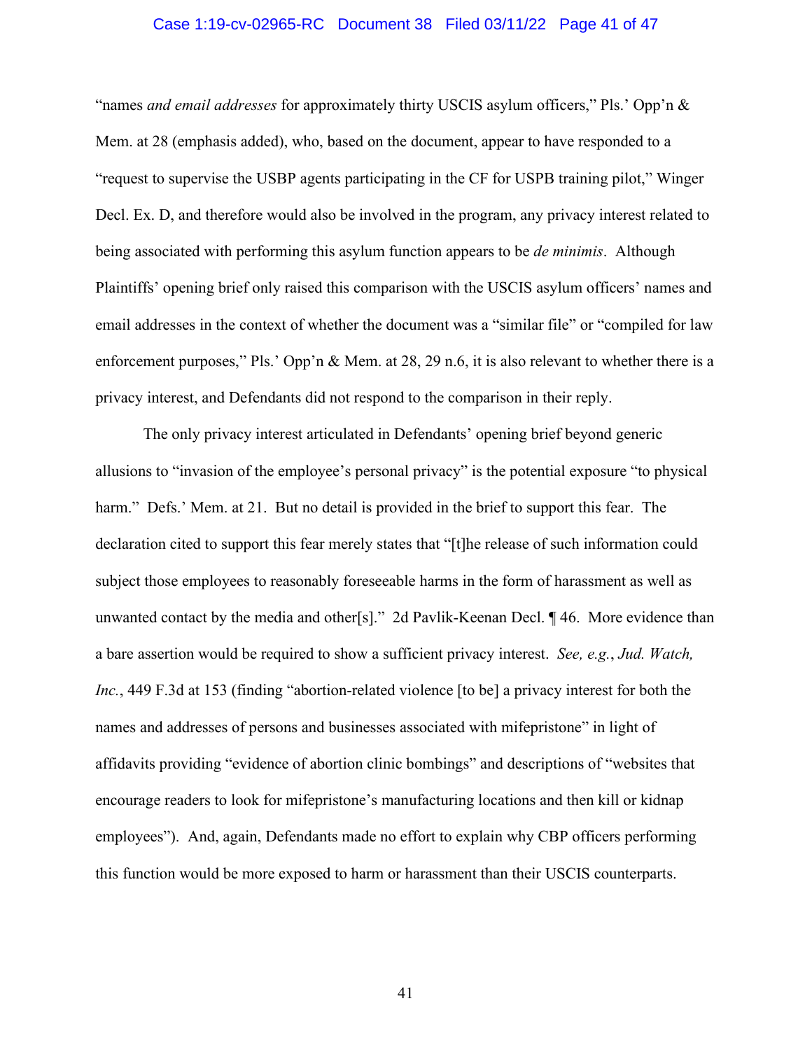"names *and email addresses* for approximately thirty USCIS asylum officers," Pls.' Opp'n & Mem. at 28 (emphasis added), who, based on the document, appear to have responded to a "request to supervise the USBP agents participating in the CF for USPB training pilot," Winger Decl. Ex. D, and therefore would also be involved in the program, any privacy interest related to being associated with performing this asylum function appears to be *de minimis*. Although Plaintiffs' opening brief only raised this comparison with the USCIS asylum officers' names and email addresses in the context of whether the document was a "similar file" or "compiled for law enforcement purposes," Pls.' Opp'n & Mem. at 28, 29 n.6, it is also relevant to whether there is a privacy interest, and Defendants did not respond to the comparison in their reply.

The only privacy interest articulated in Defendants' opening brief beyond generic allusions to "invasion of the employee's personal privacy" is the potential exposure "to physical harm." Defs.' Mem. at 21. But no detail is provided in the brief to support this fear. The declaration cited to support this fear merely states that "[t]he release of such information could subject those employees to reasonably foreseeable harms in the form of harassment as well as unwanted contact by the media and other[s]." 2d Pavlik-Keenan Decl. ¶ 46. More evidence than a bare assertion would be required to show a sufficient privacy interest. *See, e.g.*, *Jud. Watch, Inc.*, 449 F.3d at 153 (finding "abortion-related violence [to be] a privacy interest for both the names and addresses of persons and businesses associated with mifepristone" in light of affidavits providing "evidence of abortion clinic bombings" and descriptions of "websites that encourage readers to look for mifepristone's manufacturing locations and then kill or kidnap employees"). And, again, Defendants made no effort to explain why CBP officers performing this function would be more exposed to harm or harassment than their USCIS counterparts.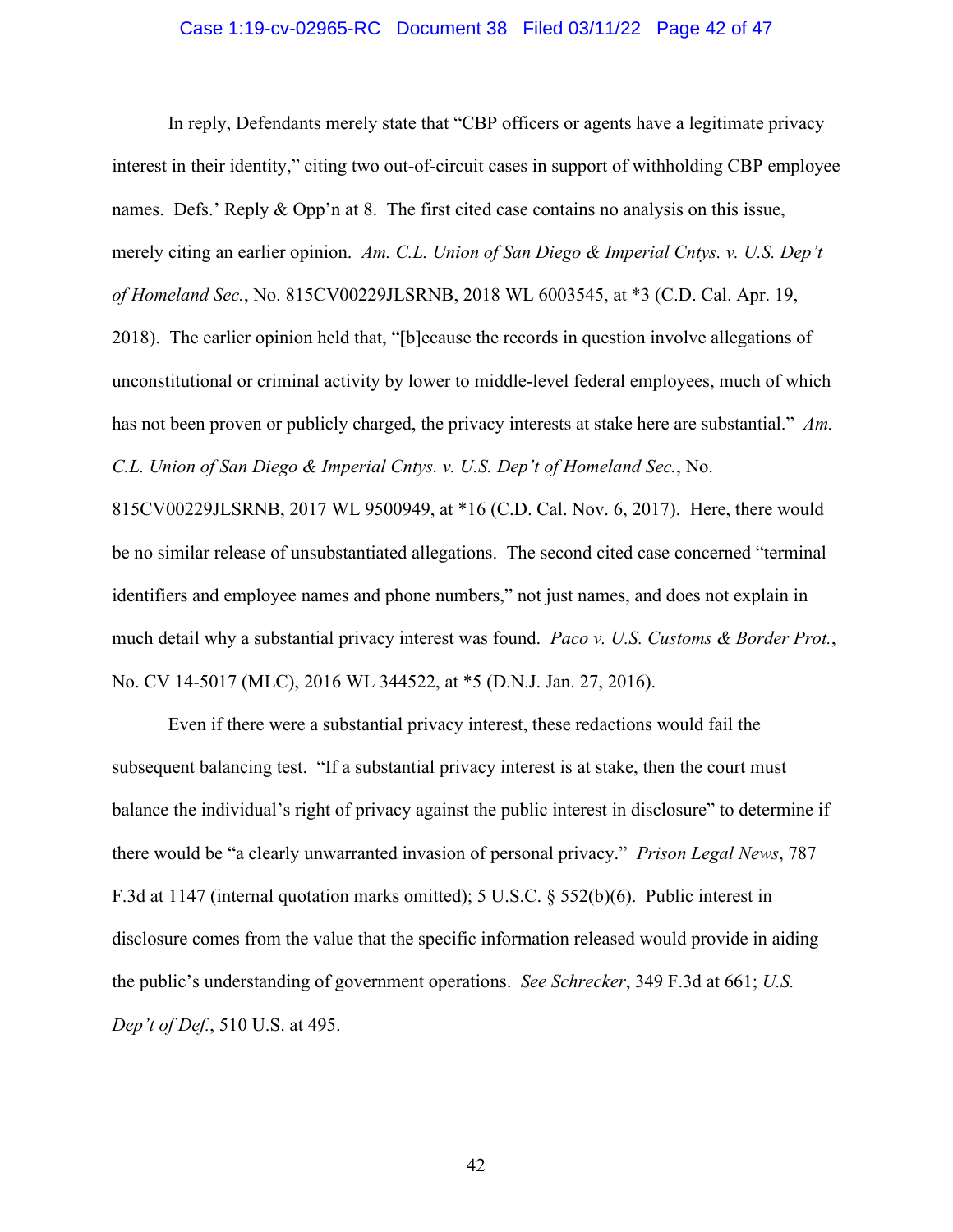In reply, Defendants merely state that "CBP officers or agents have a legitimate privacy interest in their identity," citing two out-of-circuit cases in support of withholding CBP employee names. Defs.' Reply & Opp'n at 8. The first cited case contains no analysis on this issue, merely citing an earlier opinion. *Am. C.L. Union of San Diego & Imperial Cntys. v. U.S. Dep't of Homeland Sec.*, No. 815CV00229JLSRNB, 2018 WL 6003545, at *3 (C.D. Cal. Apr. 19, 2018). The earlier opinion held that, "[b]ecause the records in question involve allegations of unconstitutional or criminal activity by lower to middle-level federal employees, much of which has not been proven or publicly charged, the privacy interests at stake here are substantial." *Am. C.L. Union of San Diego & Imperial Cntys. v. U.S. Dep't of Homeland Sec.*, No. 815CV00229JLSRNB, 2017 WL 9500949, at *16 (C.D. Cal. Nov. 6, 2017). Here, there would be no similar release of unsubstantiated allegations. The second cited case concerned "terminal identifiers and employee names and phone numbers," not just names, and does not explain in much detail why a substantial privacy interest was found. *Paco v. U.S. Customs & Border Prot.*, No. CV 14-5017 (MLC), 2016 WL 344522, at *5 (D.N.J. Jan. 27, 2016).

Even if there were a substantial privacy interest, these redactions would fail the subsequent balancing test. "If a substantial privacy interest is at stake, then the court must balance the individual's right of privacy against the public interest in disclosure" to determine if there would be "a clearly unwarranted invasion of personal privacy." *Prison Legal News*, 787 F.3d at 1147 (internal quotation marks omitted); 5 U.S.C. § 552(b)(6). Public interest in disclosure comes from the value that the specific information released would provide in aiding the public's understanding of government operations. *See Schrecker*, 349 F.3d at 661; *U.S. Dep't of Def.*, 510 U.S. at 495.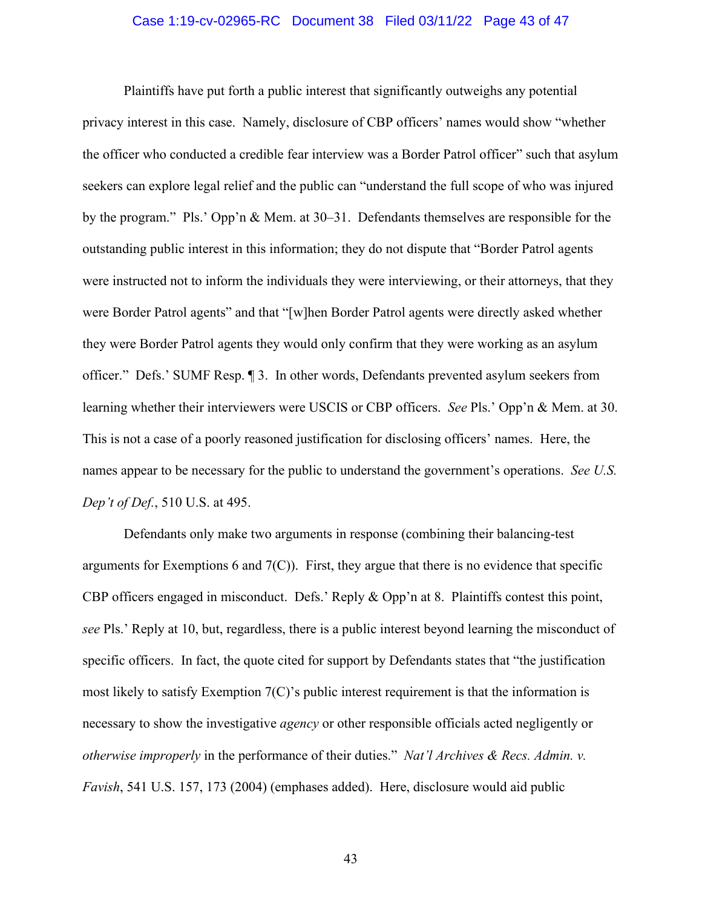Plaintiffs have put forth a public interest that significantly outweighs any potential privacy interest in this case. Namely, disclosure of CBP officers' names would show "whether the officer who conducted a credible fear interview was a Border Patrol officer" such that asylum seekers can explore legal relief and the public can "understand the full scope of who was injured by the program." Pls.' Opp'n & Mem. at 30–31. Defendants themselves are responsible for the outstanding public interest in this information; they do not dispute that "Border Patrol agents were instructed not to inform the individuals they were interviewing, or their attorneys, that they were Border Patrol agents" and that "[w]hen Border Patrol agents were directly asked whether they were Border Patrol agents they would only confirm that they were working as an asylum officer." Defs.' SUMF Resp. ¶ 3. In other words, Defendants prevented asylum seekers from learning whether their interviewers were USCIS or CBP officers. *See* Pls.' Opp'n & Mem. at 30. This is not a case of a poorly reasoned justification for disclosing officers' names. Here, the names appear to be necessary for the public to understand the government's operations. *See U.S. Dep't of Def.*, 510 U.S. at 495.

Defendants only make two arguments in response (combining their balancing-test arguments for Exemptions 6 and 7(C)). First, they argue that there is no evidence that specific CBP officers engaged in misconduct. Defs.' Reply & Opp'n at 8. Plaintiffs contest this point, *see* Pls.' Reply at 10, but, regardless, there is a public interest beyond learning the misconduct of specific officers. In fact, the quote cited for support by Defendants states that "the justification most likely to satisfy Exemption 7(C)'s public interest requirement is that the information is necessary to show the investigative *agency* or other responsible officials acted negligently or *otherwise improperly* in the performance of their duties." *Nat'l Archives & Recs. Admin. v. Favish*, 541 U.S. 157, 173 (2004) (emphases added). Here, disclosure would aid public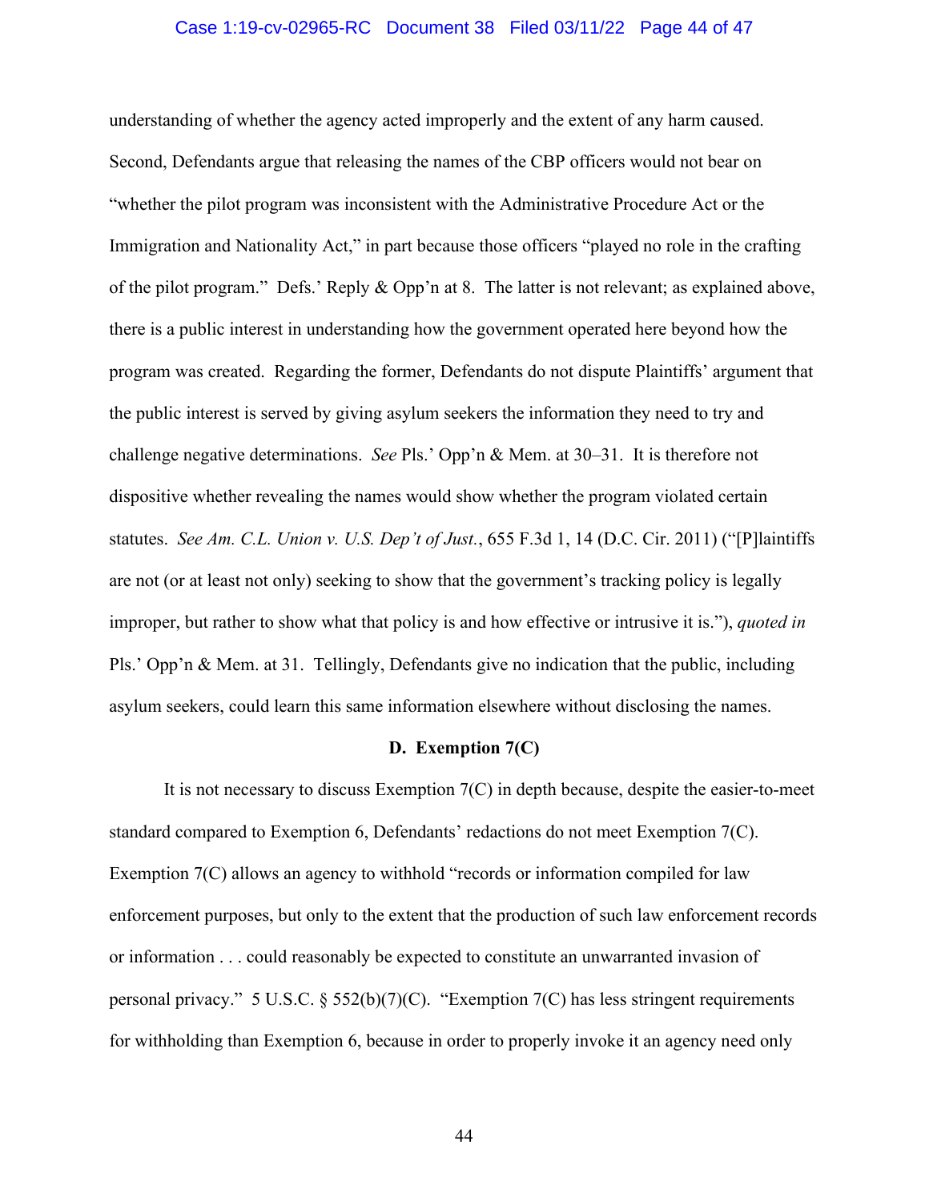understanding of whether the agency acted improperly and the extent of any harm caused. Second, Defendants argue that releasing the names of the CBP officers would not bear on "whether the pilot program was inconsistent with the Administrative Procedure Act or the Immigration and Nationality Act," in part because those officers "played no role in the crafting of the pilot program." Defs.' Reply & Opp'n at 8. The latter is not relevant; as explained above, there is a public interest in understanding how the government operated here beyond how the program was created. Regarding the former, Defendants do not dispute Plaintiffs' argument that the public interest is served by giving asylum seekers the information they need to try and challenge negative determinations. *See* Pls.' Opp'n & Mem. at 30–31. It is therefore not dispositive whether revealing the names would show whether the program violated certain statutes. *See Am. C.L. Union v. U.S. Dep't of Just.*, 655 F.3d 1, 14 (D.C. Cir. 2011) ("[P]laintiffs are not (or at least not only) seeking to show that the government's tracking policy is legally improper, but rather to show what that policy is and how effective or intrusive it is."), *quoted in* Pls.' Opp'n & Mem. at 31. Tellingly, Defendants give no indication that the public, including asylum seekers, could learn this same information elsewhere without disclosing the names.

**D. Exemption 7(C)**

It is not necessary to discuss Exemption 7(C) in depth because, despite the easier-to-meet standard compared to Exemption 6, Defendants' redactions do not meet Exemption 7(C). Exemption 7(C) allows an agency to withhold "records or information compiled for law enforcement purposes, but only to the extent that the production of such law enforcement records or information . . . could reasonably be expected to constitute an unwarranted invasion of personal privacy." 5 U.S.C. § 552(b)(7)(C). "Exemption 7(C) has less stringent requirements for withholding than Exemption 6, because in order to properly invoke it an agency need only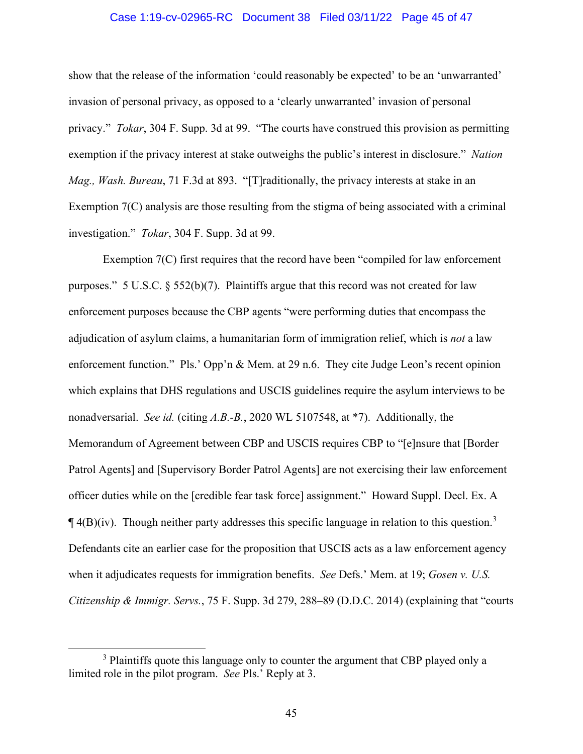show that the release of the information 'could reasonably be expected' to be an 'unwarranted' invasion of personal privacy, as opposed to a 'clearly unwarranted' invasion of personal privacy." *Tokar*, 304 F. Supp. 3d at 99. "The courts have construed this provision as permitting exemption if the privacy interest at stake outweighs the public's interest in disclosure." *Nation Mag., Wash. Bureau*, 71 F.3d at 893. "[T]raditionally, the privacy interests at stake in an Exemption 7(C) analysis are those resulting from the stigma of being associated with a criminal investigation." *Tokar*, 304 F. Supp. 3d at 99.

Exemption 7(C) first requires that the record have been "compiled for law enforcement purposes." 5 U.S.C. § 552(b)(7). Plaintiffs argue that this record was not created for law enforcement purposes because the CBP agents "were performing duties that encompass the adjudication of asylum claims, a humanitarian form of immigration relief, which is *not* a law enforcement function." Pls.' Opp'n & Mem. at 29 n.6. They cite Judge Leon's recent opinion which explains that DHS regulations and USCIS guidelines require the asylum interviews to be nonadversarial. *See id.* (citing *A.B.-B.*, 2020 WL 5107548, at *7). Additionally, the Memorandum of Agreement between CBP and USCIS requires CBP to "[e]nsure that [Border Patrol Agents] and [Supervisory Border Patrol Agents] are not exercising their law enforcement officer duties while on the [credible fear task force] assignment." Howard Suppl. Decl. Ex. A ¶ 4(B)(iv). Though neither party addresses this specific language in relation to this question.[3] Defendants cite an earlier case for the proposition that USCIS acts as a law enforcement agency when it adjudicates requests for immigration benefits. *See* Defs.' Mem. at 19; *Gosen v. U.S. Citizenship & Immigr. Servs.*, 75 F. Supp. 3d 279, 288–89 (D.D.C. 2014) (explaining that "courts

[3] Plaintiffs quote this language only to counter the argument that CBP played only a limited role in the pilot program. *See* Pls.' Reply at 3.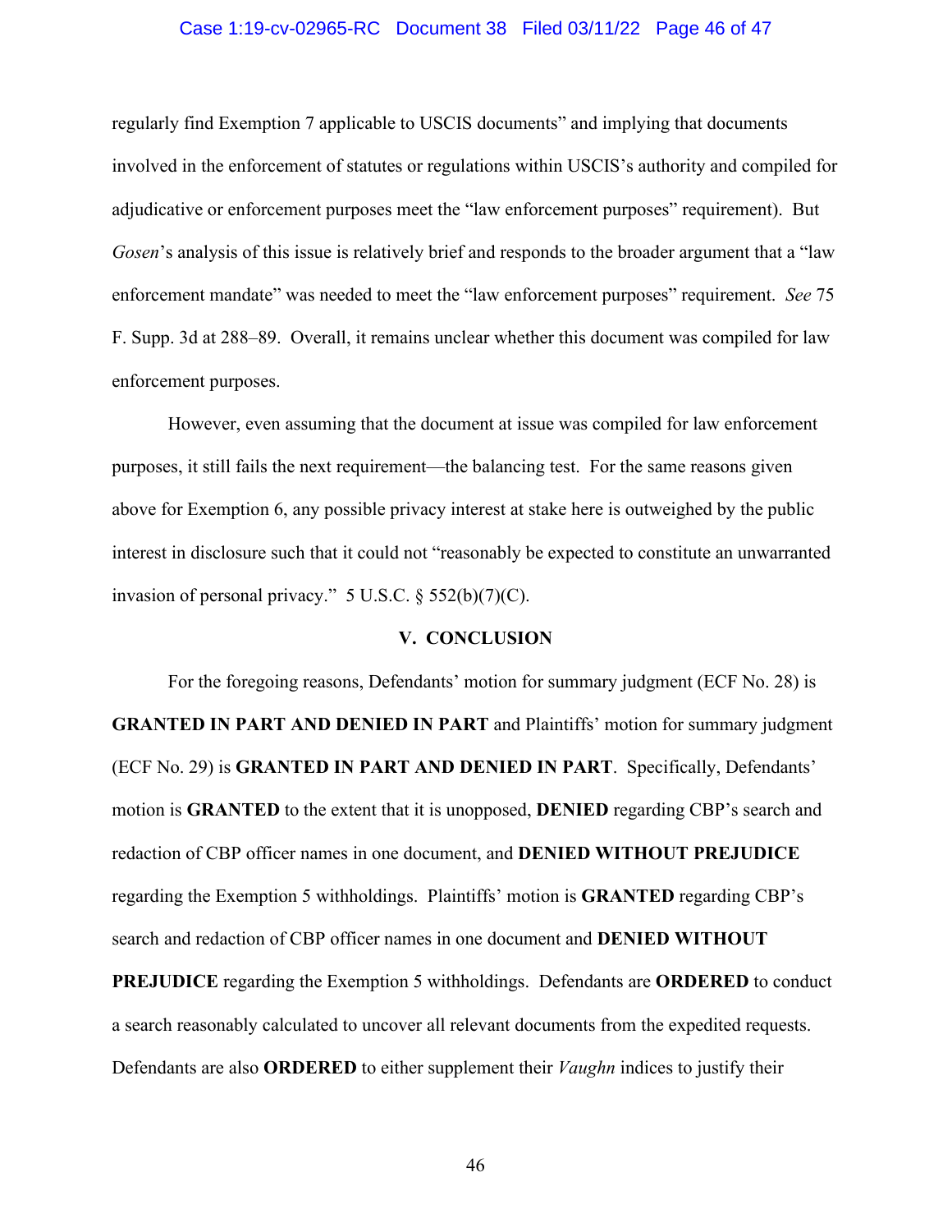regularly find Exemption 7 applicable to USCIS documents" and implying that documents involved in the enforcement of statutes or regulations within USCIS's authority and compiled for adjudicative or enforcement purposes meet the "law enforcement purposes" requirement). But *Gosen*'s analysis of this issue is relatively brief and responds to the broader argument that a "law enforcement mandate" was needed to meet the "law enforcement purposes" requirement. *See* 75 F. Supp. 3d at 288–89. Overall, it remains unclear whether this document was compiled for law enforcement purposes.

However, even assuming that the document at issue was compiled for law enforcement purposes, it still fails the next requirement—the balancing test. For the same reasons given above for Exemption 6, any possible privacy interest at stake here is outweighed by the public interest in disclosure such that it could not "reasonably be expected to constitute an unwarranted invasion of personal privacy." 5 U.S.C. § 552(b)(7)(C).

## V. CONCLUSION

For the foregoing reasons, Defendants' motion for summary judgment (ECF No. 28) is **GRANTED IN PART AND DENIED IN PART** and Plaintiffs' motion for summary judgment (ECF No. 29) is **GRANTED IN PART AND DENIED IN PART**. Specifically, Defendants' motion is **GRANTED** to the extent that it is unopposed, **DENIED** regarding CBP's search and redaction of CBP officer names in one document, and **DENIED WITHOUT PREJUDICE** regarding the Exemption 5 withholdings. Plaintiffs' motion is **GRANTED** regarding CBP's search and redaction of CBP officer names in one document and **DENIED WITHOUT PREJUDICE** regarding the Exemption 5 withholdings. Defendants are **ORDERED** to conduct a search reasonably calculated to uncover all relevant documents from the expedited requests. Defendants are also **ORDERED** to either supplement their *Vaughn* indices to justify their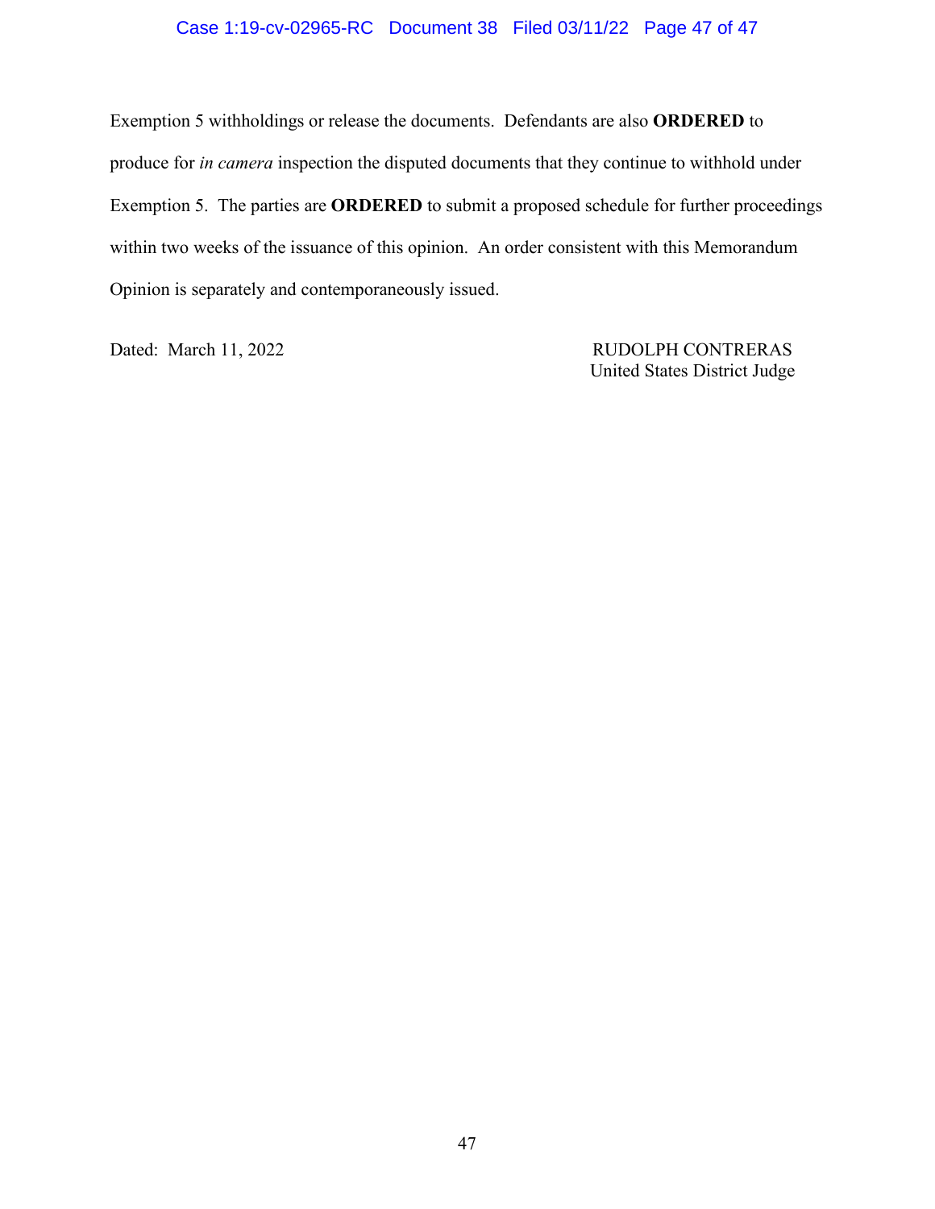Exemption 5 withholdings or release the documents. Defendants are also **ORDERED** to produce for *in camera* inspection the disputed documents that they continue to withhold under Exemption 5. The parties are **ORDERED** to submit a proposed schedule for further proceedings within two weeks of the issuance of this opinion. An order consistent with this Memorandum Opinion is separately and contemporaneously issued.

Dated: March 11, 2022

RUDOLPH CONTRERAS
United States District Judge